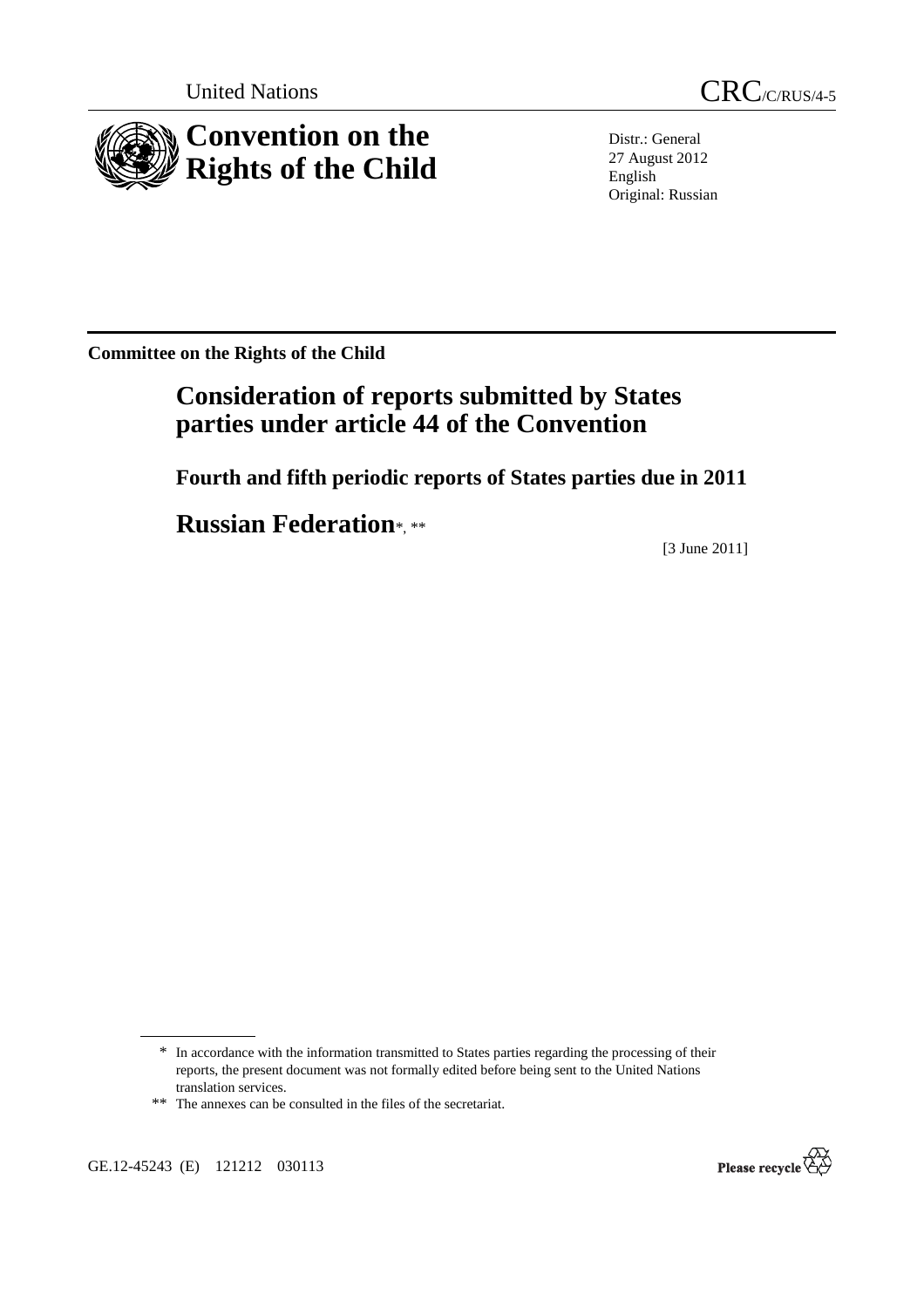United Nations

CRC/C/RUS/4-5

# Convention on the Rights of the Child

Distr.: General
27 August 2012
English
Original: Russian

**Committee on the Rights of the Child**

## Consideration of reports submitted by States parties under article 44 of the Convention

### Fourth and fifth periodic reports of States parties due in 2011

## Russian Federation*, **

[3 June 2011]

---

\* In accordance with the information transmitted to States parties regarding the processing of their reports, the present document was not formally edited before being sent to the United Nations translation services.

\*\* The annexes can be consulted in the files of the secretariat.

GE.12-45243 (E) 121212 030113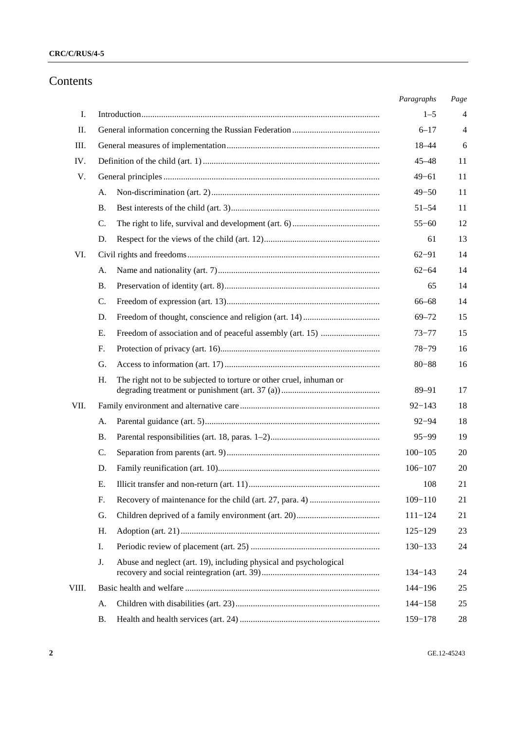# Contents

| | | | *Paragraphs* | *Page* |
|---|---|---|---|---|
| I. | Introduction | | 1–5 | 4 |
| II. | General information concerning the Russian Federation | | 6–17 | 4 |
| III. | General measures of implementation | | 18–44 | 6 |
| IV. | Definition of the child (art. 1) | | 45–48 | 11 |
| V. | General principles | | 49−61 | 11 |
| | A. | Non-discrimination (art. 2) | 49−50 | 11 |
| | B. | Best interests of the child (art. 3) | 51–54 | 11 |
| | C. | The right to life, survival and development (art. 6) | 55−60 | 12 |
| | D. | Respect for the views of the child (art. 12) | 61 | 13 |
| VI. | Civil rights and freedoms | | 62−91 | 14 |
| | A. | Name and nationality (art. 7) | 62−64 | 14 |
| | B. | Preservation of identity (art. 8) | 65 | 14 |
| | C. | Freedom of expression (art. 13) | 66–68 | 14 |
| | D. | Freedom of thought, conscience and religion (art. 14) | 69–72 | 15 |
| | E. | Freedom of association and of peaceful assembly (art. 15) | 73−77 | 15 |
| | F. | Protection of privacy (art. 16) | 78−79 | 16 |
| | G. | Access to information (art. 17) | 80−88 | 16 |
| | H. | The right not to be subjected to torture or other cruel, inhuman or degrading treatment or punishment (art. 37 (a)) | 89–91 | 17 |
| VII. | Family environment and alternative care | | 92−143 | 18 |
| | A. | Parental guidance (art. 5) | 92−94 | 18 |
| | B. | Parental responsibilities (art. 18, paras. 1–2) | 95−99 | 19 |
| | C. | Separation from parents (art. 9) | 100−105 | 20 |
| | D. | Family reunification (art. 10) | 106−107 | 20 |
| | E. | Illicit transfer and non-return (art. 11) | 108 | 21 |
| | F. | Recovery of maintenance for the child (art. 27, para. 4) | 109−110 | 21 |
| | G. | Children deprived of a family environment (art. 20) | 111−124 | 21 |
| | H. | Adoption (art. 21) | 125−129 | 23 |
| | I. | Periodic review of placement (art. 25) | 130−133 | 24 |
| | J. | Abuse and neglect (art. 19), including physical and psychological recovery and social reintegration (art. 39) | 134−143 | 24 |
| VIII. | Basic health and welfare | | 144−196 | 25 |
| | A. | Children with disabilities (art. 23) | 144−158 | 25 |
| | B. | Health and health services (art. 24) | 159−178 | 28 |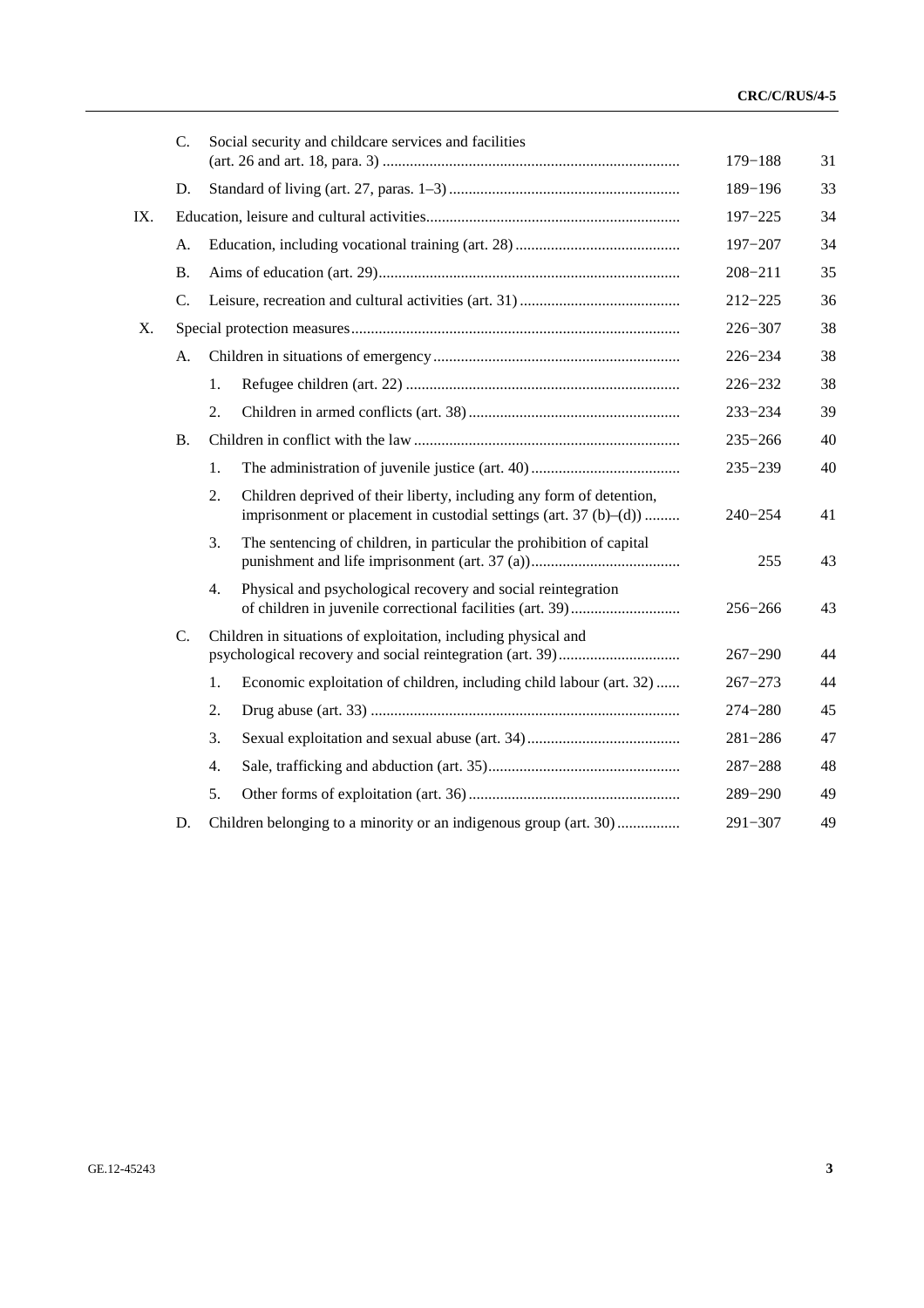| | | | | Paragraphs | Page |
|---|---|---|---|---|---|
| | C. | Social security and childcare services and facilities (art. 26 and art. 18, para. 3) | | 179−188 | 31 |
| | D. | Standard of living (art. 27, paras. 1–3) | | 189−196 | 33 |
| IX. | Education, leisure and cultural activities | | | 197−225 | 34 |
| | A. | Education, including vocational training (art. 28) | | 197−207 | 34 |
| | B. | Aims of education (art. 29) | | 208−211 | 35 |
| | C. | Leisure, recreation and cultural activities (art. 31) | | 212−225 | 36 |
| X. | Special protection measures | | | 226−307 | 38 |
| | A. | Children in situations of emergency | | 226−234 | 38 |
| | | 1. | Refugee children (art. 22) | 226−232 | 38 |
| | | 2. | Children in armed conflicts (art. 38) | 233−234 | 39 |
| | B. | Children in conflict with the law | | 235−266 | 40 |
| | | 1. | The administration of juvenile justice (art. 40) | 235−239 | 40 |
| | | 2. | Children deprived of their liberty, including any form of detention, imprisonment or placement in custodial settings (art. 37 (b)–(d)) | 240−254 | 41 |
| | | 3. | The sentencing of children, in particular the prohibition of capital punishment and life imprisonment (art. 37 (a)) | 255 | 43 |
| | | 4. | Physical and psychological recovery and social reintegration of children in juvenile correctional facilities (art. 39) | 256−266 | 43 |
| | C. | Children in situations of exploitation, including physical and psychological recovery and social reintegration (art. 39) | | 267−290 | 44 |
| | | 1. | Economic exploitation of children, including child labour (art. 32) | 267−273 | 44 |
| | | 2. | Drug abuse (art. 33) | 274−280 | 45 |
| | | 3. | Sexual exploitation and sexual abuse (art. 34) | 281−286 | 47 |
| | | 4. | Sale, trafficking and abduction (art. 35) | 287−288 | 48 |
| | | 5. | Other forms of exploitation (art. 36) | 289−290 | 49 |
| | D. | Children belonging to a minority or an indigenous group (art. 30) | | 291−307 | 49 |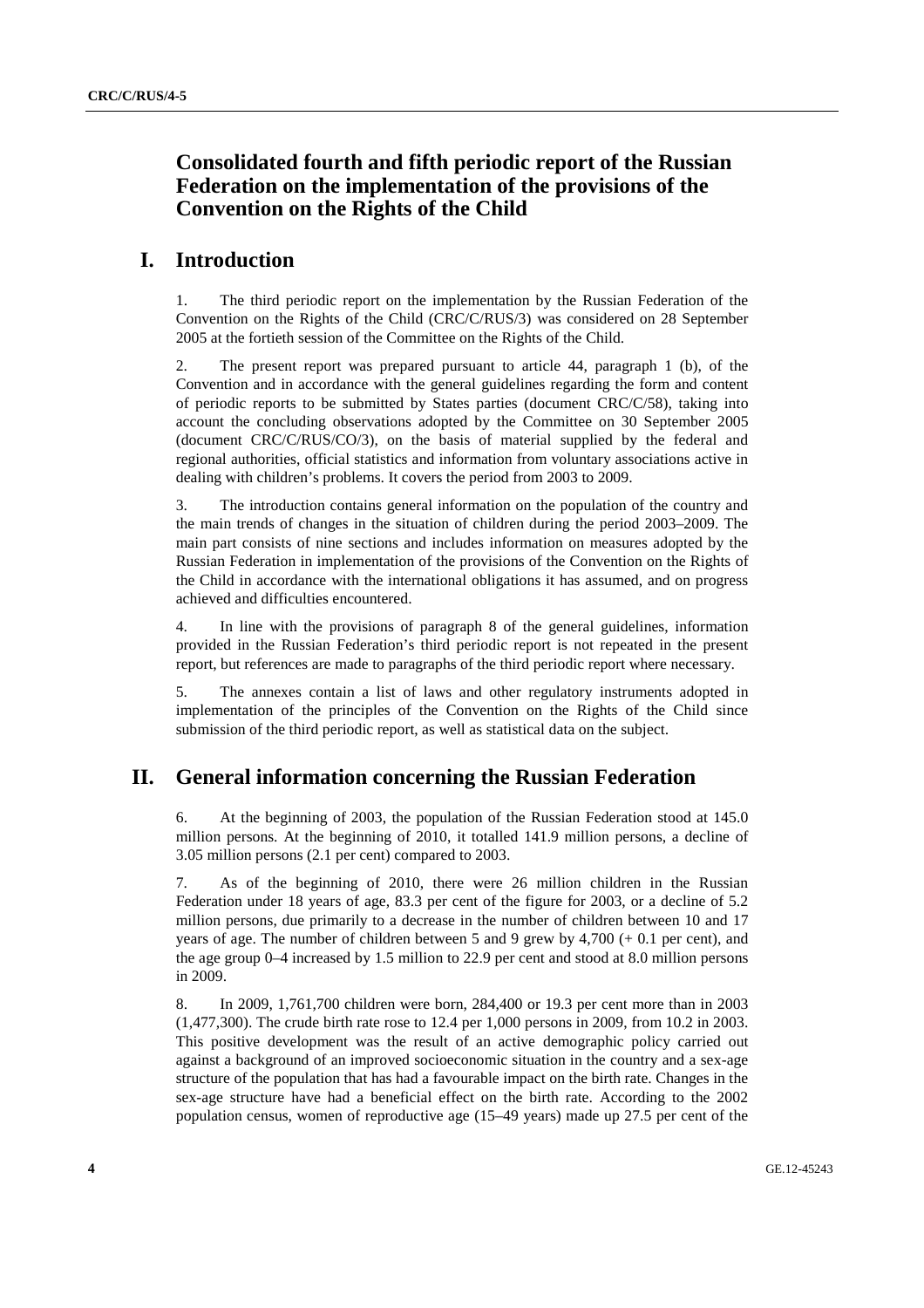# Consolidated fourth and fifth periodic report of the Russian Federation on the implementation of the provisions of the Convention on the Rights of the Child

## I. Introduction

1. The third periodic report on the implementation by the Russian Federation of the Convention on the Rights of the Child (CRC/C/RUS/3) was considered on 28 September 2005 at the fortieth session of the Committee on the Rights of the Child.

2. The present report was prepared pursuant to article 44, paragraph 1 (b), of the Convention and in accordance with the general guidelines regarding the form and content of periodic reports to be submitted by States parties (document CRC/C/58), taking into account the concluding observations adopted by the Committee on 30 September 2005 (document CRC/C/RUS/CO/3), on the basis of material supplied by the federal and regional authorities, official statistics and information from voluntary associations active in dealing with children's problems. It covers the period from 2003 to 2009.

3. The introduction contains general information on the population of the country and the main trends of changes in the situation of children during the period 2003–2009. The main part consists of nine sections and includes information on measures adopted by the Russian Federation in implementation of the provisions of the Convention on the Rights of the Child in accordance with the international obligations it has assumed, and on progress achieved and difficulties encountered.

4. In line with the provisions of paragraph 8 of the general guidelines, information provided in the Russian Federation's third periodic report is not repeated in the present report, but references are made to paragraphs of the third periodic report where necessary.

5. The annexes contain a list of laws and other regulatory instruments adopted in implementation of the principles of the Convention on the Rights of the Child since submission of the third periodic report, as well as statistical data on the subject.

## II. General information concerning the Russian Federation

6. At the beginning of 2003, the population of the Russian Federation stood at 145.0 million persons. At the beginning of 2010, it totalled 141.9 million persons, a decline of 3.05 million persons (2.1 per cent) compared to 2003.

7. As of the beginning of 2010, there were 26 million children in the Russian Federation under 18 years of age, 83.3 per cent of the figure for 2003, or a decline of 5.2 million persons, due primarily to a decrease in the number of children between 10 and 17 years of age. The number of children between 5 and 9 grew by 4,700 (+ 0.1 per cent), and the age group 0–4 increased by 1.5 million to 22.9 per cent and stood at 8.0 million persons in 2009.

8. In 2009, 1,761,700 children were born, 284,400 or 19.3 per cent more than in 2003 (1,477,300). The crude birth rate rose to 12.4 per 1,000 persons in 2009, from 10.2 in 2003. This positive development was the result of an active demographic policy carried out against a background of an improved socioeconomic situation in the country and a sex-age structure of the population that has had a favourable impact on the birth rate. Changes in the sex-age structure have had a beneficial effect on the birth rate. According to the 2002 population census, women of reproductive age (15–49 years) made up 27.5 per cent of the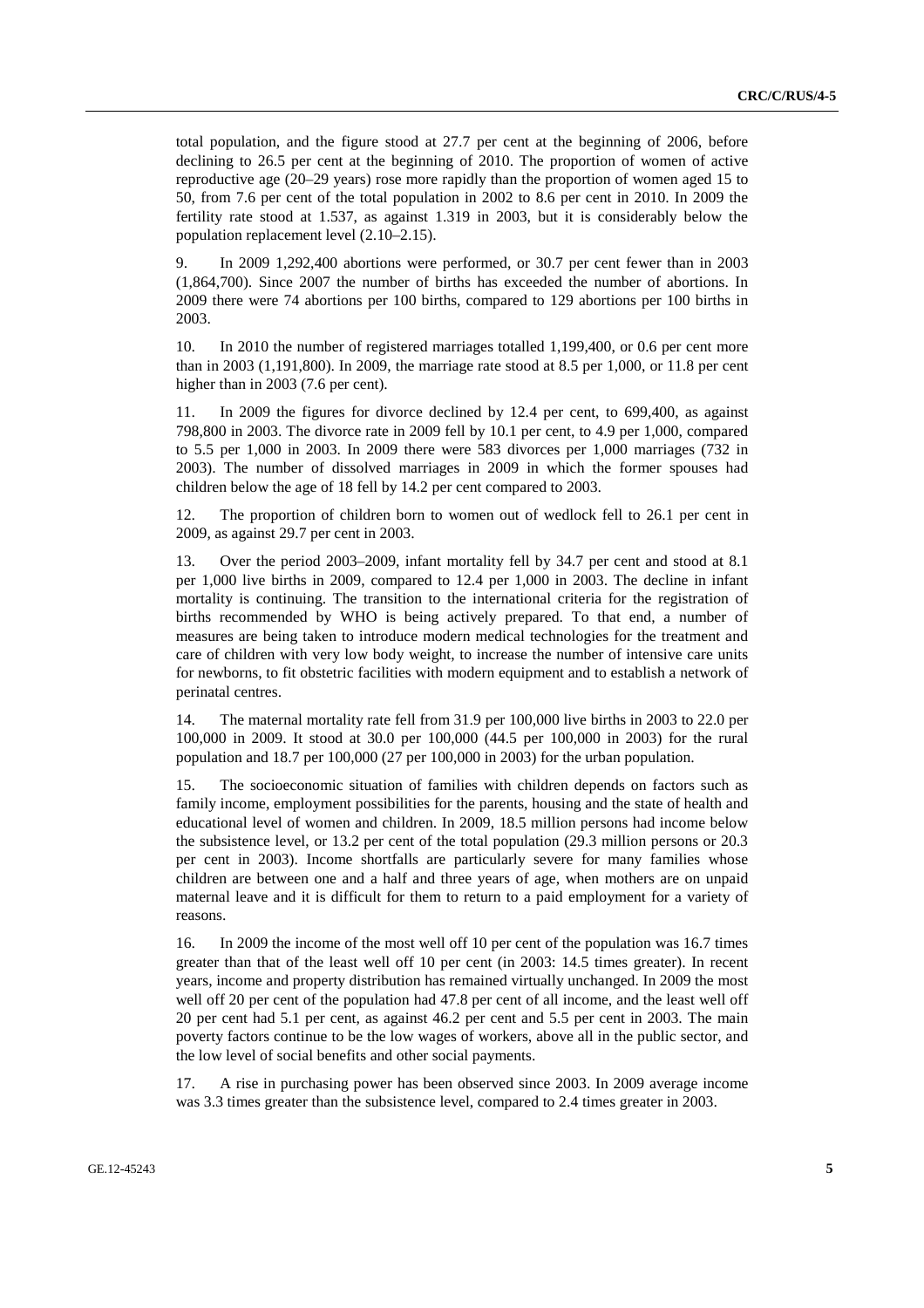total population, and the figure stood at 27.7 per cent at the beginning of 2006, before declining to 26.5 per cent at the beginning of 2010. The proportion of women of active reproductive age (20–29 years) rose more rapidly than the proportion of women aged 15 to 50, from 7.6 per cent of the total population in 2002 to 8.6 per cent in 2010. In 2009 the fertility rate stood at 1.537, as against 1.319 in 2003, but it is considerably below the population replacement level (2.10–2.15).

9. In 2009 1,292,400 abortions were performed, or 30.7 per cent fewer than in 2003 (1,864,700). Since 2007 the number of births has exceeded the number of abortions. In 2009 there were 74 abortions per 100 births, compared to 129 abortions per 100 births in 2003.

10. In 2010 the number of registered marriages totalled 1,199,400, or 0.6 per cent more than in 2003 (1,191,800). In 2009, the marriage rate stood at 8.5 per 1,000, or 11.8 per cent higher than in 2003 (7.6 per cent).

11. In 2009 the figures for divorce declined by 12.4 per cent, to 699,400, as against 798,800 in 2003. The divorce rate in 2009 fell by 10.1 per cent, to 4.9 per 1,000, compared to 5.5 per 1,000 in 2003. In 2009 there were 583 divorces per 1,000 marriages (732 in 2003). The number of dissolved marriages in 2009 in which the former spouses had children below the age of 18 fell by 14.2 per cent compared to 2003.

12. The proportion of children born to women out of wedlock fell to 26.1 per cent in 2009, as against 29.7 per cent in 2003.

13. Over the period 2003–2009, infant mortality fell by 34.7 per cent and stood at 8.1 per 1,000 live births in 2009, compared to 12.4 per 1,000 in 2003. The decline in infant mortality is continuing. The transition to the international criteria for the registration of births recommended by WHO is being actively prepared. To that end, a number of measures are being taken to introduce modern medical technologies for the treatment and care of children with very low body weight, to increase the number of intensive care units for newborns, to fit obstetric facilities with modern equipment and to establish a network of perinatal centres.

14. The maternal mortality rate fell from 31.9 per 100,000 live births in 2003 to 22.0 per 100,000 in 2009. It stood at 30.0 per 100,000 (44.5 per 100,000 in 2003) for the rural population and 18.7 per 100,000 (27 per 100,000 in 2003) for the urban population.

15. The socioeconomic situation of families with children depends on factors such as family income, employment possibilities for the parents, housing and the state of health and educational level of women and children. In 2009, 18.5 million persons had income below the subsistence level, or 13.2 per cent of the total population (29.3 million persons or 20.3 per cent in 2003). Income shortfalls are particularly severe for many families whose children are between one and a half and three years of age, when mothers are on unpaid maternal leave and it is difficult for them to return to a paid employment for a variety of reasons.

16. In 2009 the income of the most well off 10 per cent of the population was 16.7 times greater than that of the least well off 10 per cent (in 2003: 14.5 times greater). In recent years, income and property distribution has remained virtually unchanged. In 2009 the most well off 20 per cent of the population had 47.8 per cent of all income, and the least well off 20 per cent had 5.1 per cent, as against 46.2 per cent and 5.5 per cent in 2003. The main poverty factors continue to be the low wages of workers, above all in the public sector, and the low level of social benefits and other social payments.

17. A rise in purchasing power has been observed since 2003. In 2009 average income was 3.3 times greater than the subsistence level, compared to 2.4 times greater in 2003.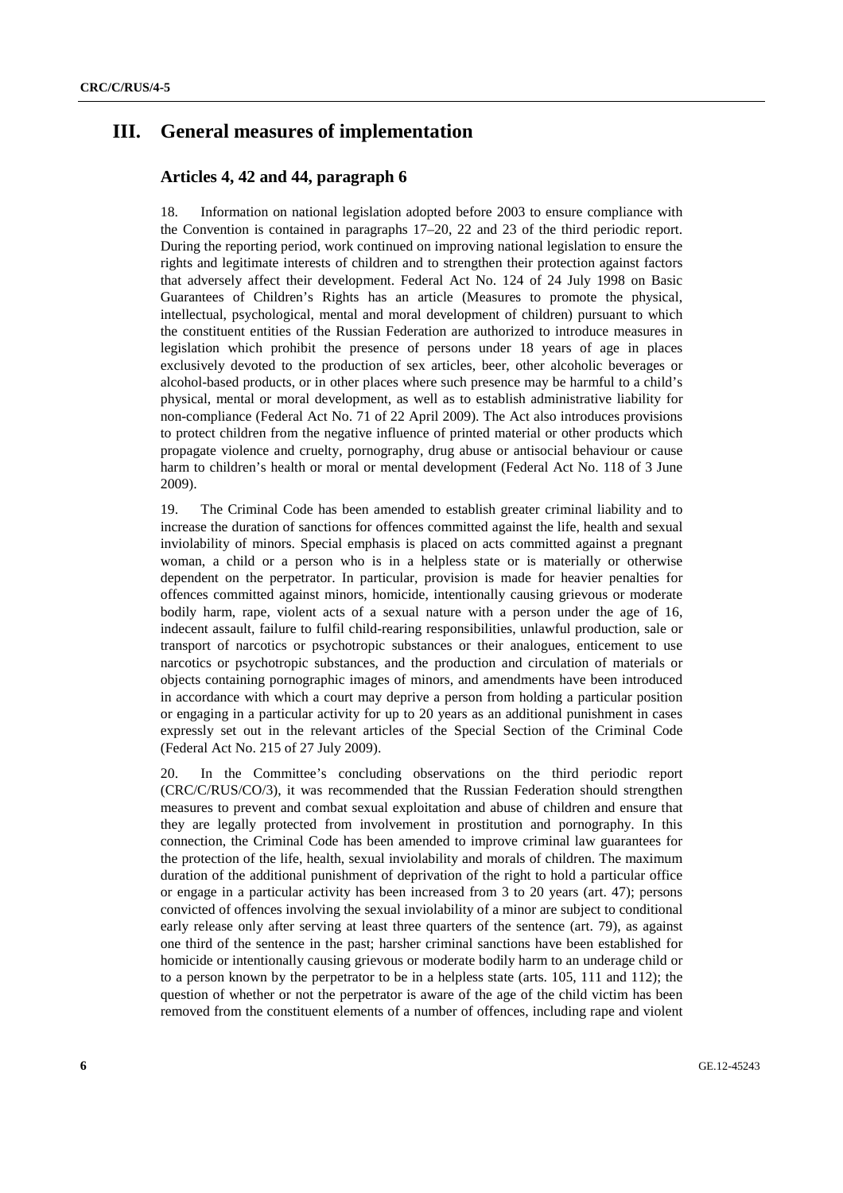# III. General measures of implementation

## Articles 4, 42 and 44, paragraph 6

18. Information on national legislation adopted before 2003 to ensure compliance with the Convention is contained in paragraphs 17–20, 22 and 23 of the third periodic report. During the reporting period, work continued on improving national legislation to ensure the rights and legitimate interests of children and to strengthen their protection against factors that adversely affect their development. Federal Act No. 124 of 24 July 1998 on Basic Guarantees of Children's Rights has an article (Measures to promote the physical, intellectual, psychological, mental and moral development of children) pursuant to which the constituent entities of the Russian Federation are authorized to introduce measures in legislation which prohibit the presence of persons under 18 years of age in places exclusively devoted to the production of sex articles, beer, other alcoholic beverages or alcohol-based products, or in other places where such presence may be harmful to a child's physical, mental or moral development, as well as to establish administrative liability for non-compliance (Federal Act No. 71 of 22 April 2009). The Act also introduces provisions to protect children from the negative influence of printed material or other products which propagate violence and cruelty, pornography, drug abuse or antisocial behaviour or cause harm to children's health or moral or mental development (Federal Act No. 118 of 3 June 2009).

19. The Criminal Code has been amended to establish greater criminal liability and to increase the duration of sanctions for offences committed against the life, health and sexual inviolability of minors. Special emphasis is placed on acts committed against a pregnant woman, a child or a person who is in a helpless state or is materially or otherwise dependent on the perpetrator. In particular, provision is made for heavier penalties for offences committed against minors, homicide, intentionally causing grievous or moderate bodily harm, rape, violent acts of a sexual nature with a person under the age of 16, indecent assault, failure to fulfil child-rearing responsibilities, unlawful production, sale or transport of narcotics or psychotropic substances or their analogues, enticement to use narcotics or psychotropic substances, and the production and circulation of materials or objects containing pornographic images of minors, and amendments have been introduced in accordance with which a court may deprive a person from holding a particular position or engaging in a particular activity for up to 20 years as an additional punishment in cases expressly set out in the relevant articles of the Special Section of the Criminal Code (Federal Act No. 215 of 27 July 2009).

20. In the Committee's concluding observations on the third periodic report (CRC/C/RUS/CO/3), it was recommended that the Russian Federation should strengthen measures to prevent and combat sexual exploitation and abuse of children and ensure that they are legally protected from involvement in prostitution and pornography. In this connection, the Criminal Code has been amended to improve criminal law guarantees for the protection of the life, health, sexual inviolability and morals of children. The maximum duration of the additional punishment of deprivation of the right to hold a particular office or engage in a particular activity has been increased from 3 to 20 years (art. 47); persons convicted of offences involving the sexual inviolability of a minor are subject to conditional early release only after serving at least three quarters of the sentence (art. 79), as against one third of the sentence in the past; harsher criminal sanctions have been established for homicide or intentionally causing grievous or moderate bodily harm to an underage child or to a person known by the perpetrator to be in a helpless state (arts. 105, 111 and 112); the question of whether or not the perpetrator is aware of the age of the child victim has been removed from the constituent elements of a number of offences, including rape and violent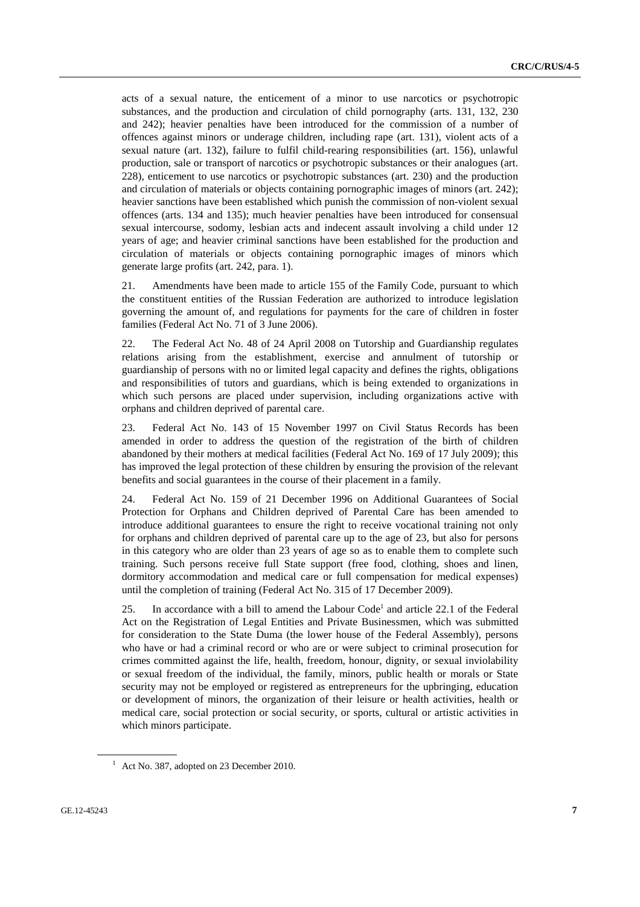acts of a sexual nature, the enticement of a minor to use narcotics or psychotropic substances, and the production and circulation of child pornography (arts. 131, 132, 230 and 242); heavier penalties have been introduced for the commission of a number of offences against minors or underage children, including rape (art. 131), violent acts of a sexual nature (art. 132), failure to fulfil child-rearing responsibilities (art. 156), unlawful production, sale or transport of narcotics or psychotropic substances or their analogues (art. 228), enticement to use narcotics or psychotropic substances (art. 230) and the production and circulation of materials or objects containing pornographic images of minors (art. 242); heavier sanctions have been established which punish the commission of non-violent sexual offences (arts. 134 and 135); much heavier penalties have been introduced for consensual sexual intercourse, sodomy, lesbian acts and indecent assault involving a child under 12 years of age; and heavier criminal sanctions have been established for the production and circulation of materials or objects containing pornographic images of minors which generate large profits (art. 242, para. 1).

21. Amendments have been made to article 155 of the Family Code, pursuant to which the constituent entities of the Russian Federation are authorized to introduce legislation governing the amount of, and regulations for payments for the care of children in foster families (Federal Act No. 71 of 3 June 2006).

22. The Federal Act No. 48 of 24 April 2008 on Tutorship and Guardianship regulates relations arising from the establishment, exercise and annulment of tutorship or guardianship of persons with no or limited legal capacity and defines the rights, obligations and responsibilities of tutors and guardians, which is being extended to organizations in which such persons are placed under supervision, including organizations active with orphans and children deprived of parental care.

23. Federal Act No. 143 of 15 November 1997 on Civil Status Records has been amended in order to address the question of the registration of the birth of children abandoned by their mothers at medical facilities (Federal Act No. 169 of 17 July 2009); this has improved the legal protection of these children by ensuring the provision of the relevant benefits and social guarantees in the course of their placement in a family.

24. Federal Act No. 159 of 21 December 1996 on Additional Guarantees of Social Protection for Orphans and Children deprived of Parental Care has been amended to introduce additional guarantees to ensure the right to receive vocational training not only for orphans and children deprived of parental care up to the age of 23, but also for persons in this category who are older than 23 years of age so as to enable them to complete such training. Such persons receive full State support (free food, clothing, shoes and linen, dormitory accommodation and medical care or full compensation for medical expenses) until the completion of training (Federal Act No. 315 of 17 December 2009).

25. In accordance with a bill to amend the Labour Code[1] and article 22.1 of the Federal Act on the Registration of Legal Entities and Private Businessmen, which was submitted for consideration to the State Duma (the lower house of the Federal Assembly), persons who have or had a criminal record or who are or were subject to criminal prosecution for crimes committed against the life, health, freedom, honour, dignity, or sexual inviolability or sexual freedom of the individual, the family, minors, public health or morals or State security may not be employed or registered as entrepreneurs for the upbringing, education or development of minors, the organization of their leisure or health activities, health or medical care, social protection or social security, or sports, cultural or artistic activities in which minors participate.

[1] Act No. 387, adopted on 23 December 2010.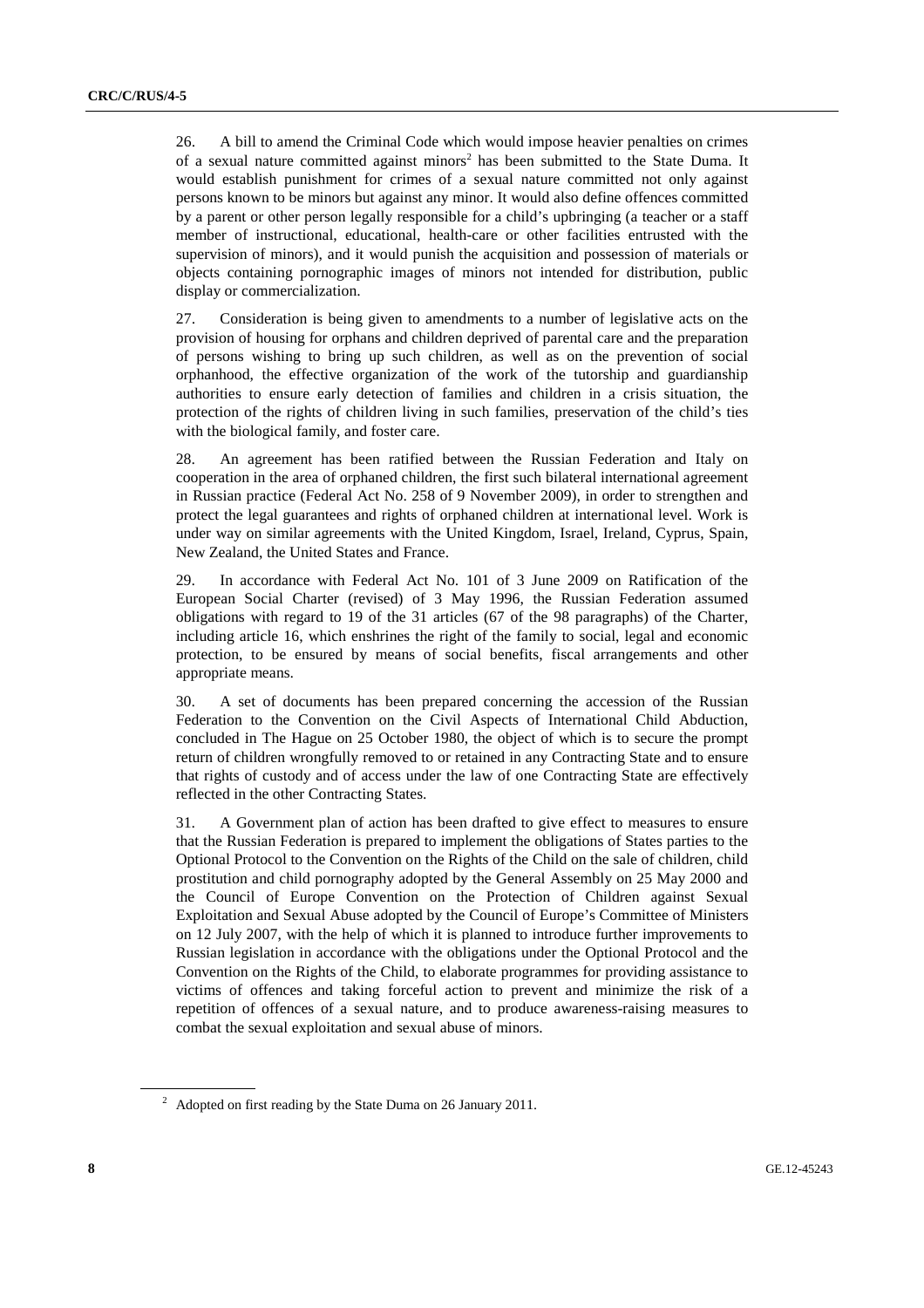26. A bill to amend the Criminal Code which would impose heavier penalties on crimes of a sexual nature committed against minors[2] has been submitted to the State Duma. It would establish punishment for crimes of a sexual nature committed not only against persons known to be minors but against any minor. It would also define offences committed by a parent or other person legally responsible for a child's upbringing (a teacher or a staff member of instructional, educational, health-care or other facilities entrusted with the supervision of minors), and it would punish the acquisition and possession of materials or objects containing pornographic images of minors not intended for distribution, public display or commercialization.

27. Consideration is being given to amendments to a number of legislative acts on the provision of housing for orphans and children deprived of parental care and the preparation of persons wishing to bring up such children, as well as on the prevention of social orphanhood, the effective organization of the work of the tutorship and guardianship authorities to ensure early detection of families and children in a crisis situation, the protection of the rights of children living in such families, preservation of the child's ties with the biological family, and foster care.

28. An agreement has been ratified between the Russian Federation and Italy on cooperation in the area of orphaned children, the first such bilateral international agreement in Russian practice (Federal Act No. 258 of 9 November 2009), in order to strengthen and protect the legal guarantees and rights of orphaned children at international level. Work is under way on similar agreements with the United Kingdom, Israel, Ireland, Cyprus, Spain, New Zealand, the United States and France.

29. In accordance with Federal Act No. 101 of 3 June 2009 on Ratification of the European Social Charter (revised) of 3 May 1996, the Russian Federation assumed obligations with regard to 19 of the 31 articles (67 of the 98 paragraphs) of the Charter, including article 16, which enshrines the right of the family to social, legal and economic protection, to be ensured by means of social benefits, fiscal arrangements and other appropriate means.

30. A set of documents has been prepared concerning the accession of the Russian Federation to the Convention on the Civil Aspects of International Child Abduction, concluded in The Hague on 25 October 1980, the object of which is to secure the prompt return of children wrongfully removed to or retained in any Contracting State and to ensure that rights of custody and of access under the law of one Contracting State are effectively reflected in the other Contracting States.

31. A Government plan of action has been drafted to give effect to measures to ensure that the Russian Federation is prepared to implement the obligations of States parties to the Optional Protocol to the Convention on the Rights of the Child on the sale of children, child prostitution and child pornography adopted by the General Assembly on 25 May 2000 and the Council of Europe Convention on the Protection of Children against Sexual Exploitation and Sexual Abuse adopted by the Council of Europe's Committee of Ministers on 12 July 2007, with the help of which it is planned to introduce further improvements to Russian legislation in accordance with the obligations under the Optional Protocol and the Convention on the Rights of the Child, to elaborate programmes for providing assistance to victims of offences and taking forceful action to prevent and minimize the risk of a repetition of offences of a sexual nature, and to produce awareness-raising measures to combat the sexual exploitation and sexual abuse of minors.

[2] Adopted on first reading by the State Duma on 26 January 2011.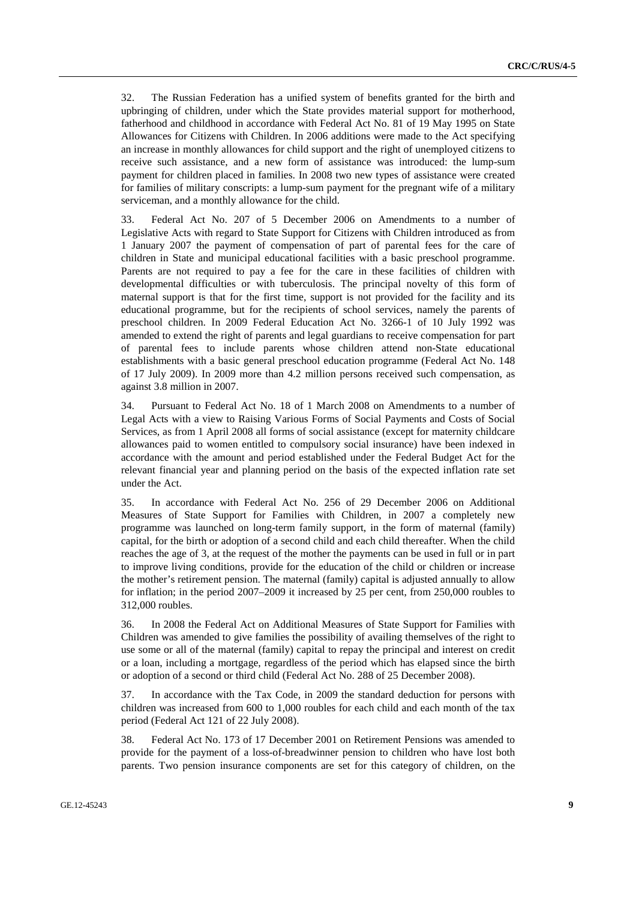32. The Russian Federation has a unified system of benefits granted for the birth and upbringing of children, under which the State provides material support for motherhood, fatherhood and childhood in accordance with Federal Act No. 81 of 19 May 1995 on State Allowances for Citizens with Children. In 2006 additions were made to the Act specifying an increase in monthly allowances for child support and the right of unemployed citizens to receive such assistance, and a new form of assistance was introduced: the lump-sum payment for children placed in families. In 2008 two new types of assistance were created for families of military conscripts: a lump-sum payment for the pregnant wife of a military serviceman, and a monthly allowance for the child.

33. Federal Act No. 207 of 5 December 2006 on Amendments to a number of Legislative Acts with regard to State Support for Citizens with Children introduced as from 1 January 2007 the payment of compensation of part of parental fees for the care of children in State and municipal educational facilities with a basic preschool programme. Parents are not required to pay a fee for the care in these facilities of children with developmental difficulties or with tuberculosis. The principal novelty of this form of maternal support is that for the first time, support is not provided for the facility and its educational programme, but for the recipients of school services, namely the parents of preschool children. In 2009 Federal Education Act No. 3266-1 of 10 July 1992 was amended to extend the right of parents and legal guardians to receive compensation for part of parental fees to include parents whose children attend non-State educational establishments with a basic general preschool education programme (Federal Act No. 148 of 17 July 2009). In 2009 more than 4.2 million persons received such compensation, as against 3.8 million in 2007.

34. Pursuant to Federal Act No. 18 of 1 March 2008 on Amendments to a number of Legal Acts with a view to Raising Various Forms of Social Payments and Costs of Social Services, as from 1 April 2008 all forms of social assistance (except for maternity childcare allowances paid to women entitled to compulsory social insurance) have been indexed in accordance with the amount and period established under the Federal Budget Act for the relevant financial year and planning period on the basis of the expected inflation rate set under the Act.

35. In accordance with Federal Act No. 256 of 29 December 2006 on Additional Measures of State Support for Families with Children, in 2007 a completely new programme was launched on long-term family support, in the form of maternal (family) capital, for the birth or adoption of a second child and each child thereafter. When the child reaches the age of 3, at the request of the mother the payments can be used in full or in part to improve living conditions, provide for the education of the child or children or increase the mother's retirement pension. The maternal (family) capital is adjusted annually to allow for inflation; in the period 2007–2009 it increased by 25 per cent, from 250,000 roubles to 312,000 roubles.

36. In 2008 the Federal Act on Additional Measures of State Support for Families with Children was amended to give families the possibility of availing themselves of the right to use some or all of the maternal (family) capital to repay the principal and interest on credit or a loan, including a mortgage, regardless of the period which has elapsed since the birth or adoption of a second or third child (Federal Act No. 288 of 25 December 2008).

37. In accordance with the Tax Code, in 2009 the standard deduction for persons with children was increased from 600 to 1,000 roubles for each child and each month of the tax period (Federal Act 121 of 22 July 2008).

38. Federal Act No. 173 of 17 December 2001 on Retirement Pensions was amended to provide for the payment of a loss-of-breadwinner pension to children who have lost both parents. Two pension insurance components are set for this category of children, on the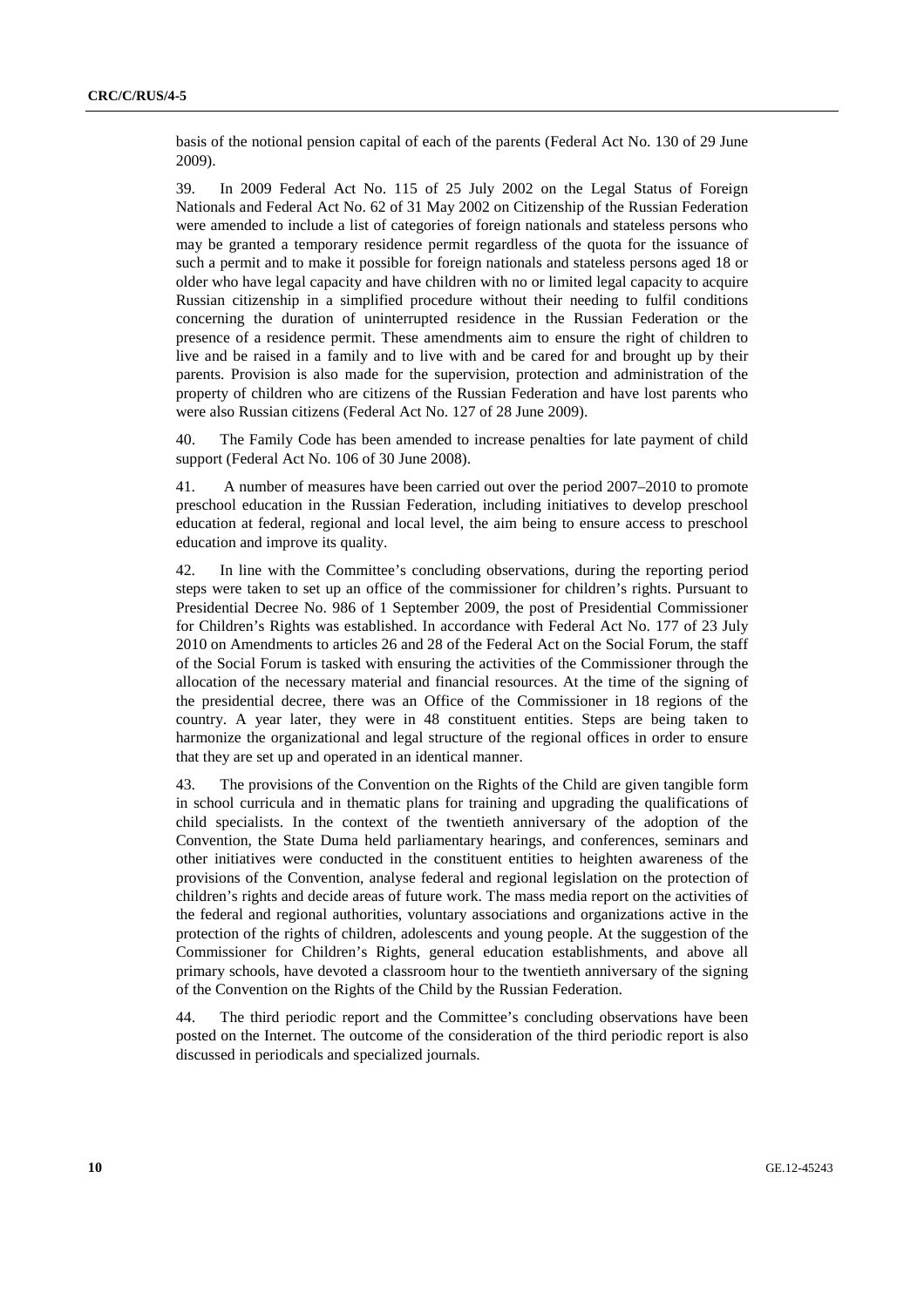basis of the notional pension capital of each of the parents (Federal Act No. 130 of 29 June 2009).

39. In 2009 Federal Act No. 115 of 25 July 2002 on the Legal Status of Foreign Nationals and Federal Act No. 62 of 31 May 2002 on Citizenship of the Russian Federation were amended to include a list of categories of foreign nationals and stateless persons who may be granted a temporary residence permit regardless of the quota for the issuance of such a permit and to make it possible for foreign nationals and stateless persons aged 18 or older who have legal capacity and have children with no or limited legal capacity to acquire Russian citizenship in a simplified procedure without their needing to fulfil conditions concerning the duration of uninterrupted residence in the Russian Federation or the presence of a residence permit. These amendments aim to ensure the right of children to live and be raised in a family and to live with and be cared for and brought up by their parents. Provision is also made for the supervision, protection and administration of the property of children who are citizens of the Russian Federation and have lost parents who were also Russian citizens (Federal Act No. 127 of 28 June 2009).

40. The Family Code has been amended to increase penalties for late payment of child support (Federal Act No. 106 of 30 June 2008).

41. A number of measures have been carried out over the period 2007–2010 to promote preschool education in the Russian Federation, including initiatives to develop preschool education at federal, regional and local level, the aim being to ensure access to preschool education and improve its quality.

42. In line with the Committee's concluding observations, during the reporting period steps were taken to set up an office of the commissioner for children's rights. Pursuant to Presidential Decree No. 986 of 1 September 2009, the post of Presidential Commissioner for Children's Rights was established. In accordance with Federal Act No. 177 of 23 July 2010 on Amendments to articles 26 and 28 of the Federal Act on the Social Forum, the staff of the Social Forum is tasked with ensuring the activities of the Commissioner through the allocation of the necessary material and financial resources. At the time of the signing of the presidential decree, there was an Office of the Commissioner in 18 regions of the country. A year later, they were in 48 constituent entities. Steps are being taken to harmonize the organizational and legal structure of the regional offices in order to ensure that they are set up and operated in an identical manner.

43. The provisions of the Convention on the Rights of the Child are given tangible form in school curricula and in thematic plans for training and upgrading the qualifications of child specialists. In the context of the twentieth anniversary of the adoption of the Convention, the State Duma held parliamentary hearings, and conferences, seminars and other initiatives were conducted in the constituent entities to heighten awareness of the provisions of the Convention, analyse federal and regional legislation on the protection of children's rights and decide areas of future work. The mass media report on the activities of the federal and regional authorities, voluntary associations and organizations active in the protection of the rights of children, adolescents and young people. At the suggestion of the Commissioner for Children's Rights, general education establishments, and above all primary schools, have devoted a classroom hour to the twentieth anniversary of the signing of the Convention on the Rights of the Child by the Russian Federation.

44. The third periodic report and the Committee's concluding observations have been posted on the Internet. The outcome of the consideration of the third periodic report is also discussed in periodicals and specialized journals.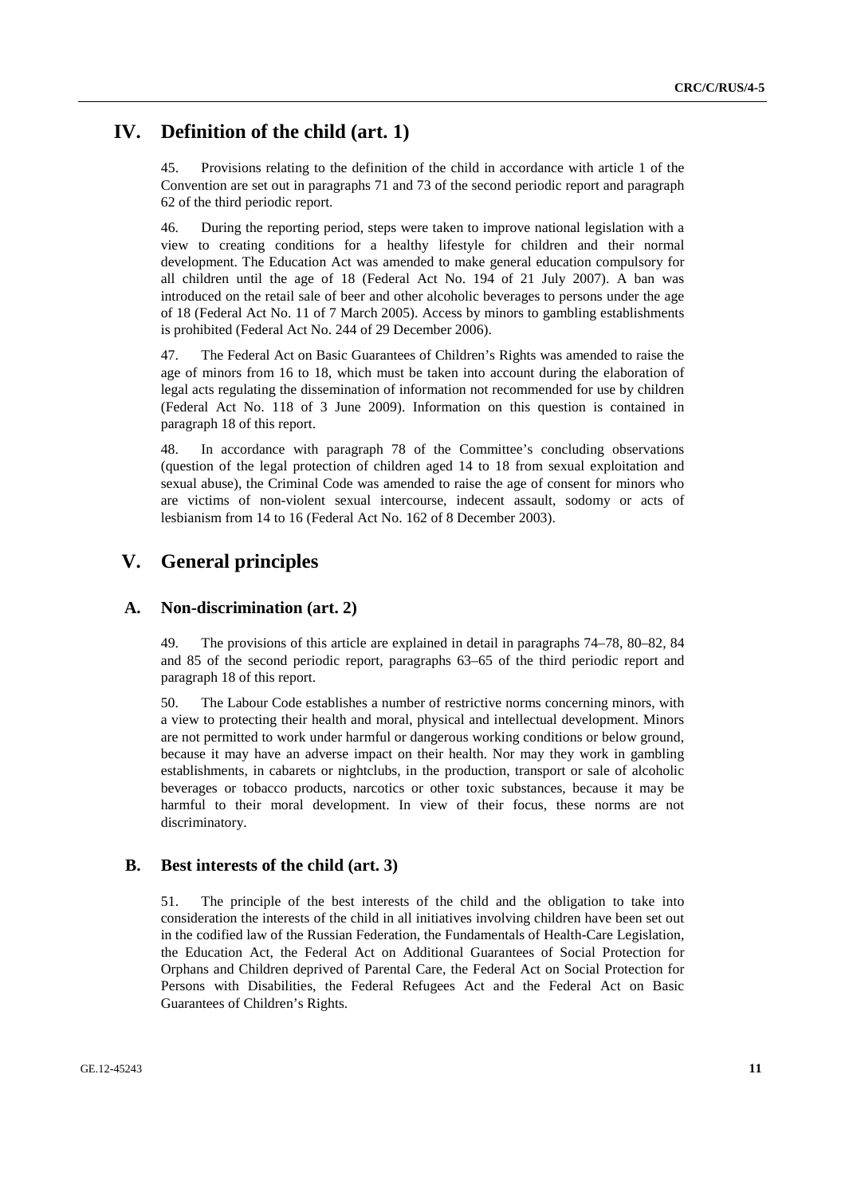# IV. Definition of the child (art. 1)

45. Provisions relating to the definition of the child in accordance with article 1 of the Convention are set out in paragraphs 71 and 73 of the second periodic report and paragraph 62 of the third periodic report.

46. During the reporting period, steps were taken to improve national legislation with a view to creating conditions for a healthy lifestyle for children and their normal development. The Education Act was amended to make general education compulsory for all children until the age of 18 (Federal Act No. 194 of 21 July 2007). A ban was introduced on the retail sale of beer and other alcoholic beverages to persons under the age of 18 (Federal Act No. 11 of 7 March 2005). Access by minors to gambling establishments is prohibited (Federal Act No. 244 of 29 December 2006).

47. The Federal Act on Basic Guarantees of Children's Rights was amended to raise the age of minors from 16 to 18, which must be taken into account during the elaboration of legal acts regulating the dissemination of information not recommended for use by children (Federal Act No. 118 of 3 June 2009). Information on this question is contained in paragraph 18 of this report.

48. In accordance with paragraph 78 of the Committee's concluding observations (question of the legal protection of children aged 14 to 18 from sexual exploitation and sexual abuse), the Criminal Code was amended to raise the age of consent for minors who are victims of non-violent sexual intercourse, indecent assault, sodomy or acts of lesbianism from 14 to 16 (Federal Act No. 162 of 8 December 2003).

# V. General principles

## A. Non-discrimination (art. 2)

49. The provisions of this article are explained in detail in paragraphs 74–78, 80–82, 84 and 85 of the second periodic report, paragraphs 63–65 of the third periodic report and paragraph 18 of this report.

50. The Labour Code establishes a number of restrictive norms concerning minors, with a view to protecting their health and moral, physical and intellectual development. Minors are not permitted to work under harmful or dangerous working conditions or below ground, because it may have an adverse impact on their health. Nor may they work in gambling establishments, in cabarets or nightclubs, in the production, transport or sale of alcoholic beverages or tobacco products, narcotics or other toxic substances, because it may be harmful to their moral development. In view of their focus, these norms are not discriminatory.

## B. Best interests of the child (art. 3)

51. The principle of the best interests of the child and the obligation to take into consideration the interests of the child in all initiatives involving children have been set out in the codified law of the Russian Federation, the Fundamentals of Health-Care Legislation, the Education Act, the Federal Act on Additional Guarantees of Social Protection for Orphans and Children deprived of Parental Care, the Federal Act on Social Protection for Persons with Disabilities, the Federal Refugees Act and the Federal Act on Basic Guarantees of Children's Rights.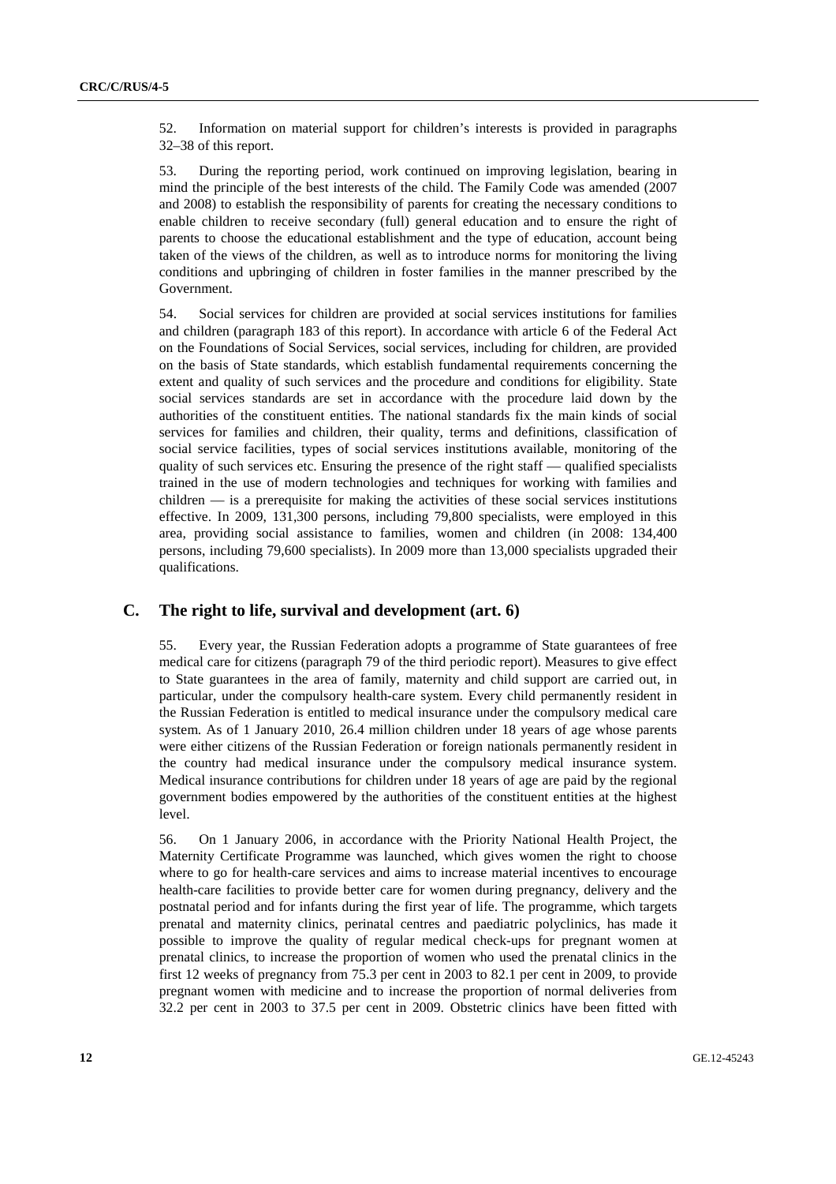52. Information on material support for children's interests is provided in paragraphs 32–38 of this report.

53. During the reporting period, work continued on improving legislation, bearing in mind the principle of the best interests of the child. The Family Code was amended (2007 and 2008) to establish the responsibility of parents for creating the necessary conditions to enable children to receive secondary (full) general education and to ensure the right of parents to choose the educational establishment and the type of education, account being taken of the views of the children, as well as to introduce norms for monitoring the living conditions and upbringing of children in foster families in the manner prescribed by the Government.

54. Social services for children are provided at social services institutions for families and children (paragraph 183 of this report). In accordance with article 6 of the Federal Act on the Foundations of Social Services, social services, including for children, are provided on the basis of State standards, which establish fundamental requirements concerning the extent and quality of such services and the procedure and conditions for eligibility. State social services standards are set in accordance with the procedure laid down by the authorities of the constituent entities. The national standards fix the main kinds of social services for families and children, their quality, terms and definitions, classification of social service facilities, types of social services institutions available, monitoring of the quality of such services etc. Ensuring the presence of the right staff — qualified specialists trained in the use of modern technologies and techniques for working with families and children — is a prerequisite for making the activities of these social services institutions effective. In 2009, 131,300 persons, including 79,800 specialists, were employed in this area, providing social assistance to families, women and children (in 2008: 134,400 persons, including 79,600 specialists). In 2009 more than 13,000 specialists upgraded their qualifications.

## C. The right to life, survival and development (art. 6)

55. Every year, the Russian Federation adopts a programme of State guarantees of free medical care for citizens (paragraph 79 of the third periodic report). Measures to give effect to State guarantees in the area of family, maternity and child support are carried out, in particular, under the compulsory health-care system. Every child permanently resident in the Russian Federation is entitled to medical insurance under the compulsory medical care system. As of 1 January 2010, 26.4 million children under 18 years of age whose parents were either citizens of the Russian Federation or foreign nationals permanently resident in the country had medical insurance under the compulsory medical insurance system. Medical insurance contributions for children under 18 years of age are paid by the regional government bodies empowered by the authorities of the constituent entities at the highest level.

56. On 1 January 2006, in accordance with the Priority National Health Project, the Maternity Certificate Programme was launched, which gives women the right to choose where to go for health-care services and aims to increase material incentives to encourage health-care facilities to provide better care for women during pregnancy, delivery and the postnatal period and for infants during the first year of life. The programme, which targets prenatal and maternity clinics, perinatal centres and paediatric polyclinics, has made it possible to improve the quality of regular medical check-ups for pregnant women at prenatal clinics, to increase the proportion of women who used the prenatal clinics in the first 12 weeks of pregnancy from 75.3 per cent in 2003 to 82.1 per cent in 2009, to provide pregnant women with medicine and to increase the proportion of normal deliveries from 32.2 per cent in 2003 to 37.5 per cent in 2009. Obstetric clinics have been fitted with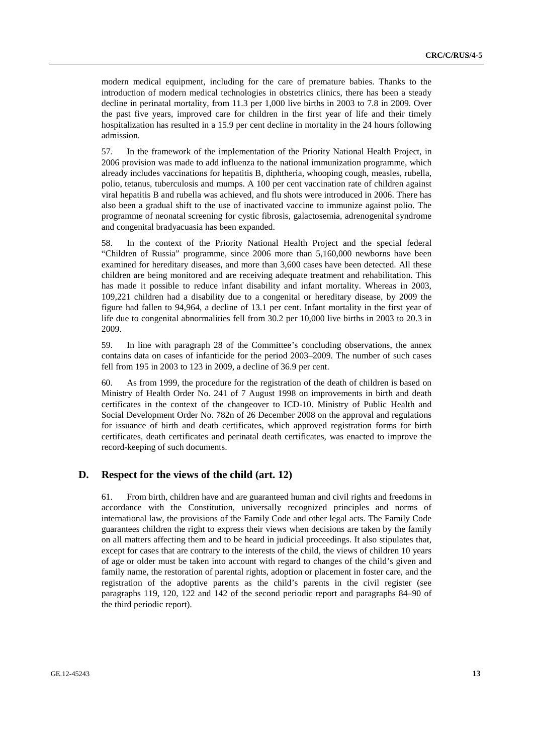modern medical equipment, including for the care of premature babies. Thanks to the introduction of modern medical technologies in obstetrics clinics, there has been a steady decline in perinatal mortality, from 11.3 per 1,000 live births in 2003 to 7.8 in 2009. Over the past five years, improved care for children in the first year of life and their timely hospitalization has resulted in a 15.9 per cent decline in mortality in the 24 hours following admission.

57. In the framework of the implementation of the Priority National Health Project, in 2006 provision was made to add influenza to the national immunization programme, which already includes vaccinations for hepatitis B, diphtheria, whooping cough, measles, rubella, polio, tetanus, tuberculosis and mumps. A 100 per cent vaccination rate of children against viral hepatitis B and rubella was achieved, and flu shots were introduced in 2006. There has also been a gradual shift to the use of inactivated vaccine to immunize against polio. The programme of neonatal screening for cystic fibrosis, galactosemia, adrenogenital syndrome and congenital bradyacuasia has been expanded.

58. In the context of the Priority National Health Project and the special federal "Children of Russia" programme, since 2006 more than 5,160,000 newborns have been examined for hereditary diseases, and more than 3,600 cases have been detected. All these children are being monitored and are receiving adequate treatment and rehabilitation. This has made it possible to reduce infant disability and infant mortality. Whereas in 2003, 109,221 children had a disability due to a congenital or hereditary disease, by 2009 the figure had fallen to 94,964, a decline of 13.1 per cent. Infant mortality in the first year of life due to congenital abnormalities fell from 30.2 per 10,000 live births in 2003 to 20.3 in 2009.

59. In line with paragraph 28 of the Committee's concluding observations, the annex contains data on cases of infanticide for the period 2003–2009. The number of such cases fell from 195 in 2003 to 123 in 2009, a decline of 36.9 per cent.

60. As from 1999, the procedure for the registration of the death of children is based on Ministry of Health Order No. 241 of 7 August 1998 on improvements in birth and death certificates in the context of the changeover to ICD-10. Ministry of Public Health and Social Development Order No. 782n of 26 December 2008 on the approval and regulations for issuance of birth and death certificates, which approved registration forms for birth certificates, death certificates and perinatal death certificates, was enacted to improve the record-keeping of such documents.

## D. Respect for the views of the child (art. 12)

61. From birth, children have and are guaranteed human and civil rights and freedoms in accordance with the Constitution, universally recognized principles and norms of international law, the provisions of the Family Code and other legal acts. The Family Code guarantees children the right to express their views when decisions are taken by the family on all matters affecting them and to be heard in judicial proceedings. It also stipulates that, except for cases that are contrary to the interests of the child, the views of children 10 years of age or older must be taken into account with regard to changes of the child's given and family name, the restoration of parental rights, adoption or placement in foster care, and the registration of the adoptive parents as the child's parents in the civil register (see paragraphs 119, 120, 122 and 142 of the second periodic report and paragraphs 84–90 of the third periodic report).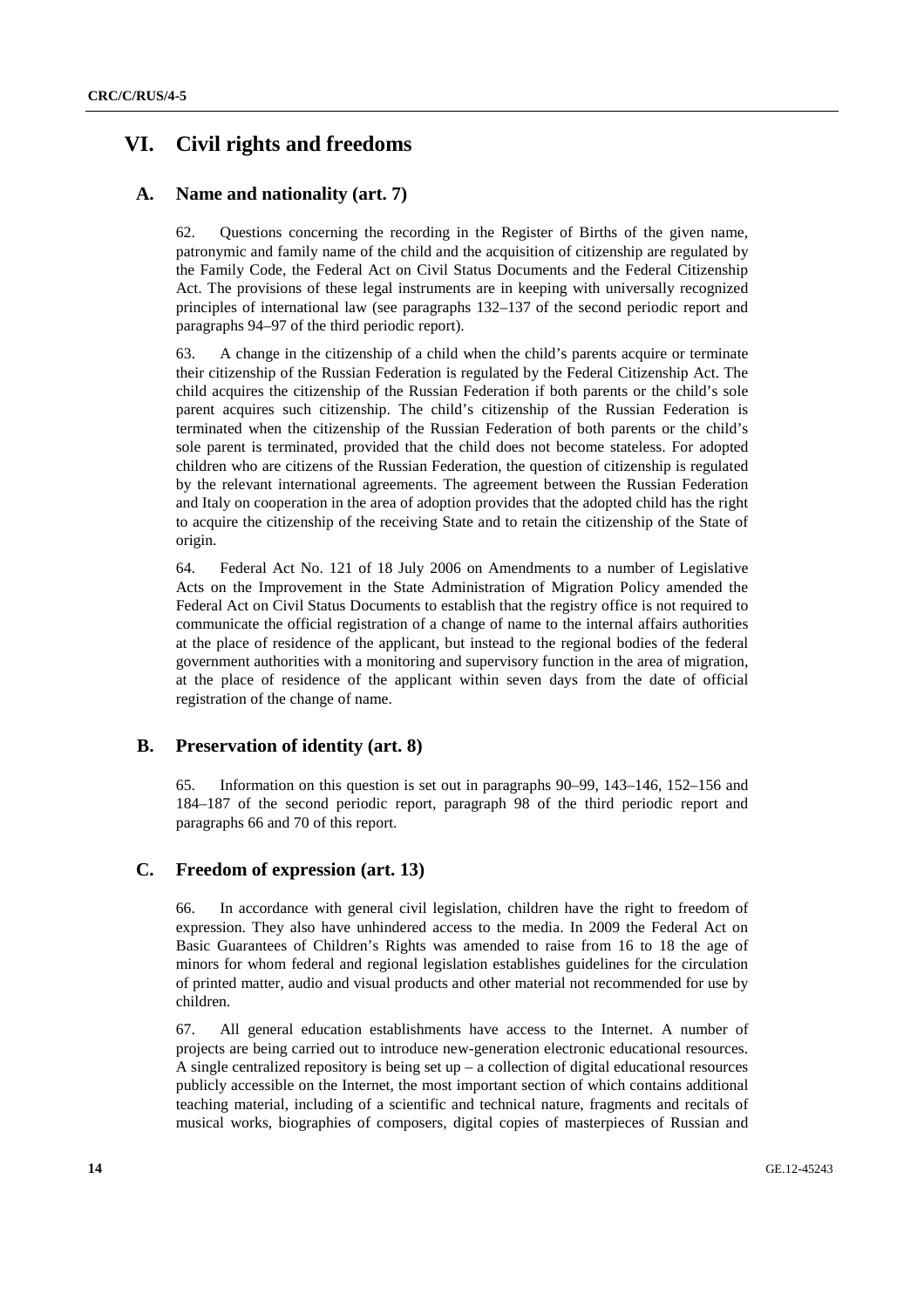# VI. Civil rights and freedoms

## A. Name and nationality (art. 7)

62. Questions concerning the recording in the Register of Births of the given name, patronymic and family name of the child and the acquisition of citizenship are regulated by the Family Code, the Federal Act on Civil Status Documents and the Federal Citizenship Act. The provisions of these legal instruments are in keeping with universally recognized principles of international law (see paragraphs 132–137 of the second periodic report and paragraphs 94–97 of the third periodic report).

63. A change in the citizenship of a child when the child's parents acquire or terminate their citizenship of the Russian Federation is regulated by the Federal Citizenship Act. The child acquires the citizenship of the Russian Federation if both parents or the child's sole parent acquires such citizenship. The child's citizenship of the Russian Federation is terminated when the citizenship of the Russian Federation of both parents or the child's sole parent is terminated, provided that the child does not become stateless. For adopted children who are citizens of the Russian Federation, the question of citizenship is regulated by the relevant international agreements. The agreement between the Russian Federation and Italy on cooperation in the area of adoption provides that the adopted child has the right to acquire the citizenship of the receiving State and to retain the citizenship of the State of origin.

64. Federal Act No. 121 of 18 July 2006 on Amendments to a number of Legislative Acts on the Improvement in the State Administration of Migration Policy amended the Federal Act on Civil Status Documents to establish that the registry office is not required to communicate the official registration of a change of name to the internal affairs authorities at the place of residence of the applicant, but instead to the regional bodies of the federal government authorities with a monitoring and supervisory function in the area of migration, at the place of residence of the applicant within seven days from the date of official registration of the change of name.

## B. Preservation of identity (art. 8)

65. Information on this question is set out in paragraphs 90–99, 143–146, 152–156 and 184–187 of the second periodic report, paragraph 98 of the third periodic report and paragraphs 66 and 70 of this report.

## C. Freedom of expression (art. 13)

66. In accordance with general civil legislation, children have the right to freedom of expression. They also have unhindered access to the media. In 2009 the Federal Act on Basic Guarantees of Children's Rights was amended to raise from 16 to 18 the age of minors for whom federal and regional legislation establishes guidelines for the circulation of printed matter, audio and visual products and other material not recommended for use by children.

67. All general education establishments have access to the Internet. A number of projects are being carried out to introduce new-generation electronic educational resources. A single centralized repository is being set up – a collection of digital educational resources publicly accessible on the Internet, the most important section of which contains additional teaching material, including of a scientific and technical nature, fragments and recitals of musical works, biographies of composers, digital copies of masterpieces of Russian and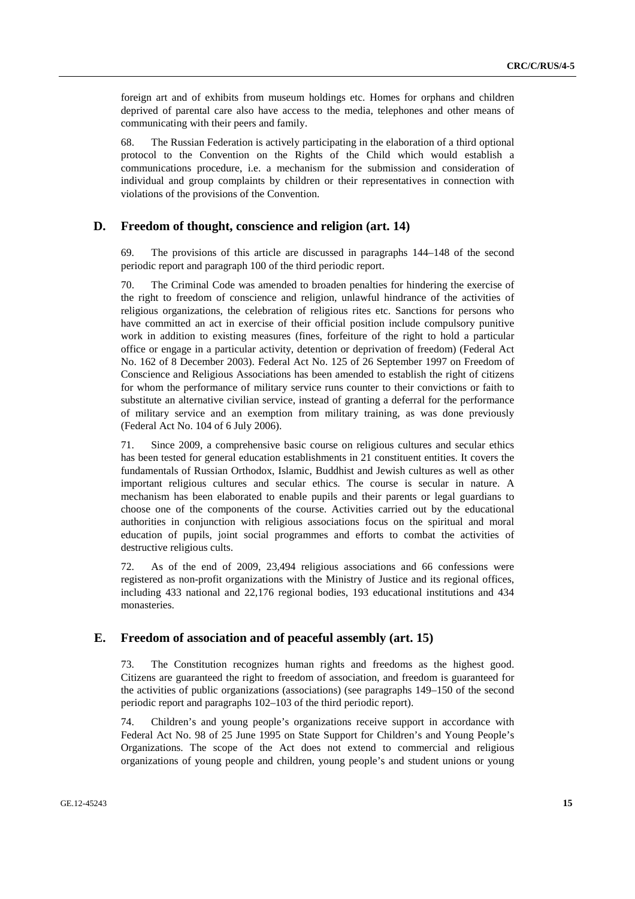foreign art and of exhibits from museum holdings etc. Homes for orphans and children deprived of parental care also have access to the media, telephones and other means of communicating with their peers and family.

68. The Russian Federation is actively participating in the elaboration of a third optional protocol to the Convention on the Rights of the Child which would establish a communications procedure, i.e. a mechanism for the submission and consideration of individual and group complaints by children or their representatives in connection with violations of the provisions of the Convention.

## D. Freedom of thought, conscience and religion (art. 14)

69. The provisions of this article are discussed in paragraphs 144–148 of the second periodic report and paragraph 100 of the third periodic report.

70. The Criminal Code was amended to broaden penalties for hindering the exercise of the right to freedom of conscience and religion, unlawful hindrance of the activities of religious organizations, the celebration of religious rites etc. Sanctions for persons who have committed an act in exercise of their official position include compulsory punitive work in addition to existing measures (fines, forfeiture of the right to hold a particular office or engage in a particular activity, detention or deprivation of freedom) (Federal Act No. 162 of 8 December 2003). Federal Act No. 125 of 26 September 1997 on Freedom of Conscience and Religious Associations has been amended to establish the right of citizens for whom the performance of military service runs counter to their convictions or faith to substitute an alternative civilian service, instead of granting a deferral for the performance of military service and an exemption from military training, as was done previously (Federal Act No. 104 of 6 July 2006).

71. Since 2009, a comprehensive basic course on religious cultures and secular ethics has been tested for general education establishments in 21 constituent entities. It covers the fundamentals of Russian Orthodox, Islamic, Buddhist and Jewish cultures as well as other important religious cultures and secular ethics. The course is secular in nature. A mechanism has been elaborated to enable pupils and their parents or legal guardians to choose one of the components of the course. Activities carried out by the educational authorities in conjunction with religious associations focus on the spiritual and moral education of pupils, joint social programmes and efforts to combat the activities of destructive religious cults.

72. As of the end of 2009, 23,494 religious associations and 66 confessions were registered as non-profit organizations with the Ministry of Justice and its regional offices, including 433 national and 22,176 regional bodies, 193 educational institutions and 434 monasteries.

## E. Freedom of association and of peaceful assembly (art. 15)

73. The Constitution recognizes human rights and freedoms as the highest good. Citizens are guaranteed the right to freedom of association, and freedom is guaranteed for the activities of public organizations (associations) (see paragraphs 149–150 of the second periodic report and paragraphs 102–103 of the third periodic report).

74. Children's and young people's organizations receive support in accordance with Federal Act No. 98 of 25 June 1995 on State Support for Children's and Young People's Organizations. The scope of the Act does not extend to commercial and religious organizations of young people and children, young people's and student unions or young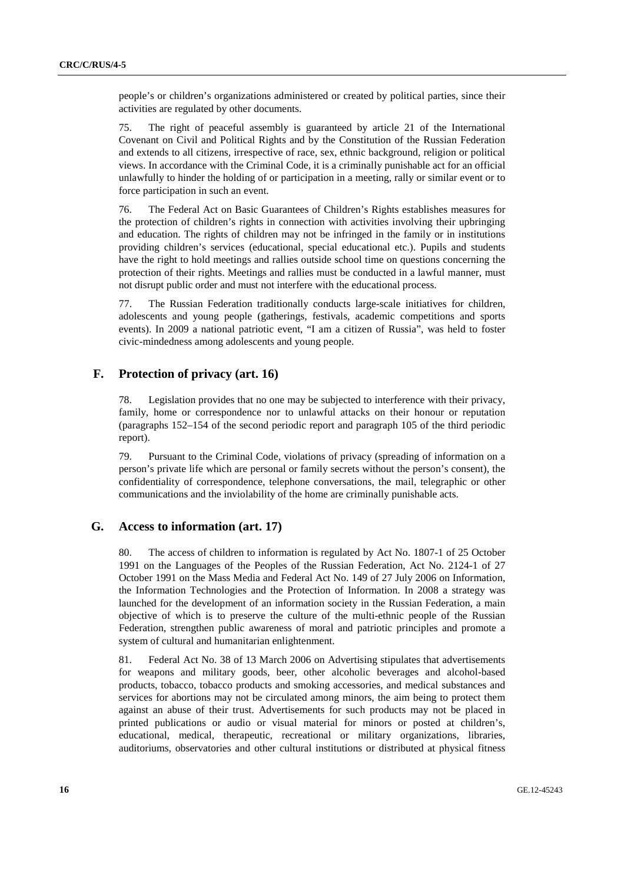people's or children's organizations administered or created by political parties, since their activities are regulated by other documents.

75. The right of peaceful assembly is guaranteed by article 21 of the International Covenant on Civil and Political Rights and by the Constitution of the Russian Federation and extends to all citizens, irrespective of race, sex, ethnic background, religion or political views. In accordance with the Criminal Code, it is a criminally punishable act for an official unlawfully to hinder the holding of or participation in a meeting, rally or similar event or to force participation in such an event.

76. The Federal Act on Basic Guarantees of Children's Rights establishes measures for the protection of children's rights in connection with activities involving their upbringing and education. The rights of children may not be infringed in the family or in institutions providing children's services (educational, special educational etc.). Pupils and students have the right to hold meetings and rallies outside school time on questions concerning the protection of their rights. Meetings and rallies must be conducted in a lawful manner, must not disrupt public order and must not interfere with the educational process.

77. The Russian Federation traditionally conducts large-scale initiatives for children, adolescents and young people (gatherings, festivals, academic competitions and sports events). In 2009 a national patriotic event, "I am a citizen of Russia", was held to foster civic-mindedness among adolescents and young people.

## F. Protection of privacy (art. 16)

78. Legislation provides that no one may be subjected to interference with their privacy, family, home or correspondence nor to unlawful attacks on their honour or reputation (paragraphs 152–154 of the second periodic report and paragraph 105 of the third periodic report).

79. Pursuant to the Criminal Code, violations of privacy (spreading of information on a person's private life which are personal or family secrets without the person's consent), the confidentiality of correspondence, telephone conversations, the mail, telegraphic or other communications and the inviolability of the home are criminally punishable acts.

## G. Access to information (art. 17)

80. The access of children to information is regulated by Act No. 1807-1 of 25 October 1991 on the Languages of the Peoples of the Russian Federation, Act No. 2124-1 of 27 October 1991 on the Mass Media and Federal Act No. 149 of 27 July 2006 on Information, the Information Technologies and the Protection of Information. In 2008 a strategy was launched for the development of an information society in the Russian Federation, a main objective of which is to preserve the culture of the multi-ethnic people of the Russian Federation, strengthen public awareness of moral and patriotic principles and promote a system of cultural and humanitarian enlightenment.

81. Federal Act No. 38 of 13 March 2006 on Advertising stipulates that advertisements for weapons and military goods, beer, other alcoholic beverages and alcohol-based products, tobacco, tobacco products and smoking accessories, and medical substances and services for abortions may not be circulated among minors, the aim being to protect them against an abuse of their trust. Advertisements for such products may not be placed in printed publications or audio or visual material for minors or posted at children's, educational, medical, therapeutic, recreational or military organizations, libraries, auditoriums, observatories and other cultural institutions or distributed at physical fitness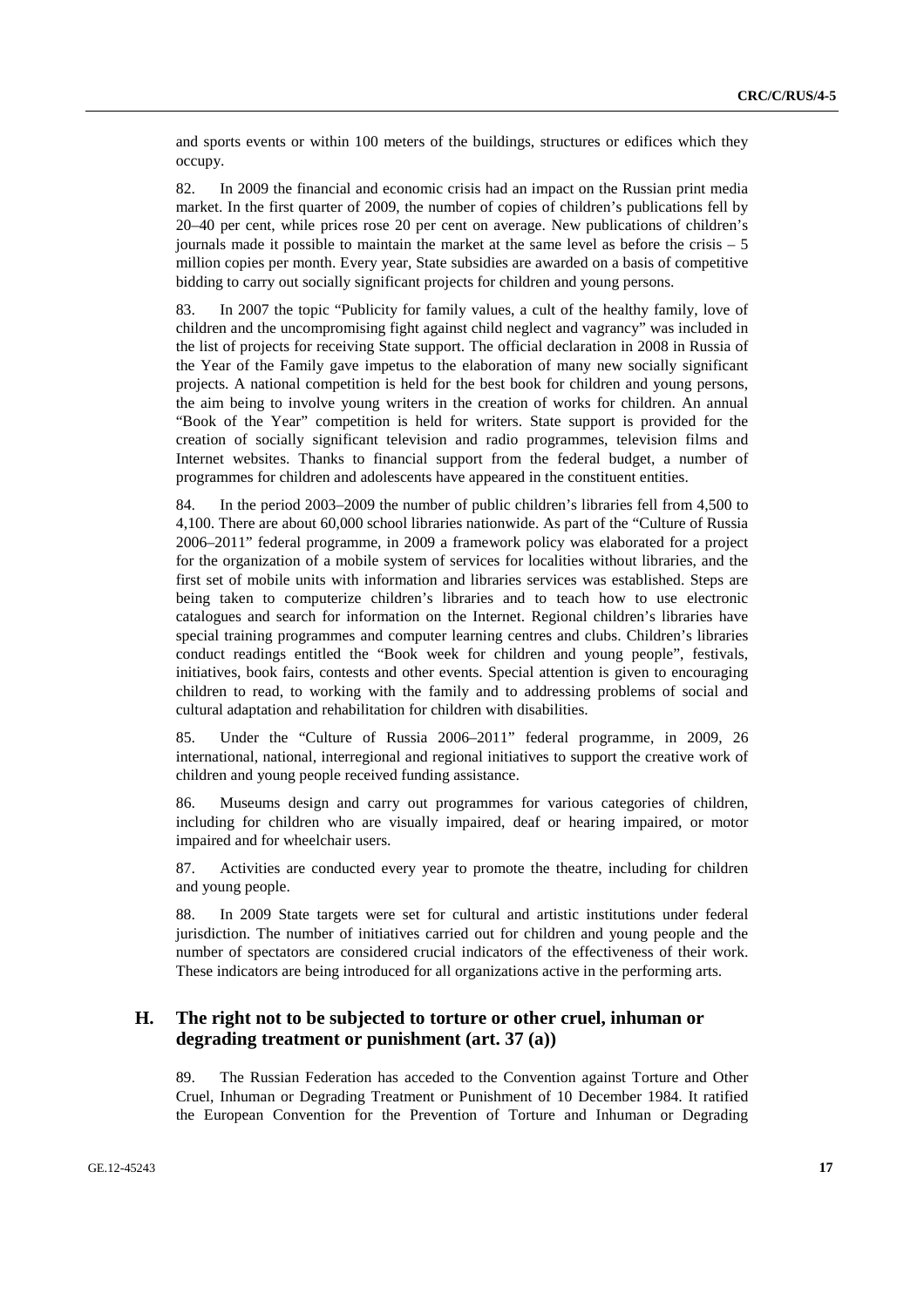and sports events or within 100 meters of the buildings, structures or edifices which they occupy.

82. In 2009 the financial and economic crisis had an impact on the Russian print media market. In the first quarter of 2009, the number of copies of children's publications fell by 20–40 per cent, while prices rose 20 per cent on average. New publications of children's journals made it possible to maintain the market at the same level as before the crisis – 5 million copies per month. Every year, State subsidies are awarded on a basis of competitive bidding to carry out socially significant projects for children and young persons.

83. In 2007 the topic "Publicity for family values, a cult of the healthy family, love of children and the uncompromising fight against child neglect and vagrancy" was included in the list of projects for receiving State support. The official declaration in 2008 in Russia of the Year of the Family gave impetus to the elaboration of many new socially significant projects. A national competition is held for the best book for children and young persons, the aim being to involve young writers in the creation of works for children. An annual "Book of the Year" competition is held for writers. State support is provided for the creation of socially significant television and radio programmes, television films and Internet websites. Thanks to financial support from the federal budget, a number of programmes for children and adolescents have appeared in the constituent entities.

84. In the period 2003–2009 the number of public children's libraries fell from 4,500 to 4,100. There are about 60,000 school libraries nationwide. As part of the "Culture of Russia 2006–2011" federal programme, in 2009 a framework policy was elaborated for a project for the organization of a mobile system of services for localities without libraries, and the first set of mobile units with information and libraries services was established. Steps are being taken to computerize children's libraries and to teach how to use electronic catalogues and search for information on the Internet. Regional children's libraries have special training programmes and computer learning centres and clubs. Children's libraries conduct readings entitled the "Book week for children and young people", festivals, initiatives, book fairs, contests and other events. Special attention is given to encouraging children to read, to working with the family and to addressing problems of social and cultural adaptation and rehabilitation for children with disabilities.

85. Under the "Culture of Russia 2006–2011" federal programme, in 2009, 26 international, national, interregional and regional initiatives to support the creative work of children and young people received funding assistance.

86. Museums design and carry out programmes for various categories of children, including for children who are visually impaired, deaf or hearing impaired, or motor impaired and for wheelchair users.

87. Activities are conducted every year to promote the theatre, including for children and young people.

88. In 2009 State targets were set for cultural and artistic institutions under federal jurisdiction. The number of initiatives carried out for children and young people and the number of spectators are considered crucial indicators of the effectiveness of their work. These indicators are being introduced for all organizations active in the performing arts.

## H. The right not to be subjected to torture or other cruel, inhuman or degrading treatment or punishment (art. 37 (a))

89. The Russian Federation has acceded to the Convention against Torture and Other Cruel, Inhuman or Degrading Treatment or Punishment of 10 December 1984. It ratified the European Convention for the Prevention of Torture and Inhuman or Degrading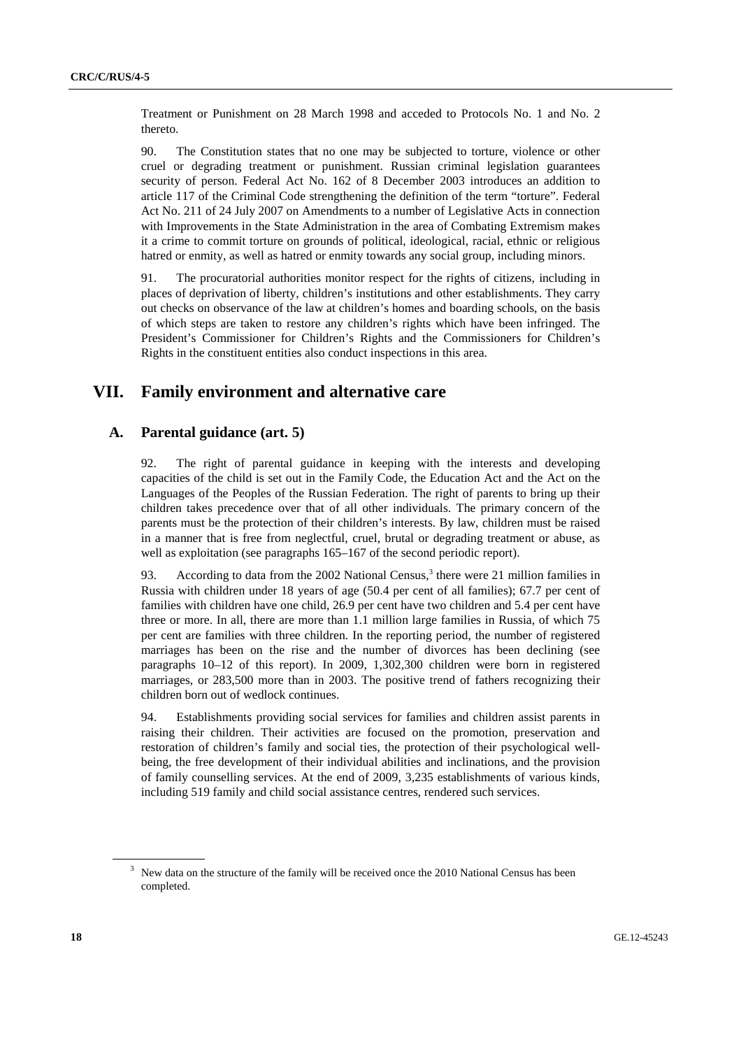Treatment or Punishment on 28 March 1998 and acceded to Protocols No. 1 and No. 2 thereto.

90. The Constitution states that no one may be subjected to torture, violence or other cruel or degrading treatment or punishment. Russian criminal legislation guarantees security of person. Federal Act No. 162 of 8 December 2003 introduces an addition to article 117 of the Criminal Code strengthening the definition of the term "torture". Federal Act No. 211 of 24 July 2007 on Amendments to a number of Legislative Acts in connection with Improvements in the State Administration in the area of Combating Extremism makes it a crime to commit torture on grounds of political, ideological, racial, ethnic or religious hatred or enmity, as well as hatred or enmity towards any social group, including minors.

91. The procuratorial authorities monitor respect for the rights of citizens, including in places of deprivation of liberty, children's institutions and other establishments. They carry out checks on observance of the law at children's homes and boarding schools, on the basis of which steps are taken to restore any children's rights which have been infringed. The President's Commissioner for Children's Rights and the Commissioners for Children's Rights in the constituent entities also conduct inspections in this area.

# VII. Family environment and alternative care

## A. Parental guidance (art. 5)

92. The right of parental guidance in keeping with the interests and developing capacities of the child is set out in the Family Code, the Education Act and the Act on the Languages of the Peoples of the Russian Federation. The right of parents to bring up their children takes precedence over that of all other individuals. The primary concern of the parents must be the protection of their children's interests. By law, children must be raised in a manner that is free from neglectful, cruel, brutal or degrading treatment or abuse, as well as exploitation (see paragraphs 165–167 of the second periodic report).

93. According to data from the 2002 National Census,[3] there were 21 million families in Russia with children under 18 years of age (50.4 per cent of all families); 67.7 per cent of families with children have one child, 26.9 per cent have two children and 5.4 per cent have three or more. In all, there are more than 1.1 million large families in Russia, of which 75 per cent are families with three children. In the reporting period, the number of registered marriages has been on the rise and the number of divorces has been declining (see paragraphs 10–12 of this report). In 2009, 1,302,300 children were born in registered marriages, or 283,500 more than in 2003. The positive trend of fathers recognizing their children born out of wedlock continues.

94. Establishments providing social services for families and children assist parents in raising their children. Their activities are focused on the promotion, preservation and restoration of children's family and social ties, the protection of their psychological well-being, the free development of their individual abilities and inclinations, and the provision of family counselling services. At the end of 2009, 3,235 establishments of various kinds, including 519 family and child social assistance centres, rendered such services.

[3] New data on the structure of the family will be received once the 2010 National Census has been completed.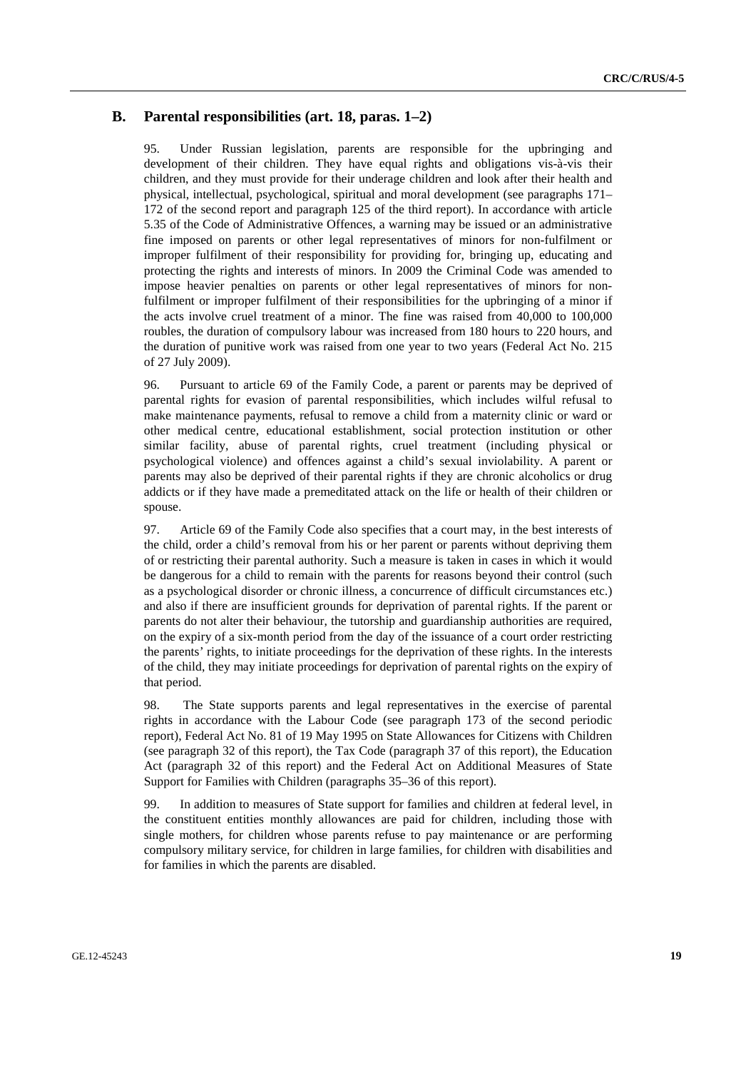## B. Parental responsibilities (art. 18, paras. 1–2)

95. Under Russian legislation, parents are responsible for the upbringing and development of their children. They have equal rights and obligations vis-à-vis their children, and they must provide for their underage children and look after their health and physical, intellectual, psychological, spiritual and moral development (see paragraphs 171–172 of the second report and paragraph 125 of the third report). In accordance with article 5.35 of the Code of Administrative Offences, a warning may be issued or an administrative fine imposed on parents or other legal representatives of minors for non-fulfilment or improper fulfilment of their responsibility for providing for, bringing up, educating and protecting the rights and interests of minors. In 2009 the Criminal Code was amended to impose heavier penalties on parents or other legal representatives of minors for non-fulfilment or improper fulfilment of their responsibilities for the upbringing of a minor if the acts involve cruel treatment of a minor. The fine was raised from 40,000 to 100,000 roubles, the duration of compulsory labour was increased from 180 hours to 220 hours, and the duration of punitive work was raised from one year to two years (Federal Act No. 215 of 27 July 2009).

96. Pursuant to article 69 of the Family Code, a parent or parents may be deprived of parental rights for evasion of parental responsibilities, which includes wilful refusal to make maintenance payments, refusal to remove a child from a maternity clinic or ward or other medical centre, educational establishment, social protection institution or other similar facility, abuse of parental rights, cruel treatment (including physical or psychological violence) and offences against a child's sexual inviolability. A parent or parents may also be deprived of their parental rights if they are chronic alcoholics or drug addicts or if they have made a premeditated attack on the life or health of their children or spouse.

97. Article 69 of the Family Code also specifies that a court may, in the best interests of the child, order a child's removal from his or her parent or parents without depriving them of or restricting their parental authority. Such a measure is taken in cases in which it would be dangerous for a child to remain with the parents for reasons beyond their control (such as a psychological disorder or chronic illness, a concurrence of difficult circumstances etc.) and also if there are insufficient grounds for deprivation of parental rights. If the parent or parents do not alter their behaviour, the tutorship and guardianship authorities are required, on the expiry of a six-month period from the day of the issuance of a court order restricting the parents' rights, to initiate proceedings for the deprivation of these rights. In the interests of the child, they may initiate proceedings for deprivation of parental rights on the expiry of that period.

98. The State supports parents and legal representatives in the exercise of parental rights in accordance with the Labour Code (see paragraph 173 of the second periodic report), Federal Act No. 81 of 19 May 1995 on State Allowances for Citizens with Children (see paragraph 32 of this report), the Tax Code (paragraph 37 of this report), the Education Act (paragraph 32 of this report) and the Federal Act on Additional Measures of State Support for Families with Children (paragraphs 35–36 of this report).

99. In addition to measures of State support for families and children at federal level, in the constituent entities monthly allowances are paid for children, including those with single mothers, for children whose parents refuse to pay maintenance or are performing compulsory military service, for children in large families, for children with disabilities and for families in which the parents are disabled.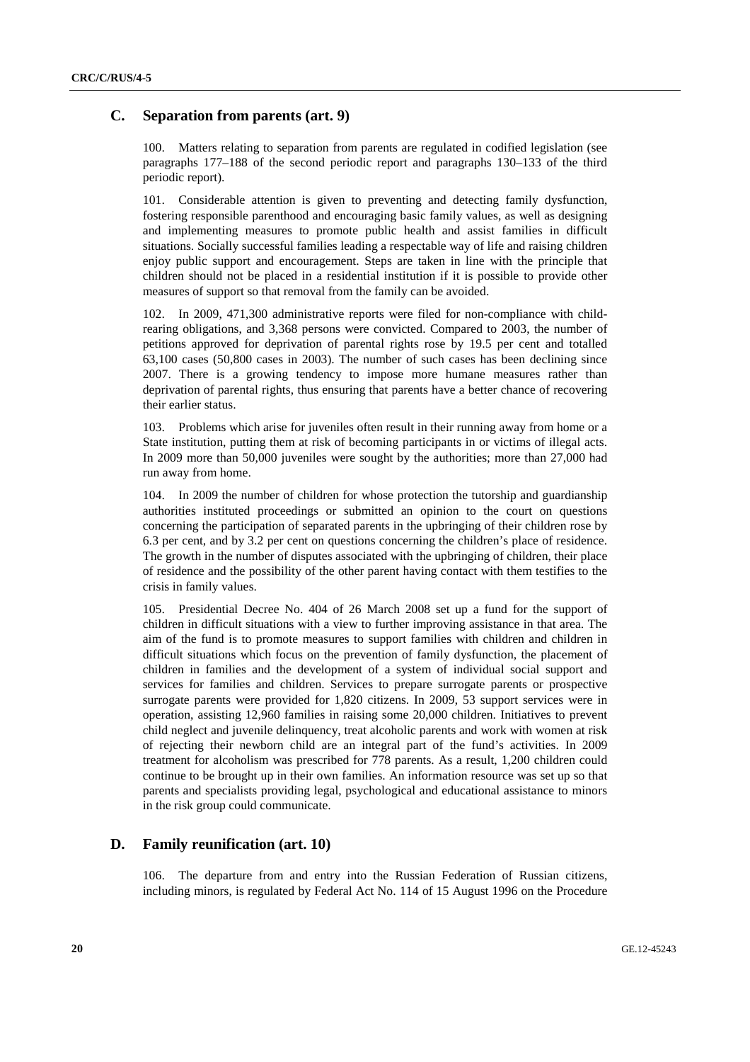## C. Separation from parents (art. 9)

100. Matters relating to separation from parents are regulated in codified legislation (see paragraphs 177–188 of the second periodic report and paragraphs 130–133 of the third periodic report).

101. Considerable attention is given to preventing and detecting family dysfunction, fostering responsible parenthood and encouraging basic family values, as well as designing and implementing measures to promote public health and assist families in difficult situations. Socially successful families leading a respectable way of life and raising children enjoy public support and encouragement. Steps are taken in line with the principle that children should not be placed in a residential institution if it is possible to provide other measures of support so that removal from the family can be avoided.

102. In 2009, 471,300 administrative reports were filed for non-compliance with child-rearing obligations, and 3,368 persons were convicted. Compared to 2003, the number of petitions approved for deprivation of parental rights rose by 19.5 per cent and totalled 63,100 cases (50,800 cases in 2003). The number of such cases has been declining since 2007. There is a growing tendency to impose more humane measures rather than deprivation of parental rights, thus ensuring that parents have a better chance of recovering their earlier status.

103. Problems which arise for juveniles often result in their running away from home or a State institution, putting them at risk of becoming participants in or victims of illegal acts. In 2009 more than 50,000 juveniles were sought by the authorities; more than 27,000 had run away from home.

104. In 2009 the number of children for whose protection the tutorship and guardianship authorities instituted proceedings or submitted an opinion to the court on questions concerning the participation of separated parents in the upbringing of their children rose by 6.3 per cent, and by 3.2 per cent on questions concerning the children's place of residence. The growth in the number of disputes associated with the upbringing of children, their place of residence and the possibility of the other parent having contact with them testifies to the crisis in family values.

105. Presidential Decree No. 404 of 26 March 2008 set up a fund for the support of children in difficult situations with a view to further improving assistance in that area. The aim of the fund is to promote measures to support families with children and children in difficult situations which focus on the prevention of family dysfunction, the placement of children in families and the development of a system of individual social support and services for families and children. Services to prepare surrogate parents or prospective surrogate parents were provided for 1,820 citizens. In 2009, 53 support services were in operation, assisting 12,960 families in raising some 20,000 children. Initiatives to prevent child neglect and juvenile delinquency, treat alcoholic parents and work with women at risk of rejecting their newborn child are an integral part of the fund's activities. In 2009 treatment for alcoholism was prescribed for 778 parents. As a result, 1,200 children could continue to be brought up in their own families. An information resource was set up so that parents and specialists providing legal, psychological and educational assistance to minors in the risk group could communicate.

## D. Family reunification (art. 10)

106. The departure from and entry into the Russian Federation of Russian citizens, including minors, is regulated by Federal Act No. 114 of 15 August 1996 on the Procedure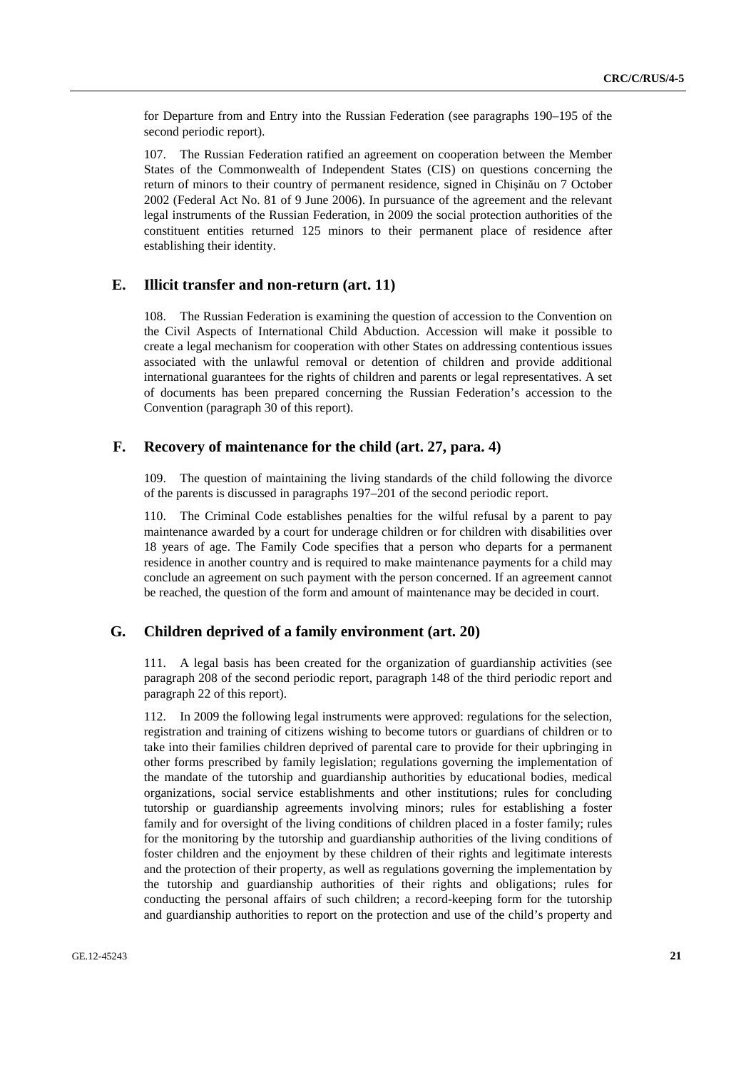for Departure from and Entry into the Russian Federation (see paragraphs 190–195 of the second periodic report).

107. The Russian Federation ratified an agreement on cooperation between the Member States of the Commonwealth of Independent States (CIS) on questions concerning the return of minors to their country of permanent residence, signed in Chişinău on 7 October 2002 (Federal Act No. 81 of 9 June 2006). In pursuance of the agreement and the relevant legal instruments of the Russian Federation, in 2009 the social protection authorities of the constituent entities returned 125 minors to their permanent place of residence after establishing their identity.

## E. Illicit transfer and non-return (art. 11)

108. The Russian Federation is examining the question of accession to the Convention on the Civil Aspects of International Child Abduction. Accession will make it possible to create a legal mechanism for cooperation with other States on addressing contentious issues associated with the unlawful removal or detention of children and provide additional international guarantees for the rights of children and parents or legal representatives. A set of documents has been prepared concerning the Russian Federation's accession to the Convention (paragraph 30 of this report).

## F. Recovery of maintenance for the child (art. 27, para. 4)

109. The question of maintaining the living standards of the child following the divorce of the parents is discussed in paragraphs 197–201 of the second periodic report.

110. The Criminal Code establishes penalties for the wilful refusal by a parent to pay maintenance awarded by a court for underage children or for children with disabilities over 18 years of age. The Family Code specifies that a person who departs for a permanent residence in another country and is required to make maintenance payments for a child may conclude an agreement on such payment with the person concerned. If an agreement cannot be reached, the question of the form and amount of maintenance may be decided in court.

## G. Children deprived of a family environment (art. 20)

111. A legal basis has been created for the organization of guardianship activities (see paragraph 208 of the second periodic report, paragraph 148 of the third periodic report and paragraph 22 of this report).

112. In 2009 the following legal instruments were approved: regulations for the selection, registration and training of citizens wishing to become tutors or guardians of children or to take into their families children deprived of parental care to provide for their upbringing in other forms prescribed by family legislation; regulations governing the implementation of the mandate of the tutorship and guardianship authorities by educational bodies, medical organizations, social service establishments and other institutions; rules for concluding tutorship or guardianship agreements involving minors; rules for establishing a foster family and for oversight of the living conditions of children placed in a foster family; rules for the monitoring by the tutorship and guardianship authorities of the living conditions of foster children and the enjoyment by these children of their rights and legitimate interests and the protection of their property, as well as regulations governing the implementation by the tutorship and guardianship authorities of their rights and obligations; rules for conducting the personal affairs of such children; a record-keeping form for the tutorship and guardianship authorities to report on the protection and use of the child's property and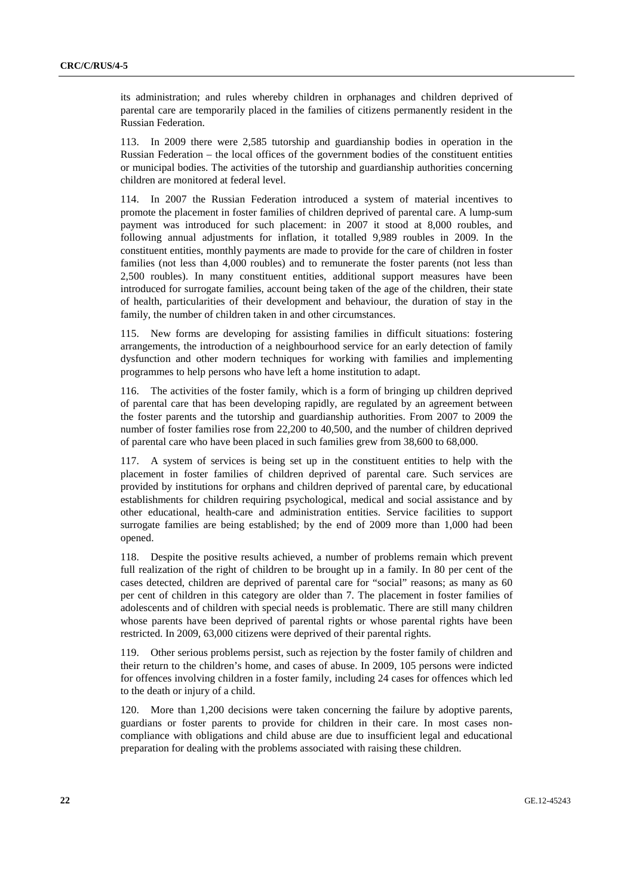its administration; and rules whereby children in orphanages and children deprived of parental care are temporarily placed in the families of citizens permanently resident in the Russian Federation.

113. In 2009 there were 2,585 tutorship and guardianship bodies in operation in the Russian Federation – the local offices of the government bodies of the constituent entities or municipal bodies. The activities of the tutorship and guardianship authorities concerning children are monitored at federal level.

114. In 2007 the Russian Federation introduced a system of material incentives to promote the placement in foster families of children deprived of parental care. A lump-sum payment was introduced for such placement: in 2007 it stood at 8,000 roubles, and following annual adjustments for inflation, it totalled 9,989 roubles in 2009. In the constituent entities, monthly payments are made to provide for the care of children in foster families (not less than 4,000 roubles) and to remunerate the foster parents (not less than 2,500 roubles). In many constituent entities, additional support measures have been introduced for surrogate families, account being taken of the age of the children, their state of health, particularities of their development and behaviour, the duration of stay in the family, the number of children taken in and other circumstances.

115. New forms are developing for assisting families in difficult situations: fostering arrangements, the introduction of a neighbourhood service for an early detection of family dysfunction and other modern techniques for working with families and implementing programmes to help persons who have left a home institution to adapt.

116. The activities of the foster family, which is a form of bringing up children deprived of parental care that has been developing rapidly, are regulated by an agreement between the foster parents and the tutorship and guardianship authorities. From 2007 to 2009 the number of foster families rose from 22,200 to 40,500, and the number of children deprived of parental care who have been placed in such families grew from 38,600 to 68,000.

117. A system of services is being set up in the constituent entities to help with the placement in foster families of children deprived of parental care. Such services are provided by institutions for orphans and children deprived of parental care, by educational establishments for children requiring psychological, medical and social assistance and by other educational, health-care and administration entities. Service facilities to support surrogate families are being established; by the end of 2009 more than 1,000 had been opened.

118. Despite the positive results achieved, a number of problems remain which prevent full realization of the right of children to be brought up in a family. In 80 per cent of the cases detected, children are deprived of parental care for "social" reasons; as many as 60 per cent of children in this category are older than 7. The placement in foster families of adolescents and of children with special needs is problematic. There are still many children whose parents have been deprived of parental rights or whose parental rights have been restricted. In 2009, 63,000 citizens were deprived of their parental rights.

119. Other serious problems persist, such as rejection by the foster family of children and their return to the children's home, and cases of abuse. In 2009, 105 persons were indicted for offences involving children in a foster family, including 24 cases for offences which led to the death or injury of a child.

120. More than 1,200 decisions were taken concerning the failure by adoptive parents, guardians or foster parents to provide for children in their care. In most cases non-compliance with obligations and child abuse are due to insufficient legal and educational preparation for dealing with the problems associated with raising these children.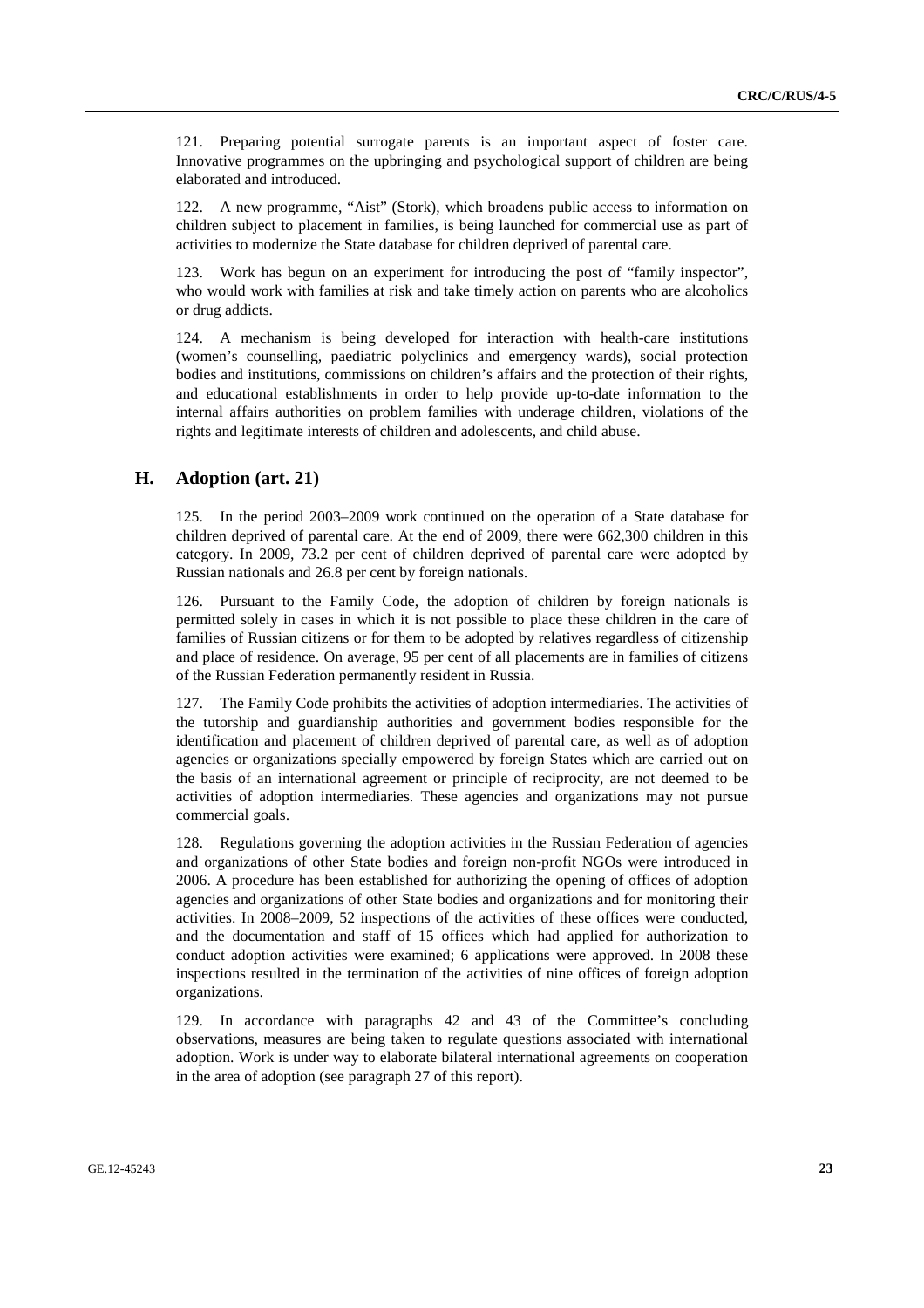121. Preparing potential surrogate parents is an important aspect of foster care. Innovative programmes on the upbringing and psychological support of children are being elaborated and introduced.

122. A new programme, "Aist" (Stork), which broadens public access to information on children subject to placement in families, is being launched for commercial use as part of activities to modernize the State database for children deprived of parental care.

123. Work has begun on an experiment for introducing the post of "family inspector", who would work with families at risk and take timely action on parents who are alcoholics or drug addicts.

124. A mechanism is being developed for interaction with health-care institutions (women's counselling, paediatric polyclinics and emergency wards), social protection bodies and institutions, commissions on children's affairs and the protection of their rights, and educational establishments in order to help provide up-to-date information to the internal affairs authorities on problem families with underage children, violations of the rights and legitimate interests of children and adolescents, and child abuse.

## H. Adoption (art. 21)

125. In the period 2003–2009 work continued on the operation of a State database for children deprived of parental care. At the end of 2009, there were 662,300 children in this category. In 2009, 73.2 per cent of children deprived of parental care were adopted by Russian nationals and 26.8 per cent by foreign nationals.

126. Pursuant to the Family Code, the adoption of children by foreign nationals is permitted solely in cases in which it is not possible to place these children in the care of families of Russian citizens or for them to be adopted by relatives regardless of citizenship and place of residence. On average, 95 per cent of all placements are in families of citizens of the Russian Federation permanently resident in Russia.

127. The Family Code prohibits the activities of adoption intermediaries. The activities of the tutorship and guardianship authorities and government bodies responsible for the identification and placement of children deprived of parental care, as well as of adoption agencies or organizations specially empowered by foreign States which are carried out on the basis of an international agreement or principle of reciprocity, are not deemed to be activities of adoption intermediaries. These agencies and organizations may not pursue commercial goals.

128. Regulations governing the adoption activities in the Russian Federation of agencies and organizations of other State bodies and foreign non-profit NGOs were introduced in 2006. A procedure has been established for authorizing the opening of offices of adoption agencies and organizations of other State bodies and organizations and for monitoring their activities. In 2008–2009, 52 inspections of the activities of these offices were conducted, and the documentation and staff of 15 offices which had applied for authorization to conduct adoption activities were examined; 6 applications were approved. In 2008 these inspections resulted in the termination of the activities of nine offices of foreign adoption organizations.

129. In accordance with paragraphs 42 and 43 of the Committee's concluding observations, measures are being taken to regulate questions associated with international adoption. Work is under way to elaborate bilateral international agreements on cooperation in the area of adoption (see paragraph 27 of this report).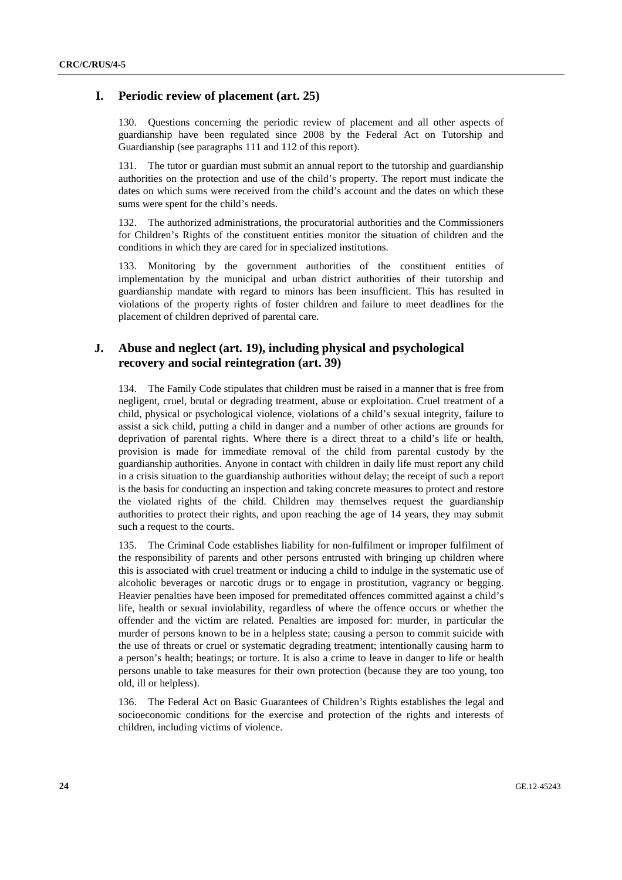## I. Periodic review of placement (art. 25)

130. Questions concerning the periodic review of placement and all other aspects of guardianship have been regulated since 2008 by the Federal Act on Tutorship and Guardianship (see paragraphs 111 and 112 of this report).

131. The tutor or guardian must submit an annual report to the tutorship and guardianship authorities on the protection and use of the child's property. The report must indicate the dates on which sums were received from the child's account and the dates on which these sums were spent for the child's needs.

132. The authorized administrations, the procuratorial authorities and the Commissioners for Children's Rights of the constituent entities monitor the situation of children and the conditions in which they are cared for in specialized institutions.

133. Monitoring by the government authorities of the constituent entities of implementation by the municipal and urban district authorities of their tutorship and guardianship mandate with regard to minors has been insufficient. This has resulted in violations of the property rights of foster children and failure to meet deadlines for the placement of children deprived of parental care.

## J. Abuse and neglect (art. 19), including physical and psychological recovery and social reintegration (art. 39)

134. The Family Code stipulates that children must be raised in a manner that is free from negligent, cruel, brutal or degrading treatment, abuse or exploitation. Cruel treatment of a child, physical or psychological violence, violations of a child's sexual integrity, failure to assist a sick child, putting a child in danger and a number of other actions are grounds for deprivation of parental rights. Where there is a direct threat to a child's life or health, provision is made for immediate removal of the child from parental custody by the guardianship authorities. Anyone in contact with children in daily life must report any child in a crisis situation to the guardianship authorities without delay; the receipt of such a report is the basis for conducting an inspection and taking concrete measures to protect and restore the violated rights of the child. Children may themselves request the guardianship authorities to protect their rights, and upon reaching the age of 14 years, they may submit such a request to the courts.

135. The Criminal Code establishes liability for non-fulfilment or improper fulfilment of the responsibility of parents and other persons entrusted with bringing up children where this is associated with cruel treatment or inducing a child to indulge in the systematic use of alcoholic beverages or narcotic drugs or to engage in prostitution, vagrancy or begging. Heavier penalties have been imposed for premeditated offences committed against a child's life, health or sexual inviolability, regardless of where the offence occurs or whether the offender and the victim are related. Penalties are imposed for: murder, in particular the murder of persons known to be in a helpless state; causing a person to commit suicide with the use of threats or cruel or systematic degrading treatment; intentionally causing harm to a person's health; beatings; or torture. It is also a crime to leave in danger to life or health persons unable to take measures for their own protection (because they are too young, too old, ill or helpless).

136. The Federal Act on Basic Guarantees of Children's Rights establishes the legal and socioeconomic conditions for the exercise and protection of the rights and interests of children, including victims of violence.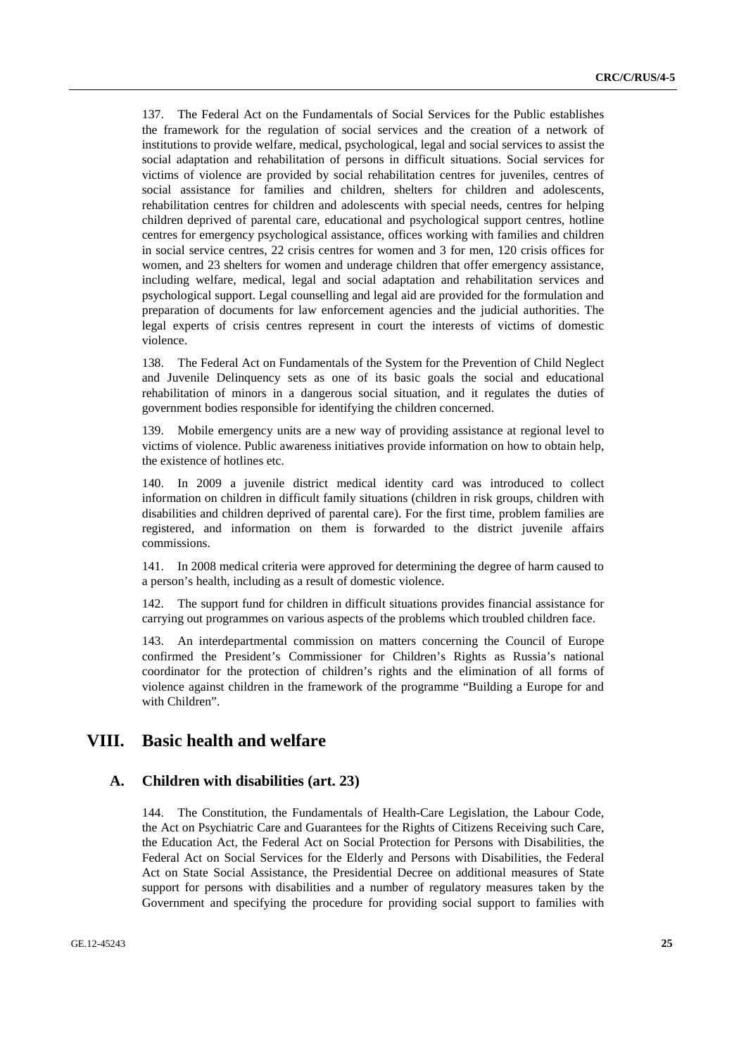137. The Federal Act on the Fundamentals of Social Services for the Public establishes the framework for the regulation of social services and the creation of a network of institutions to provide welfare, medical, psychological, legal and social services to assist the social adaptation and rehabilitation of persons in difficult situations. Social services for victims of violence are provided by social rehabilitation centres for juveniles, centres of social assistance for families and children, shelters for children and adolescents, rehabilitation centres for children and adolescents with special needs, centres for helping children deprived of parental care, educational and psychological support centres, hotline centres for emergency psychological assistance, offices working with families and children in social service centres, 22 crisis centres for women and 3 for men, 120 crisis offices for women, and 23 shelters for women and underage children that offer emergency assistance, including welfare, medical, legal and social adaptation and rehabilitation services and psychological support. Legal counselling and legal aid are provided for the formulation and preparation of documents for law enforcement agencies and the judicial authorities. The legal experts of crisis centres represent in court the interests of victims of domestic violence.

138. The Federal Act on Fundamentals of the System for the Prevention of Child Neglect and Juvenile Delinquency sets as one of its basic goals the social and educational rehabilitation of minors in a dangerous social situation, and it regulates the duties of government bodies responsible for identifying the children concerned.

139. Mobile emergency units are a new way of providing assistance at regional level to victims of violence. Public awareness initiatives provide information on how to obtain help, the existence of hotlines etc.

140. In 2009 a juvenile district medical identity card was introduced to collect information on children in difficult family situations (children in risk groups, children with disabilities and children deprived of parental care). For the first time, problem families are registered, and information on them is forwarded to the district juvenile affairs commissions.

141. In 2008 medical criteria were approved for determining the degree of harm caused to a person's health, including as a result of domestic violence.

142. The support fund for children in difficult situations provides financial assistance for carrying out programmes on various aspects of the problems which troubled children face.

143. An interdepartmental commission on matters concerning the Council of Europe confirmed the President's Commissioner for Children's Rights as Russia's national coordinator for the protection of children's rights and the elimination of all forms of violence against children in the framework of the programme "Building a Europe for and with Children".

# VIII. Basic health and welfare

## A. Children with disabilities (art. 23)

144. The Constitution, the Fundamentals of Health-Care Legislation, the Labour Code, the Act on Psychiatric Care and Guarantees for the Rights of Citizens Receiving such Care, the Education Act, the Federal Act on Social Protection for Persons with Disabilities, the Federal Act on Social Services for the Elderly and Persons with Disabilities, the Federal Act on State Social Assistance, the Presidential Decree on additional measures of State support for persons with disabilities and a number of regulatory measures taken by the Government and specifying the procedure for providing social support to families with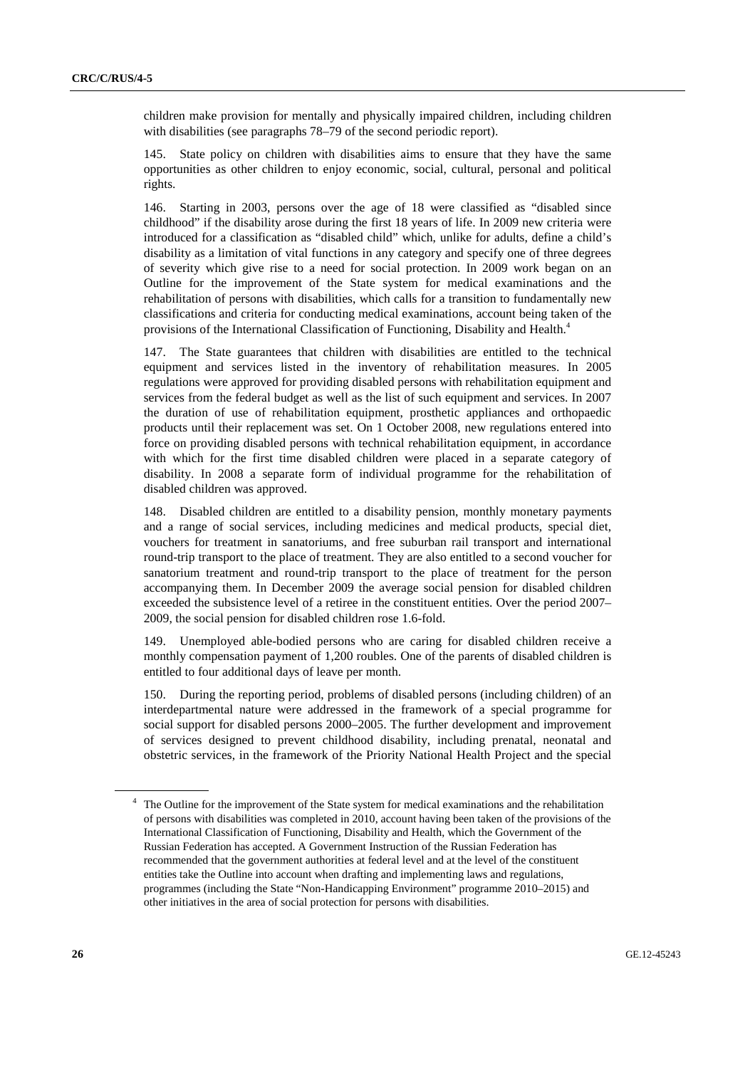children make provision for mentally and physically impaired children, including children with disabilities (see paragraphs 78–79 of the second periodic report).

145. State policy on children with disabilities aims to ensure that they have the same opportunities as other children to enjoy economic, social, cultural, personal and political rights.

146. Starting in 2003, persons over the age of 18 were classified as "disabled since childhood" if the disability arose during the first 18 years of life. In 2009 new criteria were introduced for a classification as "disabled child" which, unlike for adults, define a child's disability as a limitation of vital functions in any category and specify one of three degrees of severity which give rise to a need for social protection. In 2009 work began on an Outline for the improvement of the State system for medical examinations and the rehabilitation of persons with disabilities, which calls for a transition to fundamentally new classifications and criteria for conducting medical examinations, account being taken of the provisions of the International Classification of Functioning, Disability and Health.[4]

147. The State guarantees that children with disabilities are entitled to the technical equipment and services listed in the inventory of rehabilitation measures. In 2005 regulations were approved for providing disabled persons with rehabilitation equipment and services from the federal budget as well as the list of such equipment and services. In 2007 the duration of use of rehabilitation equipment, prosthetic appliances and orthopaedic products until their replacement was set. On 1 October 2008, new regulations entered into force on providing disabled persons with technical rehabilitation equipment, in accordance with which for the first time disabled children were placed in a separate category of disability. In 2008 a separate form of individual programme for the rehabilitation of disabled children was approved.

148. Disabled children are entitled to a disability pension, monthly monetary payments and a range of social services, including medicines and medical products, special diet, vouchers for treatment in sanatoriums, and free suburban rail transport and international round-trip transport to the place of treatment. They are also entitled to a second voucher for sanatorium treatment and round-trip transport to the place of treatment for the person accompanying them. In December 2009 the average social pension for disabled children exceeded the subsistence level of a retiree in the constituent entities. Over the period 2007–2009, the social pension for disabled children rose 1.6-fold.

149. Unemployed able-bodied persons who are caring for disabled children receive a monthly compensation payment of 1,200 roubles. One of the parents of disabled children is entitled to four additional days of leave per month.

150. During the reporting period, problems of disabled persons (including children) of an interdepartmental nature were addressed in the framework of a special programme for social support for disabled persons 2000–2005. The further development and improvement of services designed to prevent childhood disability, including prenatal, neonatal and obstetric services, in the framework of the Priority National Health Project and the special

---

[4] The Outline for the improvement of the State system for medical examinations and the rehabilitation of persons with disabilities was completed in 2010, account having been taken of the provisions of the International Classification of Functioning, Disability and Health, which the Government of the Russian Federation has accepted. A Government Instruction of the Russian Federation has recommended that the government authorities at federal level and at the level of the constituent entities take the Outline into account when drafting and implementing laws and regulations, programmes (including the State "Non-Handicapping Environment" programme 2010–2015) and other initiatives in the area of social protection for persons with disabilities.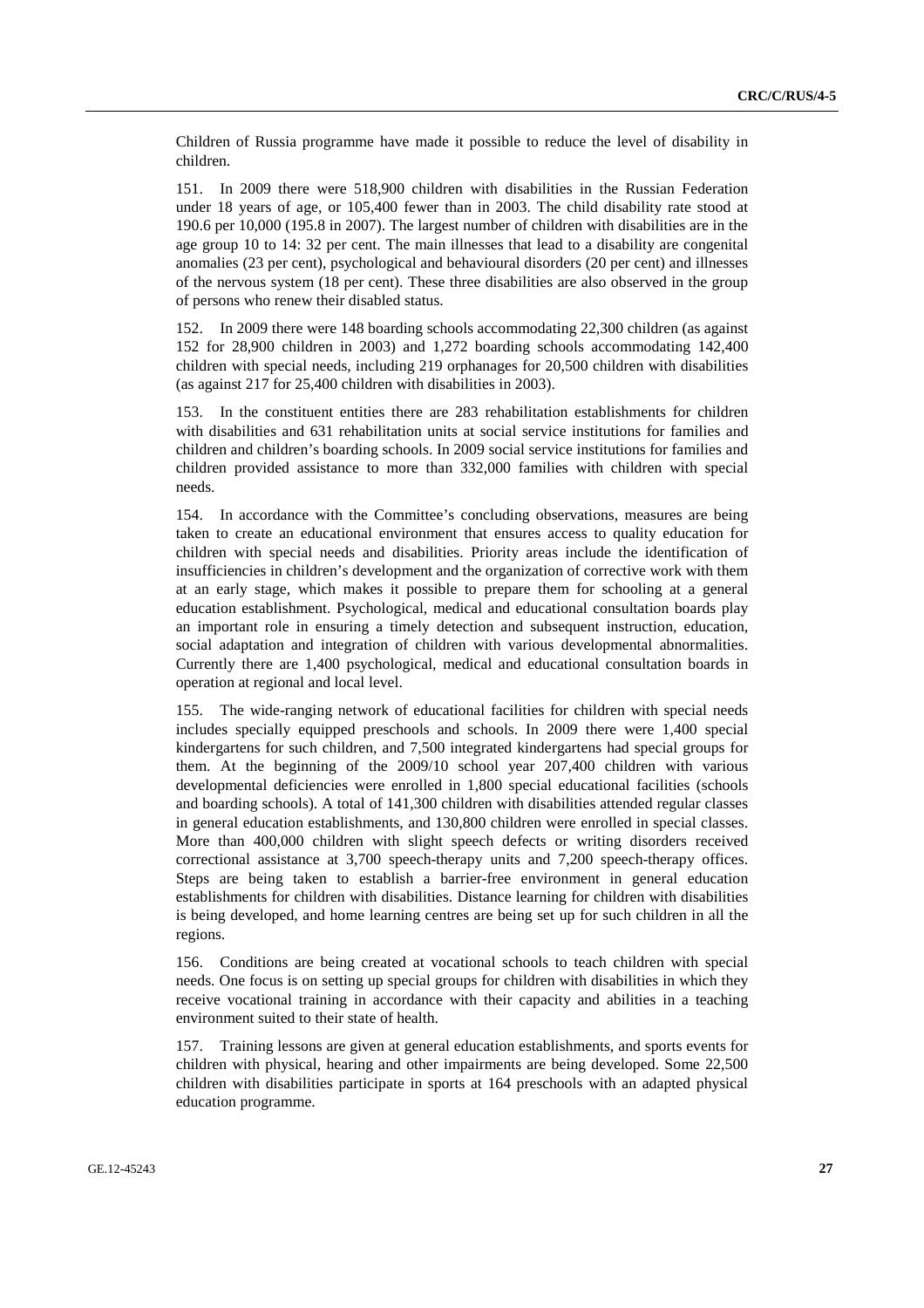Children of Russia programme have made it possible to reduce the level of disability in children.

151. In 2009 there were 518,900 children with disabilities in the Russian Federation under 18 years of age, or 105,400 fewer than in 2003. The child disability rate stood at 190.6 per 10,000 (195.8 in 2007). The largest number of children with disabilities are in the age group 10 to 14: 32 per cent. The main illnesses that lead to a disability are congenital anomalies (23 per cent), psychological and behavioural disorders (20 per cent) and illnesses of the nervous system (18 per cent). These three disabilities are also observed in the group of persons who renew their disabled status.

152. In 2009 there were 148 boarding schools accommodating 22,300 children (as against 152 for 28,900 children in 2003) and 1,272 boarding schools accommodating 142,400 children with special needs, including 219 orphanages for 20,500 children with disabilities (as against 217 for 25,400 children with disabilities in 2003).

153. In the constituent entities there are 283 rehabilitation establishments for children with disabilities and 631 rehabilitation units at social service institutions for families and children and children's boarding schools. In 2009 social service institutions for families and children provided assistance to more than 332,000 families with children with special needs.

154. In accordance with the Committee's concluding observations, measures are being taken to create an educational environment that ensures access to quality education for children with special needs and disabilities. Priority areas include the identification of insufficiencies in children's development and the organization of corrective work with them at an early stage, which makes it possible to prepare them for schooling at a general education establishment. Psychological, medical and educational consultation boards play an important role in ensuring a timely detection and subsequent instruction, education, social adaptation and integration of children with various developmental abnormalities. Currently there are 1,400 psychological, medical and educational consultation boards in operation at regional and local level.

155. The wide-ranging network of educational facilities for children with special needs includes specially equipped preschools and schools. In 2009 there were 1,400 special kindergartens for such children, and 7,500 integrated kindergartens had special groups for them. At the beginning of the 2009/10 school year 207,400 children with various developmental deficiencies were enrolled in 1,800 special educational facilities (schools and boarding schools). A total of 141,300 children with disabilities attended regular classes in general education establishments, and 130,800 children were enrolled in special classes. More than 400,000 children with slight speech defects or writing disorders received correctional assistance at 3,700 speech-therapy units and 7,200 speech-therapy offices. Steps are being taken to establish a barrier-free environment in general education establishments for children with disabilities. Distance learning for children with disabilities is being developed, and home learning centres are being set up for such children in all the regions.

156. Conditions are being created at vocational schools to teach children with special needs. One focus is on setting up special groups for children with disabilities in which they receive vocational training in accordance with their capacity and abilities in a teaching environment suited to their state of health.

157. Training lessons are given at general education establishments, and sports events for children with physical, hearing and other impairments are being developed. Some 22,500 children with disabilities participate in sports at 164 preschools with an adapted physical education programme.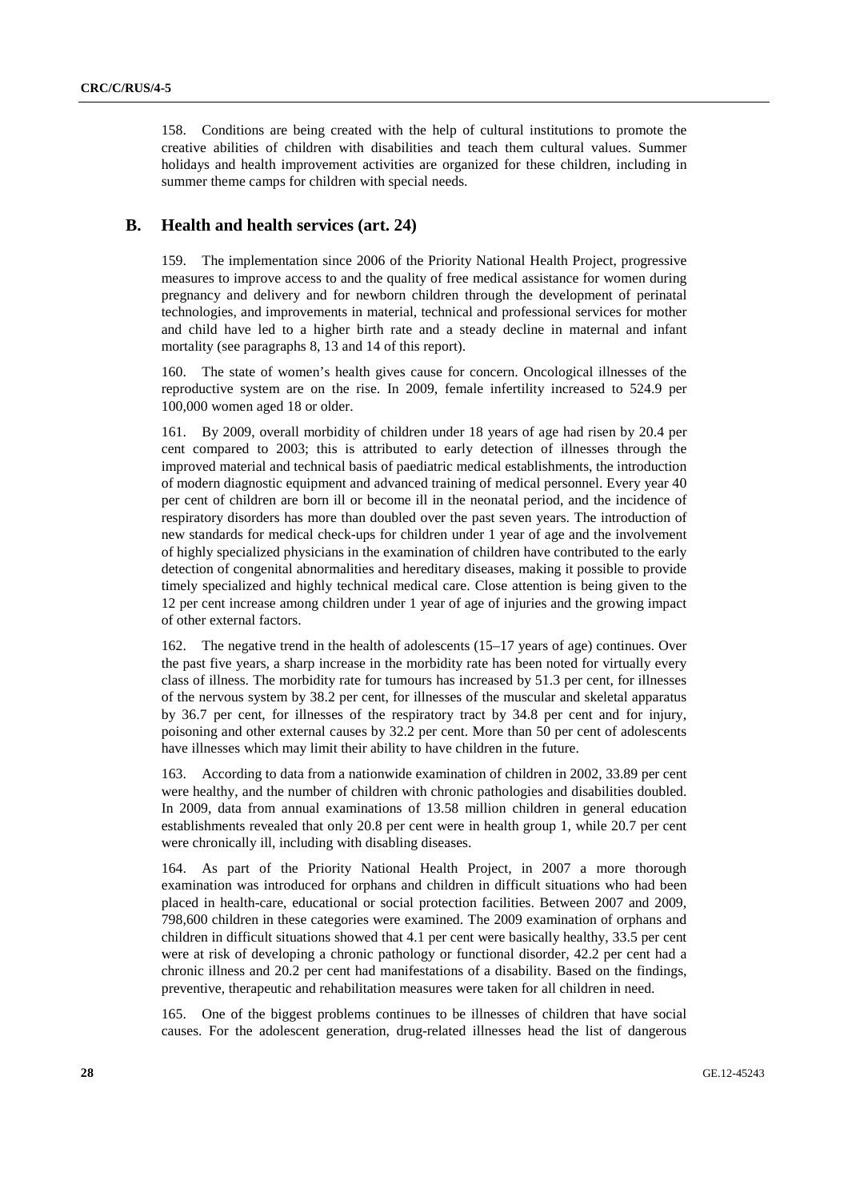158. Conditions are being created with the help of cultural institutions to promote the creative abilities of children with disabilities and teach them cultural values. Summer holidays and health improvement activities are organized for these children, including in summer theme camps for children with special needs.

## B. Health and health services (art. 24)

159. The implementation since 2006 of the Priority National Health Project, progressive measures to improve access to and the quality of free medical assistance for women during pregnancy and delivery and for newborn children through the development of perinatal technologies, and improvements in material, technical and professional services for mother and child have led to a higher birth rate and a steady decline in maternal and infant mortality (see paragraphs 8, 13 and 14 of this report).

160. The state of women's health gives cause for concern. Oncological illnesses of the reproductive system are on the rise. In 2009, female infertility increased to 524.9 per 100,000 women aged 18 or older.

161. By 2009, overall morbidity of children under 18 years of age had risen by 20.4 per cent compared to 2003; this is attributed to early detection of illnesses through the improved material and technical basis of paediatric medical establishments, the introduction of modern diagnostic equipment and advanced training of medical personnel. Every year 40 per cent of children are born ill or become ill in the neonatal period, and the incidence of respiratory disorders has more than doubled over the past seven years. The introduction of new standards for medical check-ups for children under 1 year of age and the involvement of highly specialized physicians in the examination of children have contributed to the early detection of congenital abnormalities and hereditary diseases, making it possible to provide timely specialized and highly technical medical care. Close attention is being given to the 12 per cent increase among children under 1 year of age of injuries and the growing impact of other external factors.

162. The negative trend in the health of adolescents (15–17 years of age) continues. Over the past five years, a sharp increase in the morbidity rate has been noted for virtually every class of illness. The morbidity rate for tumours has increased by 51.3 per cent, for illnesses of the nervous system by 38.2 per cent, for illnesses of the muscular and skeletal apparatus by 36.7 per cent, for illnesses of the respiratory tract by 34.8 per cent and for injury, poisoning and other external causes by 32.2 per cent. More than 50 per cent of adolescents have illnesses which may limit their ability to have children in the future.

163. According to data from a nationwide examination of children in 2002, 33.89 per cent were healthy, and the number of children with chronic pathologies and disabilities doubled. In 2009, data from annual examinations of 13.58 million children in general education establishments revealed that only 20.8 per cent were in health group 1, while 20.7 per cent were chronically ill, including with disabling diseases.

164. As part of the Priority National Health Project, in 2007 a more thorough examination was introduced for orphans and children in difficult situations who had been placed in health-care, educational or social protection facilities. Between 2007 and 2009, 798,600 children in these categories were examined. The 2009 examination of orphans and children in difficult situations showed that 4.1 per cent were basically healthy, 33.5 per cent were at risk of developing a chronic pathology or functional disorder, 42.2 per cent had a chronic illness and 20.2 per cent had manifestations of a disability. Based on the findings, preventive, therapeutic and rehabilitation measures were taken for all children in need.

165. One of the biggest problems continues to be illnesses of children that have social causes. For the adolescent generation, drug-related illnesses head the list of dangerous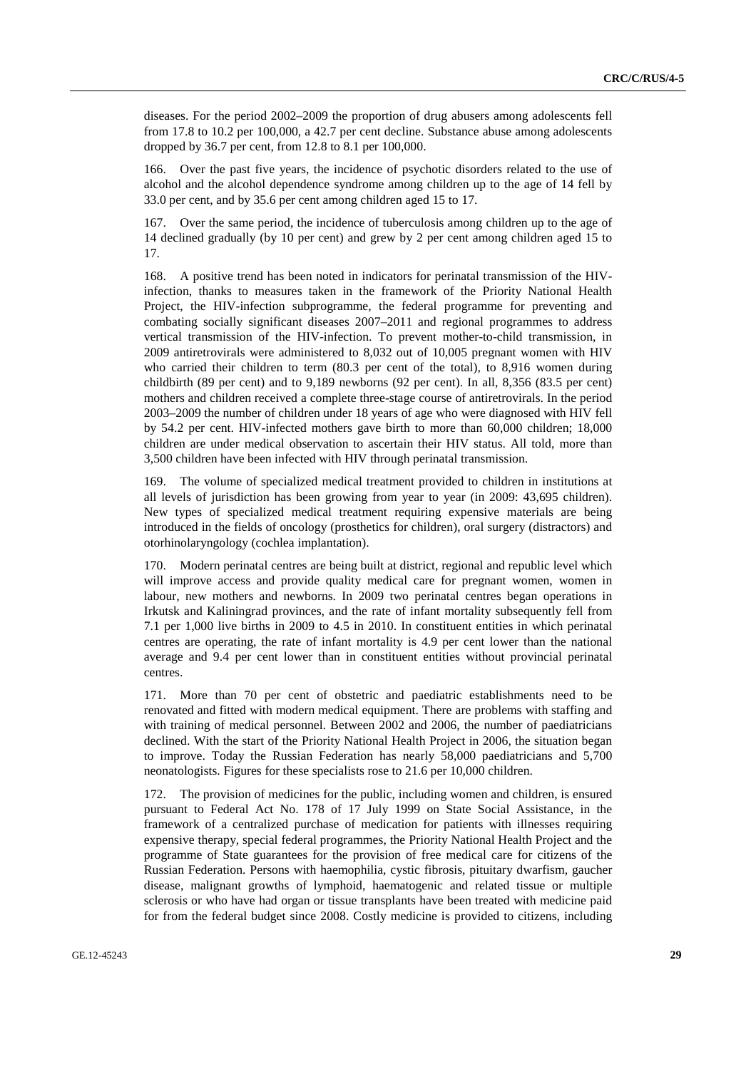diseases. For the period 2002–2009 the proportion of drug abusers among adolescents fell from 17.8 to 10.2 per 100,000, a 42.7 per cent decline. Substance abuse among adolescents dropped by 36.7 per cent, from 12.8 to 8.1 per 100,000.

166. Over the past five years, the incidence of psychotic disorders related to the use of alcohol and the alcohol dependence syndrome among children up to the age of 14 fell by 33.0 per cent, and by 35.6 per cent among children aged 15 to 17.

167. Over the same period, the incidence of tuberculosis among children up to the age of 14 declined gradually (by 10 per cent) and grew by 2 per cent among children aged 15 to 17.

168. A positive trend has been noted in indicators for perinatal transmission of the HIV-infection, thanks to measures taken in the framework of the Priority National Health Project, the HIV-infection subprogramme, the federal programme for preventing and combating socially significant diseases 2007–2011 and regional programmes to address vertical transmission of the HIV-infection. To prevent mother-to-child transmission, in 2009 antiretrovirals were administered to 8,032 out of 10,005 pregnant women with HIV who carried their children to term (80.3 per cent of the total), to 8,916 women during childbirth (89 per cent) and to 9,189 newborns (92 per cent). In all, 8,356 (83.5 per cent) mothers and children received a complete three-stage course of antiretrovirals. In the period 2003–2009 the number of children under 18 years of age who were diagnosed with HIV fell by 54.2 per cent. HIV-infected mothers gave birth to more than 60,000 children; 18,000 children are under medical observation to ascertain their HIV status. All told, more than 3,500 children have been infected with HIV through perinatal transmission.

169. The volume of specialized medical treatment provided to children in institutions at all levels of jurisdiction has been growing from year to year (in 2009: 43,695 children). New types of specialized medical treatment requiring expensive materials are being introduced in the fields of oncology (prosthetics for children), oral surgery (distractors) and otorhinolaryngology (cochlea implantation).

170. Modern perinatal centres are being built at district, regional and republic level which will improve access and provide quality medical care for pregnant women, women in labour, new mothers and newborns. In 2009 two perinatal centres began operations in Irkutsk and Kaliningrad provinces, and the rate of infant mortality subsequently fell from 7.1 per 1,000 live births in 2009 to 4.5 in 2010. In constituent entities in which perinatal centres are operating, the rate of infant mortality is 4.9 per cent lower than the national average and 9.4 per cent lower than in constituent entities without provincial perinatal centres.

171. More than 70 per cent of obstetric and paediatric establishments need to be renovated and fitted with modern medical equipment. There are problems with staffing and with training of medical personnel. Between 2002 and 2006, the number of paediatricians declined. With the start of the Priority National Health Project in 2006, the situation began to improve. Today the Russian Federation has nearly 58,000 paediatricians and 5,700 neonatologists. Figures for these specialists rose to 21.6 per 10,000 children.

172. The provision of medicines for the public, including women and children, is ensured pursuant to Federal Act No. 178 of 17 July 1999 on State Social Assistance, in the framework of a centralized purchase of medication for patients with illnesses requiring expensive therapy, special federal programmes, the Priority National Health Project and the programme of State guarantees for the provision of free medical care for citizens of the Russian Federation. Persons with haemophilia, cystic fibrosis, pituitary dwarfism, gaucher disease, malignant growths of lymphoid, haematogenic and related tissue or multiple sclerosis or who have had organ or tissue transplants have been treated with medicine paid for from the federal budget since 2008. Costly medicine is provided to citizens, including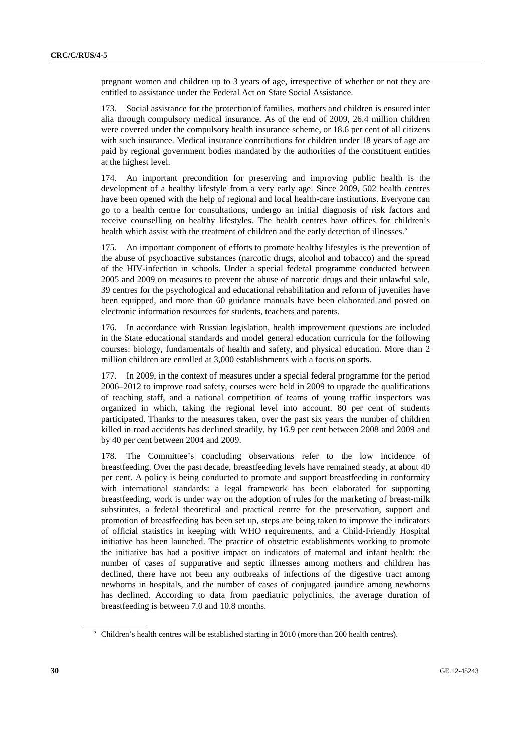pregnant women and children up to 3 years of age, irrespective of whether or not they are entitled to assistance under the Federal Act on State Social Assistance.

173. Social assistance for the protection of families, mothers and children is ensured inter alia through compulsory medical insurance. As of the end of 2009, 26.4 million children were covered under the compulsory health insurance scheme, or 18.6 per cent of all citizens with such insurance. Medical insurance contributions for children under 18 years of age are paid by regional government bodies mandated by the authorities of the constituent entities at the highest level.

174. An important precondition for preserving and improving public health is the development of a healthy lifestyle from a very early age. Since 2009, 502 health centres have been opened with the help of regional and local health-care institutions. Everyone can go to a health centre for consultations, undergo an initial diagnosis of risk factors and receive counselling on healthy lifestyles. The health centres have offices for children's health which assist with the treatment of children and the early detection of illnesses.[5]

175. An important component of efforts to promote healthy lifestyles is the prevention of the abuse of psychoactive substances (narcotic drugs, alcohol and tobacco) and the spread of the HIV-infection in schools. Under a special federal programme conducted between 2005 and 2009 on measures to prevent the abuse of narcotic drugs and their unlawful sale, 39 centres for the psychological and educational rehabilitation and reform of juveniles have been equipped, and more than 60 guidance manuals have been elaborated and posted on electronic information resources for students, teachers and parents.

176. In accordance with Russian legislation, health improvement questions are included in the State educational standards and model general education curricula for the following courses: biology, fundamentals of health and safety, and physical education. More than 2 million children are enrolled at 3,000 establishments with a focus on sports.

177. In 2009, in the context of measures under a special federal programme for the period 2006–2012 to improve road safety, courses were held in 2009 to upgrade the qualifications of teaching staff, and a national competition of teams of young traffic inspectors was organized in which, taking the regional level into account, 80 per cent of students participated. Thanks to the measures taken, over the past six years the number of children killed in road accidents has declined steadily, by 16.9 per cent between 2008 and 2009 and by 40 per cent between 2004 and 2009.

178. The Committee's concluding observations refer to the low incidence of breastfeeding. Over the past decade, breastfeeding levels have remained steady, at about 40 per cent. A policy is being conducted to promote and support breastfeeding in conformity with international standards: a legal framework has been elaborated for supporting breastfeeding, work is under way on the adoption of rules for the marketing of breast-milk substitutes, a federal theoretical and practical centre for the preservation, support and promotion of breastfeeding has been set up, steps are being taken to improve the indicators of official statistics in keeping with WHO requirements, and a Child-Friendly Hospital initiative has been launched. The practice of obstetric establishments working to promote the initiative has had a positive impact on indicators of maternal and infant health: the number of cases of suppurative and septic illnesses among mothers and children has declined, there have not been any outbreaks of infections of the digestive tract among newborns in hospitals, and the number of cases of conjugated jaundice among newborns has declined. According to data from paediatric polyclinics, the average duration of breastfeeding is between 7.0 and 10.8 months.

[5] Children's health centres will be established starting in 2010 (more than 200 health centres).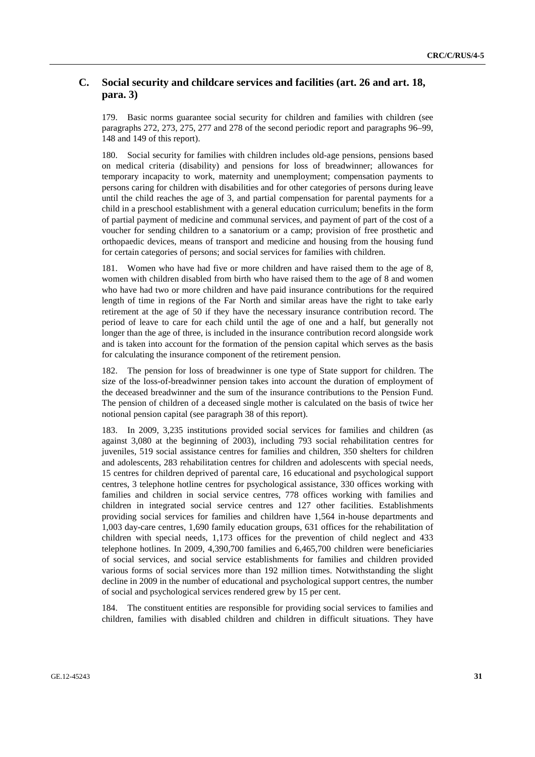## C. Social security and childcare services and facilities (art. 26 and art. 18, para. 3)

179. Basic norms guarantee social security for children and families with children (see paragraphs 272, 273, 275, 277 and 278 of the second periodic report and paragraphs 96–99, 148 and 149 of this report).

180. Social security for families with children includes old-age pensions, pensions based on medical criteria (disability) and pensions for loss of breadwinner; allowances for temporary incapacity to work, maternity and unemployment; compensation payments to persons caring for children with disabilities and for other categories of persons during leave until the child reaches the age of 3, and partial compensation for parental payments for a child in a preschool establishment with a general education curriculum; benefits in the form of partial payment of medicine and communal services, and payment of part of the cost of a voucher for sending children to a sanatorium or a camp; provision of free prosthetic and orthopaedic devices, means of transport and medicine and housing from the housing fund for certain categories of persons; and social services for families with children.

181. Women who have had five or more children and have raised them to the age of 8, women with children disabled from birth who have raised them to the age of 8 and women who have had two or more children and have paid insurance contributions for the required length of time in regions of the Far North and similar areas have the right to take early retirement at the age of 50 if they have the necessary insurance contribution record. The period of leave to care for each child until the age of one and a half, but generally not longer than the age of three, is included in the insurance contribution record alongside work and is taken into account for the formation of the pension capital which serves as the basis for calculating the insurance component of the retirement pension.

182. The pension for loss of breadwinner is one type of State support for children. The size of the loss-of-breadwinner pension takes into account the duration of employment of the deceased breadwinner and the sum of the insurance contributions to the Pension Fund. The pension of children of a deceased single mother is calculated on the basis of twice her notional pension capital (see paragraph 38 of this report).

183. In 2009, 3,235 institutions provided social services for families and children (as against 3,080 at the beginning of 2003), including 793 social rehabilitation centres for juveniles, 519 social assistance centres for families and children, 350 shelters for children and adolescents, 283 rehabilitation centres for children and adolescents with special needs, 15 centres for children deprived of parental care, 16 educational and psychological support centres, 3 telephone hotline centres for psychological assistance, 330 offices working with families and children in social service centres, 778 offices working with families and children in integrated social service centres and 127 other facilities. Establishments providing social services for families and children have 1,564 in-house departments and 1,003 day-care centres, 1,690 family education groups, 631 offices for the rehabilitation of children with special needs, 1,173 offices for the prevention of child neglect and 433 telephone hotlines. In 2009, 4,390,700 families and 6,465,700 children were beneficiaries of social services, and social service establishments for families and children provided various forms of social services more than 192 million times. Notwithstanding the slight decline in 2009 in the number of educational and psychological support centres, the number of social and psychological services rendered grew by 15 per cent.

184. The constituent entities are responsible for providing social services to families and children, families with disabled children and children in difficult situations. They have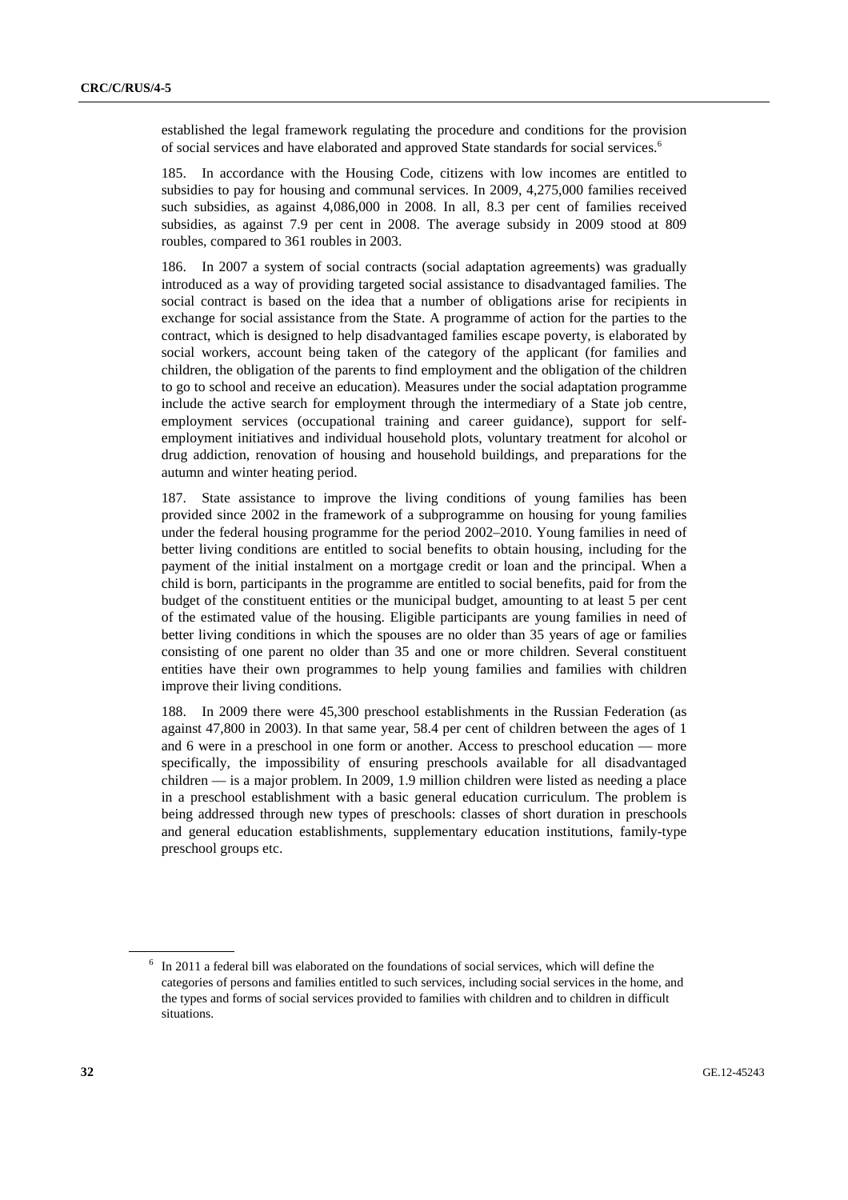established the legal framework regulating the procedure and conditions for the provision of social services and have elaborated and approved State standards for social services.[6]

185. In accordance with the Housing Code, citizens with low incomes are entitled to subsidies to pay for housing and communal services. In 2009, 4,275,000 families received such subsidies, as against 4,086,000 in 2008. In all, 8.3 per cent of families received subsidies, as against 7.9 per cent in 2008. The average subsidy in 2009 stood at 809 roubles, compared to 361 roubles in 2003.

186. In 2007 a system of social contracts (social adaptation agreements) was gradually introduced as a way of providing targeted social assistance to disadvantaged families. The social contract is based on the idea that a number of obligations arise for recipients in exchange for social assistance from the State. A programme of action for the parties to the contract, which is designed to help disadvantaged families escape poverty, is elaborated by social workers, account being taken of the category of the applicant (for families and children, the obligation of the parents to find employment and the obligation of the children to go to school and receive an education). Measures under the social adaptation programme include the active search for employment through the intermediary of a State job centre, employment services (occupational training and career guidance), support for self-employment initiatives and individual household plots, voluntary treatment for alcohol or drug addiction, renovation of housing and household buildings, and preparations for the autumn and winter heating period.

187. State assistance to improve the living conditions of young families has been provided since 2002 in the framework of a subprogramme on housing for young families under the federal housing programme for the period 2002–2010. Young families in need of better living conditions are entitled to social benefits to obtain housing, including for the payment of the initial instalment on a mortgage credit or loan and the principal. When a child is born, participants in the programme are entitled to social benefits, paid for from the budget of the constituent entities or the municipal budget, amounting to at least 5 per cent of the estimated value of the housing. Eligible participants are young families in need of better living conditions in which the spouses are no older than 35 years of age or families consisting of one parent no older than 35 and one or more children. Several constituent entities have their own programmes to help young families and families with children improve their living conditions.

188. In 2009 there were 45,300 preschool establishments in the Russian Federation (as against 47,800 in 2003). In that same year, 58.4 per cent of children between the ages of 1 and 6 were in a preschool in one form or another. Access to preschool education — more specifically, the impossibility of ensuring preschools available for all disadvantaged children — is a major problem. In 2009, 1.9 million children were listed as needing a place in a preschool establishment with a basic general education curriculum. The problem is being addressed through new types of preschools: classes of short duration in preschools and general education establishments, supplementary education institutions, family-type preschool groups etc.

[6] In 2011 a federal bill was elaborated on the foundations of social services, which will define the categories of persons and families entitled to such services, including social services in the home, and the types and forms of social services provided to families with children and to children in difficult situations.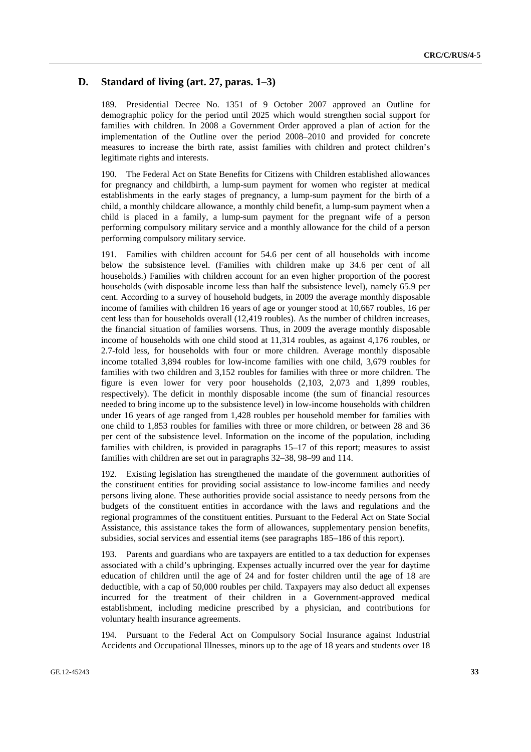## D. Standard of living (art. 27, paras. 1–3)

189. Presidential Decree No. 1351 of 9 October 2007 approved an Outline for demographic policy for the period until 2025 which would strengthen social support for families with children. In 2008 a Government Order approved a plan of action for the implementation of the Outline over the period 2008–2010 and provided for concrete measures to increase the birth rate, assist families with children and protect children's legitimate rights and interests.

190. The Federal Act on State Benefits for Citizens with Children established allowances for pregnancy and childbirth, a lump-sum payment for women who register at medical establishments in the early stages of pregnancy, a lump-sum payment for the birth of a child, a monthly childcare allowance, a monthly child benefit, a lump-sum payment when a child is placed in a family, a lump-sum payment for the pregnant wife of a person performing compulsory military service and a monthly allowance for the child of a person performing compulsory military service.

191. Families with children account for 54.6 per cent of all households with income below the subsistence level. (Families with children make up 34.6 per cent of all households.) Families with children account for an even higher proportion of the poorest households (with disposable income less than half the subsistence level), namely 65.9 per cent. According to a survey of household budgets, in 2009 the average monthly disposable income of families with children 16 years of age or younger stood at 10,667 roubles, 16 per cent less than for households overall (12,419 roubles). As the number of children increases, the financial situation of families worsens. Thus, in 2009 the average monthly disposable income of households with one child stood at 11,314 roubles, as against 4,176 roubles, or 2.7-fold less, for households with four or more children. Average monthly disposable income totalled 3,894 roubles for low-income families with one child, 3,679 roubles for families with two children and 3,152 roubles for families with three or more children. The figure is even lower for very poor households (2,103, 2,073 and 1,899 roubles, respectively). The deficit in monthly disposable income (the sum of financial resources needed to bring income up to the subsistence level) in low-income households with children under 16 years of age ranged from 1,428 roubles per household member for families with one child to 1,853 roubles for families with three or more children, or between 28 and 36 per cent of the subsistence level. Information on the income of the population, including families with children, is provided in paragraphs 15–17 of this report; measures to assist families with children are set out in paragraphs 32–38, 98–99 and 114.

192. Existing legislation has strengthened the mandate of the government authorities of the constituent entities for providing social assistance to low-income families and needy persons living alone. These authorities provide social assistance to needy persons from the budgets of the constituent entities in accordance with the laws and regulations and the regional programmes of the constituent entities. Pursuant to the Federal Act on State Social Assistance, this assistance takes the form of allowances, supplementary pension benefits, subsidies, social services and essential items (see paragraphs 185–186 of this report).

193. Parents and guardians who are taxpayers are entitled to a tax deduction for expenses associated with a child's upbringing. Expenses actually incurred over the year for daytime education of children until the age of 24 and for foster children until the age of 18 are deductible, with a cap of 50,000 roubles per child. Taxpayers may also deduct all expenses incurred for the treatment of their children in a Government-approved medical establishment, including medicine prescribed by a physician, and contributions for voluntary health insurance agreements.

194. Pursuant to the Federal Act on Compulsory Social Insurance against Industrial Accidents and Occupational Illnesses, minors up to the age of 18 years and students over 18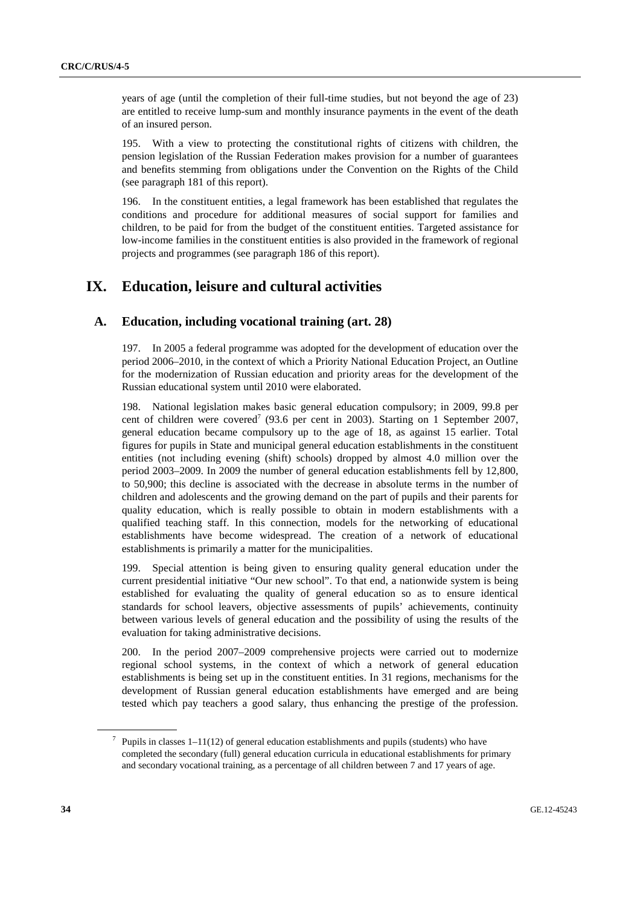years of age (until the completion of their full-time studies, but not beyond the age of 23) are entitled to receive lump-sum and monthly insurance payments in the event of the death of an insured person.

195. With a view to protecting the constitutional rights of citizens with children, the pension legislation of the Russian Federation makes provision for a number of guarantees and benefits stemming from obligations under the Convention on the Rights of the Child (see paragraph 181 of this report).

196. In the constituent entities, a legal framework has been established that regulates the conditions and procedure for additional measures of social support for families and children, to be paid for from the budget of the constituent entities. Targeted assistance for low-income families in the constituent entities is also provided in the framework of regional projects and programmes (see paragraph 186 of this report).

# IX. Education, leisure and cultural activities

## A. Education, including vocational training (art. 28)

197. In 2005 a federal programme was adopted for the development of education over the period 2006–2010, in the context of which a Priority National Education Project, an Outline for the modernization of Russian education and priority areas for the development of the Russian educational system until 2010 were elaborated.

198. National legislation makes basic general education compulsory; in 2009, 99.8 per cent of children were covered[7] (93.6 per cent in 2003). Starting on 1 September 2007, general education became compulsory up to the age of 18, as against 15 earlier. Total figures for pupils in State and municipal general education establishments in the constituent entities (not including evening (shift) schools) dropped by almost 4.0 million over the period 2003–2009. In 2009 the number of general education establishments fell by 12,800, to 50,900; this decline is associated with the decrease in absolute terms in the number of children and adolescents and the growing demand on the part of pupils and their parents for quality education, which is really possible to obtain in modern establishments with a qualified teaching staff. In this connection, models for the networking of educational establishments have become widespread. The creation of a network of educational establishments is primarily a matter for the municipalities.

199. Special attention is being given to ensuring quality general education under the current presidential initiative "Our new school". To that end, a nationwide system is being established for evaluating the quality of general education so as to ensure identical standards for school leavers, objective assessments of pupils' achievements, continuity between various levels of general education and the possibility of using the results of the evaluation for taking administrative decisions.

200. In the period 2007–2009 comprehensive projects were carried out to modernize regional school systems, in the context of which a network of general education establishments is being set up in the constituent entities. In 31 regions, mechanisms for the development of Russian general education establishments have emerged and are being tested which pay teachers a good salary, thus enhancing the prestige of the profession.

[7] Pupils in classes 1–11(12) of general education establishments and pupils (students) who have completed the secondary (full) general education curricula in educational establishments for primary and secondary vocational training, as a percentage of all children between 7 and 17 years of age.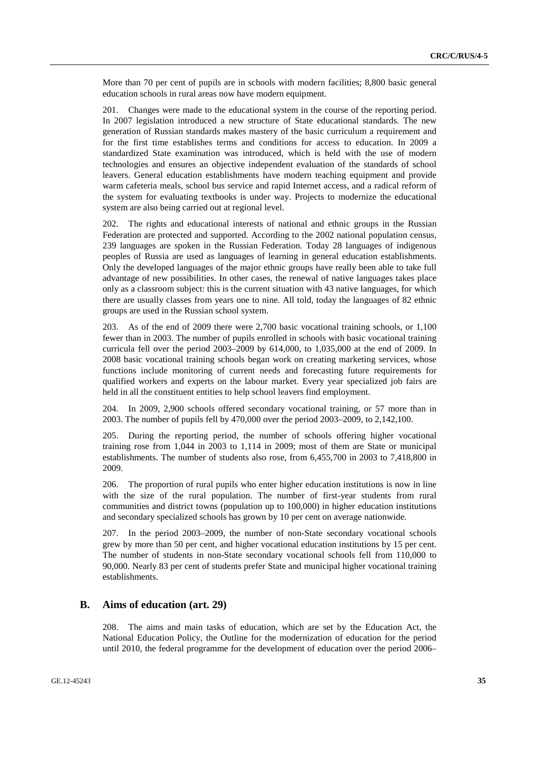More than 70 per cent of pupils are in schools with modern facilities; 8,800 basic general education schools in rural areas now have modern equipment.

201. Changes were made to the educational system in the course of the reporting period. In 2007 legislation introduced a new structure of State educational standards. The new generation of Russian standards makes mastery of the basic curriculum a requirement and for the first time establishes terms and conditions for access to education. In 2009 a standardized State examination was introduced, which is held with the use of modern technologies and ensures an objective independent evaluation of the standards of school leavers. General education establishments have modern teaching equipment and provide warm cafeteria meals, school bus service and rapid Internet access, and a radical reform of the system for evaluating textbooks is under way. Projects to modernize the educational system are also being carried out at regional level.

202. The rights and educational interests of national and ethnic groups in the Russian Federation are protected and supported. According to the 2002 national population census, 239 languages are spoken in the Russian Federation. Today 28 languages of indigenous peoples of Russia are used as languages of learning in general education establishments. Only the developed languages of the major ethnic groups have really been able to take full advantage of new possibilities. In other cases, the renewal of native languages takes place only as a classroom subject: this is the current situation with 43 native languages, for which there are usually classes from years one to nine. All told, today the languages of 82 ethnic groups are used in the Russian school system.

203. As of the end of 2009 there were 2,700 basic vocational training schools, or 1,100 fewer than in 2003. The number of pupils enrolled in schools with basic vocational training curricula fell over the period 2003–2009 by 614,000, to 1,035,000 at the end of 2009. In 2008 basic vocational training schools began work on creating marketing services, whose functions include monitoring of current needs and forecasting future requirements for qualified workers and experts on the labour market. Every year specialized job fairs are held in all the constituent entities to help school leavers find employment.

204. In 2009, 2,900 schools offered secondary vocational training, or 57 more than in 2003. The number of pupils fell by 470,000 over the period 2003–2009, to 2,142,100.

205. During the reporting period, the number of schools offering higher vocational training rose from 1,044 in 2003 to 1,114 in 2009; most of them are State or municipal establishments. The number of students also rose, from 6,455,700 in 2003 to 7,418,800 in 2009.

206. The proportion of rural pupils who enter higher education institutions is now in line with the size of the rural population. The number of first-year students from rural communities and district towns (population up to 100,000) in higher education institutions and secondary specialized schools has grown by 10 per cent on average nationwide.

207. In the period 2003–2009, the number of non-State secondary vocational schools grew by more than 50 per cent, and higher vocational education institutions by 15 per cent. The number of students in non-State secondary vocational schools fell from 110,000 to 90,000. Nearly 83 per cent of students prefer State and municipal higher vocational training establishments.

## B. Aims of education (art. 29)

208. The aims and main tasks of education, which are set by the Education Act, the National Education Policy, the Outline for the modernization of education for the period until 2010, the federal programme for the development of education over the period 2006–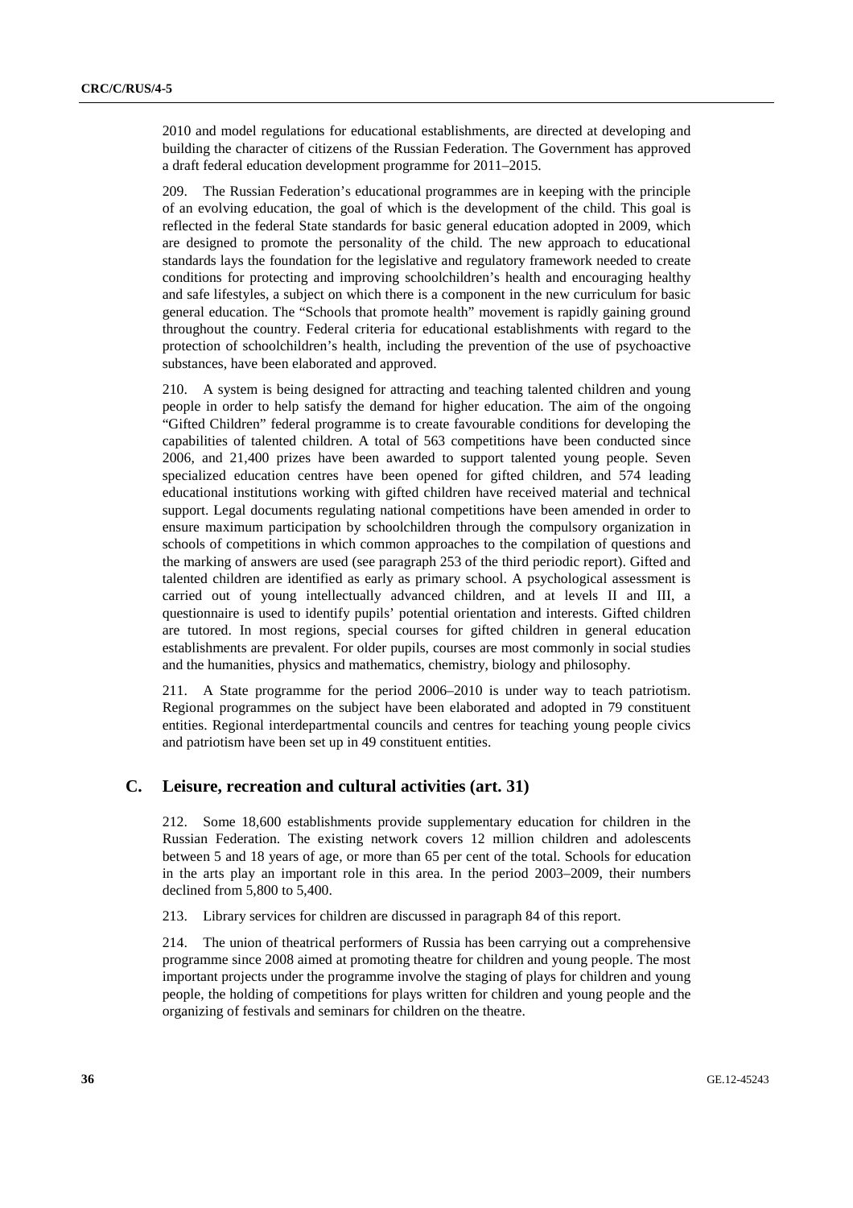2010 and model regulations for educational establishments, are directed at developing and building the character of citizens of the Russian Federation. The Government has approved a draft federal education development programme for 2011–2015.

209. The Russian Federation's educational programmes are in keeping with the principle of an evolving education, the goal of which is the development of the child. This goal is reflected in the federal State standards for basic general education adopted in 2009, which are designed to promote the personality of the child. The new approach to educational standards lays the foundation for the legislative and regulatory framework needed to create conditions for protecting and improving schoolchildren's health and encouraging healthy and safe lifestyles, a subject on which there is a component in the new curriculum for basic general education. The "Schools that promote health" movement is rapidly gaining ground throughout the country. Federal criteria for educational establishments with regard to the protection of schoolchildren's health, including the prevention of the use of psychoactive substances, have been elaborated and approved.

210. A system is being designed for attracting and teaching talented children and young people in order to help satisfy the demand for higher education. The aim of the ongoing "Gifted Children" federal programme is to create favourable conditions for developing the capabilities of talented children. A total of 563 competitions have been conducted since 2006, and 21,400 prizes have been awarded to support talented young people. Seven specialized education centres have been opened for gifted children, and 574 leading educational institutions working with gifted children have received material and technical support. Legal documents regulating national competitions have been amended in order to ensure maximum participation by schoolchildren through the compulsory organization in schools of competitions in which common approaches to the compilation of questions and the marking of answers are used (see paragraph 253 of the third periodic report). Gifted and talented children are identified as early as primary school. A psychological assessment is carried out of young intellectually advanced children, and at levels II and III, a questionnaire is used to identify pupils' potential orientation and interests. Gifted children are tutored. In most regions, special courses for gifted children in general education establishments are prevalent. For older pupils, courses are most commonly in social studies and the humanities, physics and mathematics, chemistry, biology and philosophy.

211. A State programme for the period 2006–2010 is under way to teach patriotism. Regional programmes on the subject have been elaborated and adopted in 79 constituent entities. Regional interdepartmental councils and centres for teaching young people civics and patriotism have been set up in 49 constituent entities.

## C. Leisure, recreation and cultural activities (art. 31)

212. Some 18,600 establishments provide supplementary education for children in the Russian Federation. The existing network covers 12 million children and adolescents between 5 and 18 years of age, or more than 65 per cent of the total. Schools for education in the arts play an important role in this area. In the period 2003–2009, their numbers declined from 5,800 to 5,400.

213. Library services for children are discussed in paragraph 84 of this report.

214. The union of theatrical performers of Russia has been carrying out a comprehensive programme since 2008 aimed at promoting theatre for children and young people. The most important projects under the programme involve the staging of plays for children and young people, the holding of competitions for plays written for children and young people and the organizing of festivals and seminars for children on the theatre.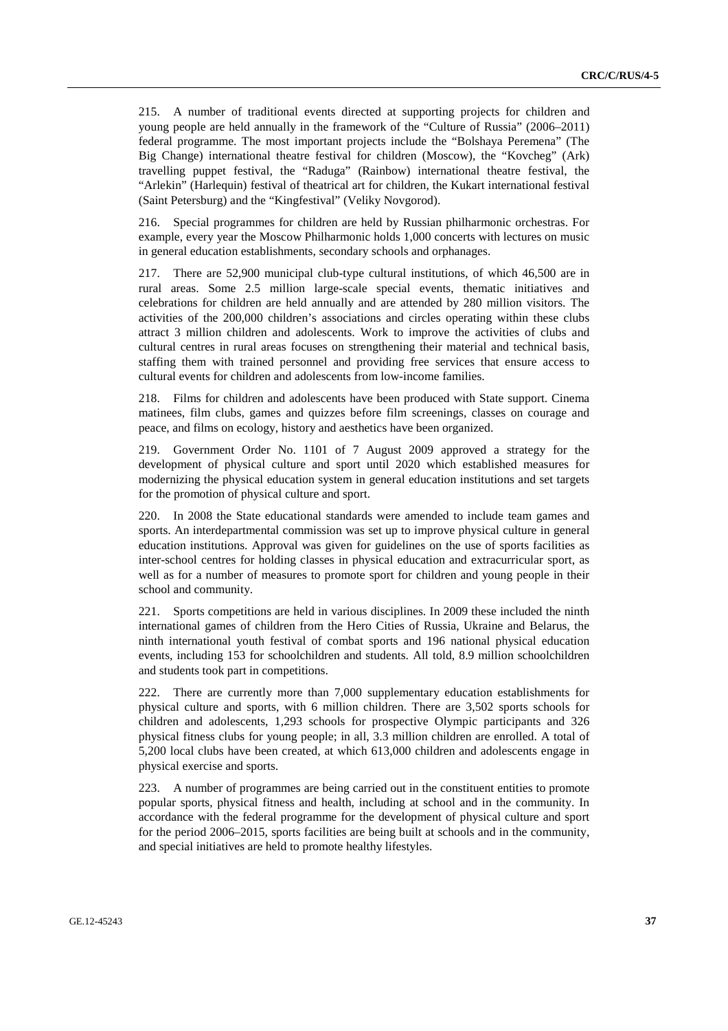215. A number of traditional events directed at supporting projects for children and young people are held annually in the framework of the "Culture of Russia" (2006–2011) federal programme. The most important projects include the "Bolshaya Peremena" (The Big Change) international theatre festival for children (Moscow), the "Kovcheg" (Ark) travelling puppet festival, the "Raduga" (Rainbow) international theatre festival, the "Arlekin" (Harlequin) festival of theatrical art for children, the Kukart international festival (Saint Petersburg) and the "Kingfestival" (Veliky Novgorod).

216. Special programmes for children are held by Russian philharmonic orchestras. For example, every year the Moscow Philharmonic holds 1,000 concerts with lectures on music in general education establishments, secondary schools and orphanages.

217. There are 52,900 municipal club-type cultural institutions, of which 46,500 are in rural areas. Some 2.5 million large-scale special events, thematic initiatives and celebrations for children are held annually and are attended by 280 million visitors. The activities of the 200,000 children's associations and circles operating within these clubs attract 3 million children and adolescents. Work to improve the activities of clubs and cultural centres in rural areas focuses on strengthening their material and technical basis, staffing them with trained personnel and providing free services that ensure access to cultural events for children and adolescents from low-income families.

218. Films for children and adolescents have been produced with State support. Cinema matinees, film clubs, games and quizzes before film screenings, classes on courage and peace, and films on ecology, history and aesthetics have been organized.

219. Government Order No. 1101 of 7 August 2009 approved a strategy for the development of physical culture and sport until 2020 which established measures for modernizing the physical education system in general education institutions and set targets for the promotion of physical culture and sport.

220. In 2008 the State educational standards were amended to include team games and sports. An interdepartmental commission was set up to improve physical culture in general education institutions. Approval was given for guidelines on the use of sports facilities as inter-school centres for holding classes in physical education and extracurricular sport, as well as for a number of measures to promote sport for children and young people in their school and community.

221. Sports competitions are held in various disciplines. In 2009 these included the ninth international games of children from the Hero Cities of Russia, Ukraine and Belarus, the ninth international youth festival of combat sports and 196 national physical education events, including 153 for schoolchildren and students. All told, 8.9 million schoolchildren and students took part in competitions.

222. There are currently more than 7,000 supplementary education establishments for physical culture and sports, with 6 million children. There are 3,502 sports schools for children and adolescents, 1,293 schools for prospective Olympic participants and 326 physical fitness clubs for young people; in all, 3.3 million children are enrolled. A total of 5,200 local clubs have been created, at which 613,000 children and adolescents engage in physical exercise and sports.

223. A number of programmes are being carried out in the constituent entities to promote popular sports, physical fitness and health, including at school and in the community. In accordance with the federal programme for the development of physical culture and sport for the period 2006–2015, sports facilities are being built at schools and in the community, and special initiatives are held to promote healthy lifestyles.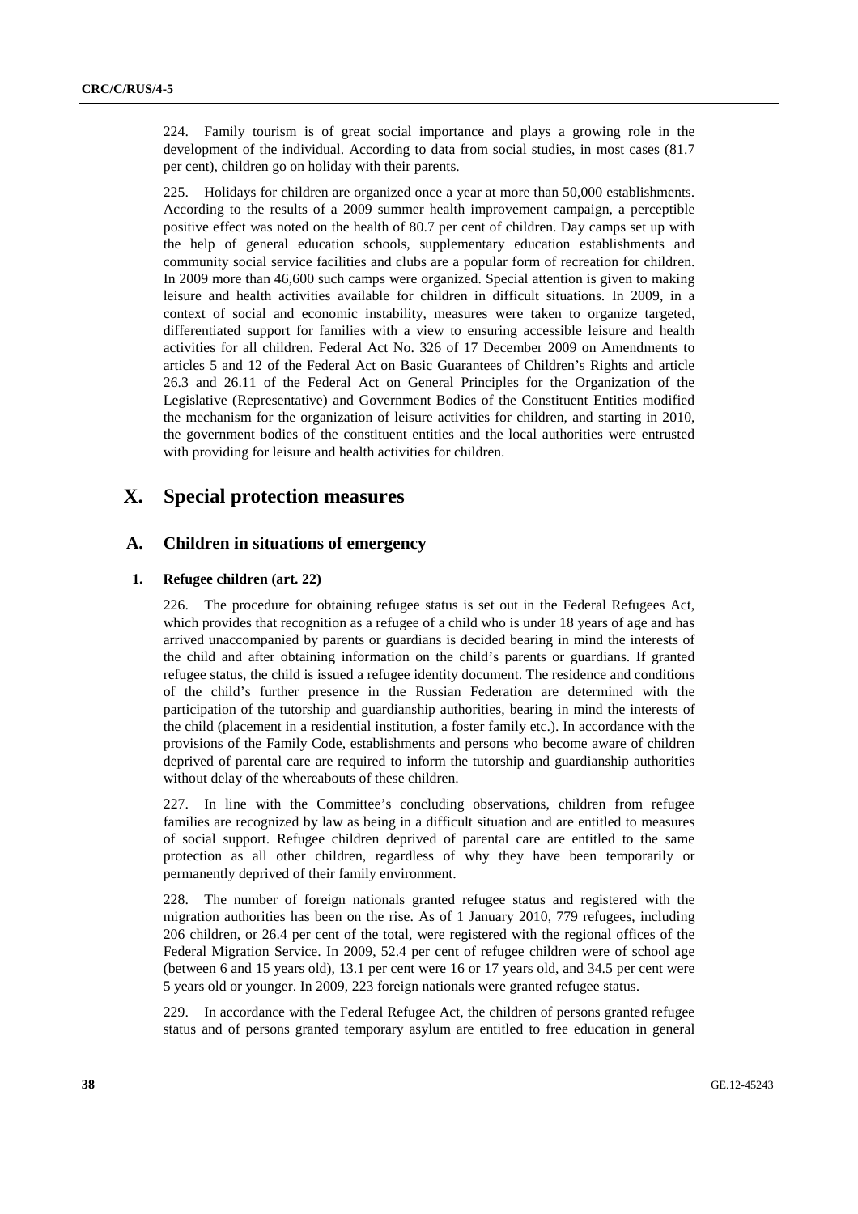224. Family tourism is of great social importance and plays a growing role in the development of the individual. According to data from social studies, in most cases (81.7 per cent), children go on holiday with their parents.

225. Holidays for children are organized once a year at more than 50,000 establishments. According to the results of a 2009 summer health improvement campaign, a perceptible positive effect was noted on the health of 80.7 per cent of children. Day camps set up with the help of general education schools, supplementary education establishments and community social service facilities and clubs are a popular form of recreation for children. In 2009 more than 46,600 such camps were organized. Special attention is given to making leisure and health activities available for children in difficult situations. In 2009, in a context of social and economic instability, measures were taken to organize targeted, differentiated support for families with a view to ensuring accessible leisure and health activities for all children. Federal Act No. 326 of 17 December 2009 on Amendments to articles 5 and 12 of the Federal Act on Basic Guarantees of Children's Rights and article 26.3 and 26.11 of the Federal Act on General Principles for the Organization of the Legislative (Representative) and Government Bodies of the Constituent Entities modified the mechanism for the organization of leisure activities for children, and starting in 2010, the government bodies of the constituent entities and the local authorities were entrusted with providing for leisure and health activities for children.

# X. Special protection measures

## A. Children in situations of emergency

### 1. Refugee children (art. 22)

226. The procedure for obtaining refugee status is set out in the Federal Refugees Act, which provides that recognition as a refugee of a child who is under 18 years of age and has arrived unaccompanied by parents or guardians is decided bearing in mind the interests of the child and after obtaining information on the child's parents or guardians. If granted refugee status, the child is issued a refugee identity document. The residence and conditions of the child's further presence in the Russian Federation are determined with the participation of the tutorship and guardianship authorities, bearing in mind the interests of the child (placement in a residential institution, a foster family etc.). In accordance with the provisions of the Family Code, establishments and persons who become aware of children deprived of parental care are required to inform the tutorship and guardianship authorities without delay of the whereabouts of these children.

227. In line with the Committee's concluding observations, children from refugee families are recognized by law as being in a difficult situation and are entitled to measures of social support. Refugee children deprived of parental care are entitled to the same protection as all other children, regardless of why they have been temporarily or permanently deprived of their family environment.

228. The number of foreign nationals granted refugee status and registered with the migration authorities has been on the rise. As of 1 January 2010, 779 refugees, including 206 children, or 26.4 per cent of the total, were registered with the regional offices of the Federal Migration Service. In 2009, 52.4 per cent of refugee children were of school age (between 6 and 15 years old), 13.1 per cent were 16 or 17 years old, and 34.5 per cent were 5 years old or younger. In 2009, 223 foreign nationals were granted refugee status.

229. In accordance with the Federal Refugee Act, the children of persons granted refugee status and of persons granted temporary asylum are entitled to free education in general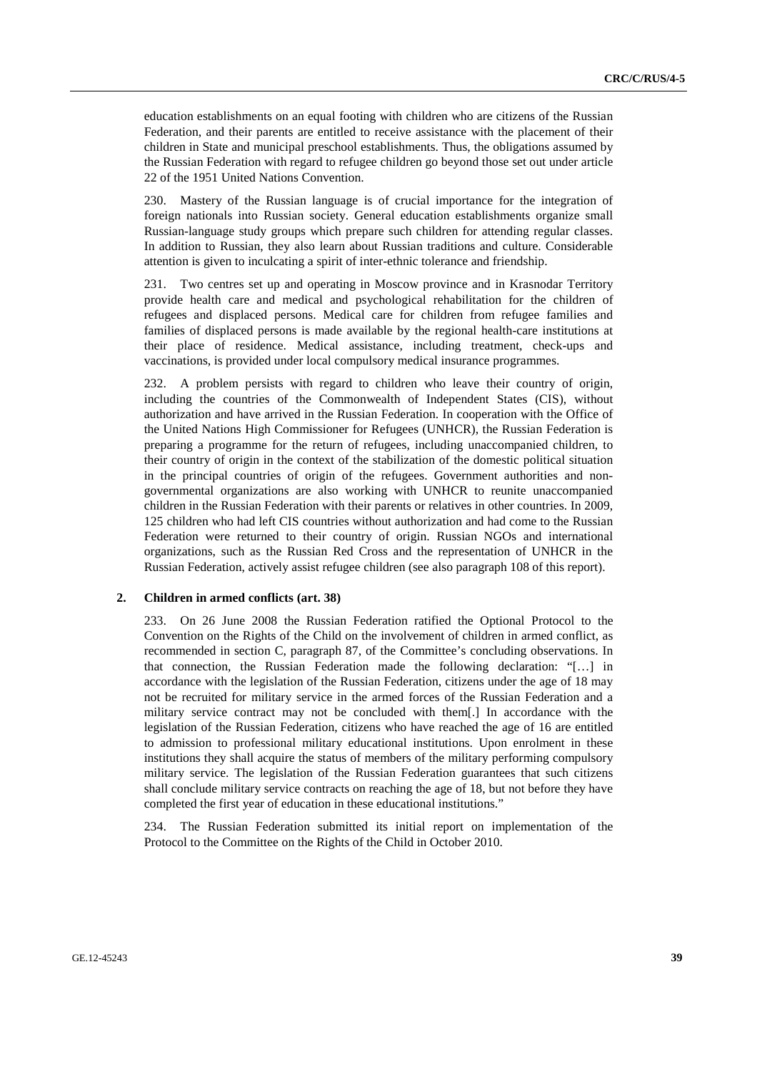education establishments on an equal footing with children who are citizens of the Russian Federation, and their parents are entitled to receive assistance with the placement of their children in State and municipal preschool establishments. Thus, the obligations assumed by the Russian Federation with regard to refugee children go beyond those set out under article 22 of the 1951 United Nations Convention.

230. Mastery of the Russian language is of crucial importance for the integration of foreign nationals into Russian society. General education establishments organize small Russian-language study groups which prepare such children for attending regular classes. In addition to Russian, they also learn about Russian traditions and culture. Considerable attention is given to inculcating a spirit of inter-ethnic tolerance and friendship.

231. Two centres set up and operating in Moscow province and in Krasnodar Territory provide health care and medical and psychological rehabilitation for the children of refugees and displaced persons. Medical care for children from refugee families and families of displaced persons is made available by the regional health-care institutions at their place of residence. Medical assistance, including treatment, check-ups and vaccinations, is provided under local compulsory medical insurance programmes.

232. A problem persists with regard to children who leave their country of origin, including the countries of the Commonwealth of Independent States (CIS), without authorization and have arrived in the Russian Federation. In cooperation with the Office of the United Nations High Commissioner for Refugees (UNHCR), the Russian Federation is preparing a programme for the return of refugees, including unaccompanied children, to their country of origin in the context of the stabilization of the domestic political situation in the principal countries of origin of the refugees. Government authorities and non-governmental organizations are also working with UNHCR to reunite unaccompanied children in the Russian Federation with their parents or relatives in other countries. In 2009, 125 children who had left CIS countries without authorization and had come to the Russian Federation were returned to their country of origin. Russian NGOs and international organizations, such as the Russian Red Cross and the representation of UNHCR in the Russian Federation, actively assist refugee children (see also paragraph 108 of this report).

## 2. Children in armed conflicts (art. 38)

233. On 26 June 2008 the Russian Federation ratified the Optional Protocol to the Convention on the Rights of the Child on the involvement of children in armed conflict, as recommended in section C, paragraph 87, of the Committee's concluding observations. In that connection, the Russian Federation made the following declaration: "[…] in accordance with the legislation of the Russian Federation, citizens under the age of 18 may not be recruited for military service in the armed forces of the Russian Federation and a military service contract may not be concluded with them[.] In accordance with the legislation of the Russian Federation, citizens who have reached the age of 16 are entitled to admission to professional military educational institutions. Upon enrolment in these institutions they shall acquire the status of members of the military performing compulsory military service. The legislation of the Russian Federation guarantees that such citizens shall conclude military service contracts on reaching the age of 18, but not before they have completed the first year of education in these educational institutions."

234. The Russian Federation submitted its initial report on implementation of the Protocol to the Committee on the Rights of the Child in October 2010.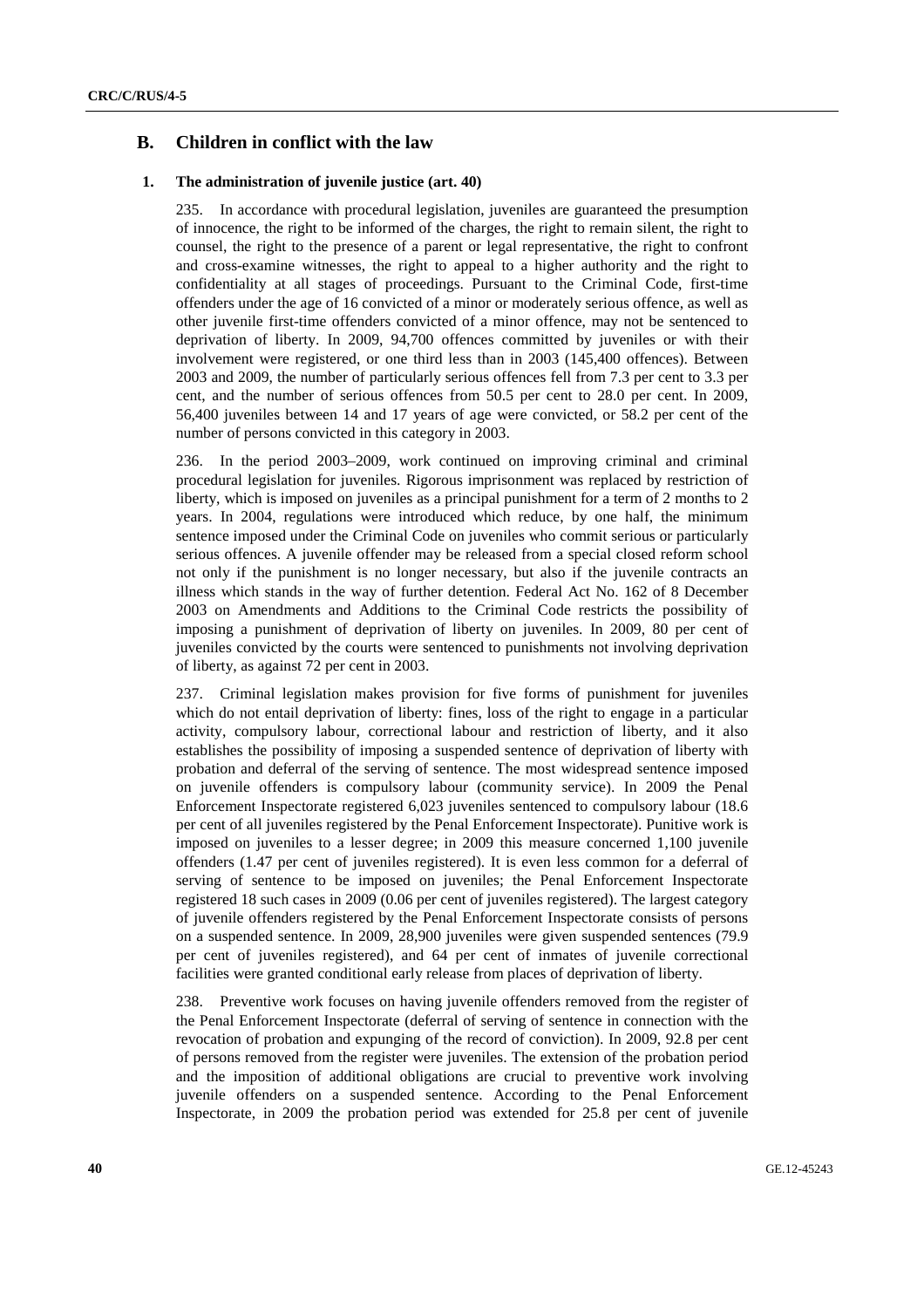## B. Children in conflict with the law

### 1. The administration of juvenile justice (art. 40)

235. In accordance with procedural legislation, juveniles are guaranteed the presumption of innocence, the right to be informed of the charges, the right to remain silent, the right to counsel, the right to the presence of a parent or legal representative, the right to confront and cross-examine witnesses, the right to appeal to a higher authority and the right to confidentiality at all stages of proceedings. Pursuant to the Criminal Code, first-time offenders under the age of 16 convicted of a minor or moderately serious offence, as well as other juvenile first-time offenders convicted of a minor offence, may not be sentenced to deprivation of liberty. In 2009, 94,700 offences committed by juveniles or with their involvement were registered, or one third less than in 2003 (145,400 offences). Between 2003 and 2009, the number of particularly serious offences fell from 7.3 per cent to 3.3 per cent, and the number of serious offences from 50.5 per cent to 28.0 per cent. In 2009, 56,400 juveniles between 14 and 17 years of age were convicted, or 58.2 per cent of the number of persons convicted in this category in 2003.

236. In the period 2003–2009, work continued on improving criminal and criminal procedural legislation for juveniles. Rigorous imprisonment was replaced by restriction of liberty, which is imposed on juveniles as a principal punishment for a term of 2 months to 2 years. In 2004, regulations were introduced which reduce, by one half, the minimum sentence imposed under the Criminal Code on juveniles who commit serious or particularly serious offences. A juvenile offender may be released from a special closed reform school not only if the punishment is no longer necessary, but also if the juvenile contracts an illness which stands in the way of further detention. Federal Act No. 162 of 8 December 2003 on Amendments and Additions to the Criminal Code restricts the possibility of imposing a punishment of deprivation of liberty on juveniles. In 2009, 80 per cent of juveniles convicted by the courts were sentenced to punishments not involving deprivation of liberty, as against 72 per cent in 2003.

237. Criminal legislation makes provision for five forms of punishment for juveniles which do not entail deprivation of liberty: fines, loss of the right to engage in a particular activity, compulsory labour, correctional labour and restriction of liberty, and it also establishes the possibility of imposing a suspended sentence of deprivation of liberty with probation and deferral of the serving of sentence. The most widespread sentence imposed on juvenile offenders is compulsory labour (community service). In 2009 the Penal Enforcement Inspectorate registered 6,023 juveniles sentenced to compulsory labour (18.6 per cent of all juveniles registered by the Penal Enforcement Inspectorate). Punitive work is imposed on juveniles to a lesser degree; in 2009 this measure concerned 1,100 juvenile offenders (1.47 per cent of juveniles registered). It is even less common for a deferral of serving of sentence to be imposed on juveniles; the Penal Enforcement Inspectorate registered 18 such cases in 2009 (0.06 per cent of juveniles registered). The largest category of juvenile offenders registered by the Penal Enforcement Inspectorate consists of persons on a suspended sentence. In 2009, 28,900 juveniles were given suspended sentences (79.9 per cent of juveniles registered), and 64 per cent of inmates of juvenile correctional facilities were granted conditional early release from places of deprivation of liberty.

238. Preventive work focuses on having juvenile offenders removed from the register of the Penal Enforcement Inspectorate (deferral of serving of sentence in connection with the revocation of probation and expunging of the record of conviction). In 2009, 92.8 per cent of persons removed from the register were juveniles. The extension of the probation period and the imposition of additional obligations are crucial to preventive work involving juvenile offenders on a suspended sentence. According to the Penal Enforcement Inspectorate, in 2009 the probation period was extended for 25.8 per cent of juvenile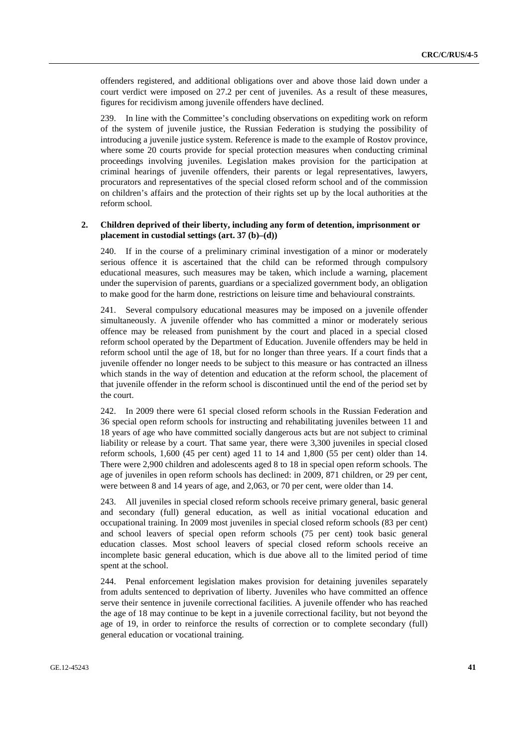offenders registered, and additional obligations over and above those laid down under a court verdict were imposed on 27.2 per cent of juveniles. As a result of these measures, figures for recidivism among juvenile offenders have declined.

239. In line with the Committee's concluding observations on expediting work on reform of the system of juvenile justice, the Russian Federation is studying the possibility of introducing a juvenile justice system. Reference is made to the example of Rostov province, where some 20 courts provide for special protection measures when conducting criminal proceedings involving juveniles. Legislation makes provision for the participation at criminal hearings of juvenile offenders, their parents or legal representatives, lawyers, procurators and representatives of the special closed reform school and of the commission on children's affairs and the protection of their rights set up by the local authorities at the reform school.

### 2. Children deprived of their liberty, including any form of detention, imprisonment or placement in custodial settings (art. 37 (b)–(d))

240. If in the course of a preliminary criminal investigation of a minor or moderately serious offence it is ascertained that the child can be reformed through compulsory educational measures, such measures may be taken, which include a warning, placement under the supervision of parents, guardians or a specialized government body, an obligation to make good for the harm done, restrictions on leisure time and behavioural constraints.

241. Several compulsory educational measures may be imposed on a juvenile offender simultaneously. A juvenile offender who has committed a minor or moderately serious offence may be released from punishment by the court and placed in a special closed reform school operated by the Department of Education. Juvenile offenders may be held in reform school until the age of 18, but for no longer than three years. If a court finds that a juvenile offender no longer needs to be subject to this measure or has contracted an illness which stands in the way of detention and education at the reform school, the placement of that juvenile offender in the reform school is discontinued until the end of the period set by the court.

242. In 2009 there were 61 special closed reform schools in the Russian Federation and 36 special open reform schools for instructing and rehabilitating juveniles between 11 and 18 years of age who have committed socially dangerous acts but are not subject to criminal liability or release by a court. That same year, there were 3,300 juveniles in special closed reform schools, 1,600 (45 per cent) aged 11 to 14 and 1,800 (55 per cent) older than 14. There were 2,900 children and adolescents aged 8 to 18 in special open reform schools. The age of juveniles in open reform schools has declined: in 2009, 871 children, or 29 per cent, were between 8 and 14 years of age, and 2,063, or 70 per cent, were older than 14.

243. All juveniles in special closed reform schools receive primary general, basic general and secondary (full) general education, as well as initial vocational education and occupational training. In 2009 most juveniles in special closed reform schools (83 per cent) and school leavers of special open reform schools (75 per cent) took basic general education classes. Most school leavers of special closed reform schools receive an incomplete basic general education, which is due above all to the limited period of time spent at the school.

244. Penal enforcement legislation makes provision for detaining juveniles separately from adults sentenced to deprivation of liberty. Juveniles who have committed an offence serve their sentence in juvenile correctional facilities. A juvenile offender who has reached the age of 18 may continue to be kept in a juvenile correctional facility, but not beyond the age of 19, in order to reinforce the results of correction or to complete secondary (full) general education or vocational training.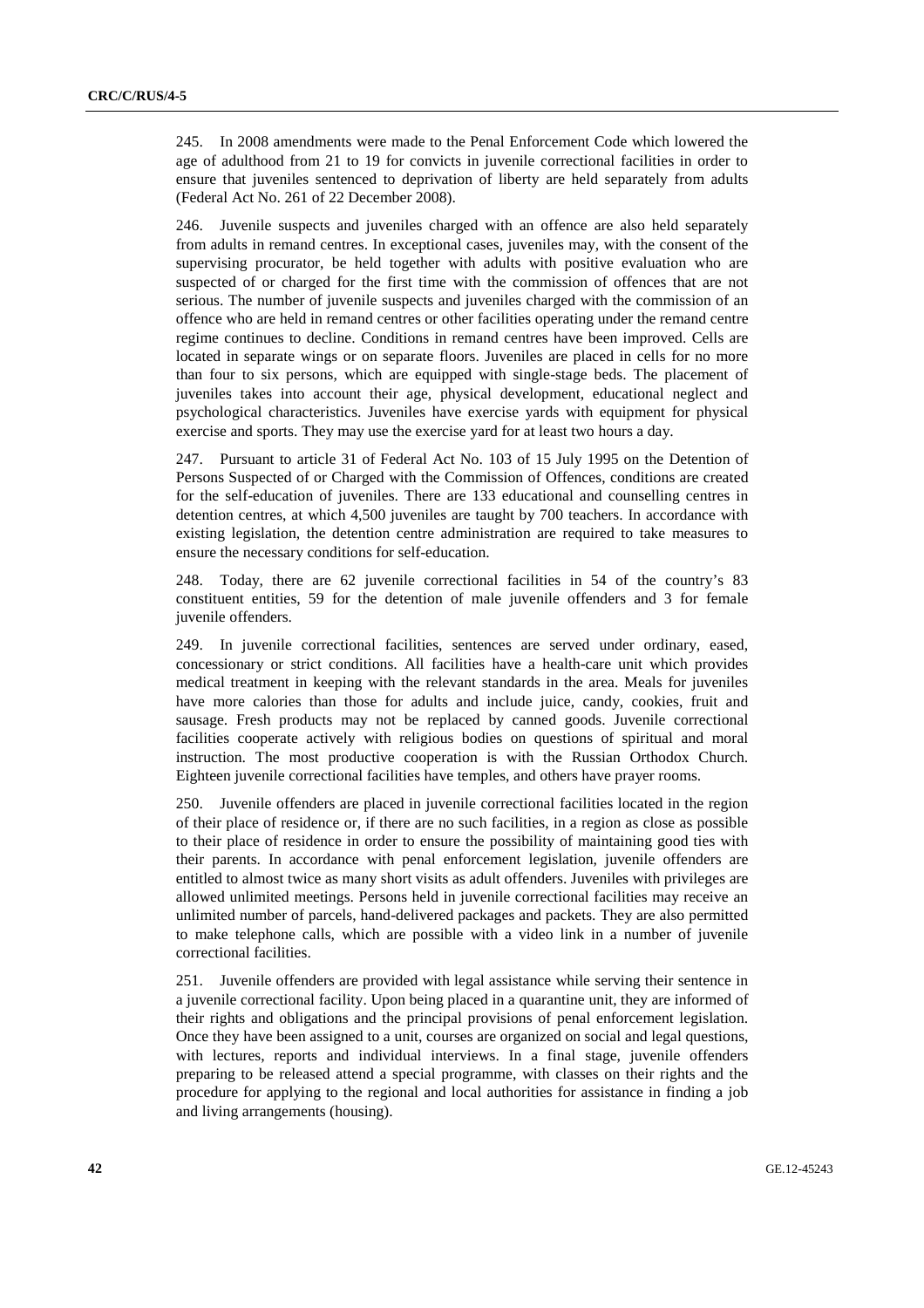245. In 2008 amendments were made to the Penal Enforcement Code which lowered the age of adulthood from 21 to 19 for convicts in juvenile correctional facilities in order to ensure that juveniles sentenced to deprivation of liberty are held separately from adults (Federal Act No. 261 of 22 December 2008).

246. Juvenile suspects and juveniles charged with an offence are also held separately from adults in remand centres. In exceptional cases, juveniles may, with the consent of the supervising procurator, be held together with adults with positive evaluation who are suspected of or charged for the first time with the commission of offences that are not serious. The number of juvenile suspects and juveniles charged with the commission of an offence who are held in remand centres or other facilities operating under the remand centre regime continues to decline. Conditions in remand centres have been improved. Cells are located in separate wings or on separate floors. Juveniles are placed in cells for no more than four to six persons, which are equipped with single-stage beds. The placement of juveniles takes into account their age, physical development, educational neglect and psychological characteristics. Juveniles have exercise yards with equipment for physical exercise and sports. They may use the exercise yard for at least two hours a day.

247. Pursuant to article 31 of Federal Act No. 103 of 15 July 1995 on the Detention of Persons Suspected of or Charged with the Commission of Offences, conditions are created for the self-education of juveniles. There are 133 educational and counselling centres in detention centres, at which 4,500 juveniles are taught by 700 teachers. In accordance with existing legislation, the detention centre administration are required to take measures to ensure the necessary conditions for self-education.

248. Today, there are 62 juvenile correctional facilities in 54 of the country's 83 constituent entities, 59 for the detention of male juvenile offenders and 3 for female juvenile offenders.

249. In juvenile correctional facilities, sentences are served under ordinary, eased, concessionary or strict conditions. All facilities have a health-care unit which provides medical treatment in keeping with the relevant standards in the area. Meals for juveniles have more calories than those for adults and include juice, candy, cookies, fruit and sausage. Fresh products may not be replaced by canned goods. Juvenile correctional facilities cooperate actively with religious bodies on questions of spiritual and moral instruction. The most productive cooperation is with the Russian Orthodox Church. Eighteen juvenile correctional facilities have temples, and others have prayer rooms.

250. Juvenile offenders are placed in juvenile correctional facilities located in the region of their place of residence or, if there are no such facilities, in a region as close as possible to their place of residence in order to ensure the possibility of maintaining good ties with their parents. In accordance with penal enforcement legislation, juvenile offenders are entitled to almost twice as many short visits as adult offenders. Juveniles with privileges are allowed unlimited meetings. Persons held in juvenile correctional facilities may receive an unlimited number of parcels, hand-delivered packages and packets. They are also permitted to make telephone calls, which are possible with a video link in a number of juvenile correctional facilities.

251. Juvenile offenders are provided with legal assistance while serving their sentence in a juvenile correctional facility. Upon being placed in a quarantine unit, they are informed of their rights and obligations and the principal provisions of penal enforcement legislation. Once they have been assigned to a unit, courses are organized on social and legal questions, with lectures, reports and individual interviews. In a final stage, juvenile offenders preparing to be released attend a special programme, with classes on their rights and the procedure for applying to the regional and local authorities for assistance in finding a job and living arrangements (housing).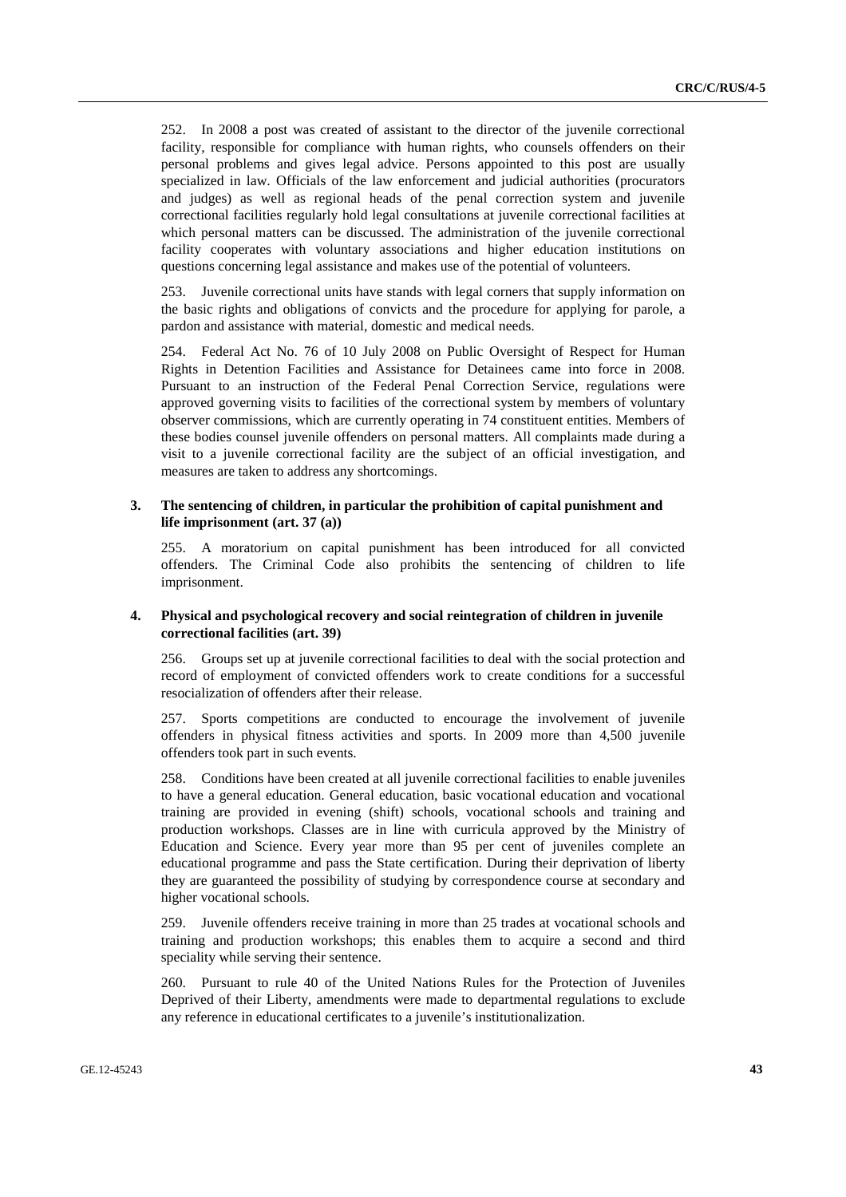252. In 2008 a post was created of assistant to the director of the juvenile correctional facility, responsible for compliance with human rights, who counsels offenders on their personal problems and gives legal advice. Persons appointed to this post are usually specialized in law. Officials of the law enforcement and judicial authorities (procurators and judges) as well as regional heads of the penal correction system and juvenile correctional facilities regularly hold legal consultations at juvenile correctional facilities at which personal matters can be discussed. The administration of the juvenile correctional facility cooperates with voluntary associations and higher education institutions on questions concerning legal assistance and makes use of the potential of volunteers.

253. Juvenile correctional units have stands with legal corners that supply information on the basic rights and obligations of convicts and the procedure for applying for parole, a pardon and assistance with material, domestic and medical needs.

254. Federal Act No. 76 of 10 July 2008 on Public Oversight of Respect for Human Rights in Detention Facilities and Assistance for Detainees came into force in 2008. Pursuant to an instruction of the Federal Penal Correction Service, regulations were approved governing visits to facilities of the correctional system by members of voluntary observer commissions, which are currently operating in 74 constituent entities. Members of these bodies counsel juvenile offenders on personal matters. All complaints made during a visit to a juvenile correctional facility are the subject of an official investigation, and measures are taken to address any shortcomings.

### 3. The sentencing of children, in particular the prohibition of capital punishment and life imprisonment (art. 37 (a))

255. A moratorium on capital punishment has been introduced for all convicted offenders. The Criminal Code also prohibits the sentencing of children to life imprisonment.

### 4. Physical and psychological recovery and social reintegration of children in juvenile correctional facilities (art. 39)

256. Groups set up at juvenile correctional facilities to deal with the social protection and record of employment of convicted offenders work to create conditions for a successful resocialization of offenders after their release.

257. Sports competitions are conducted to encourage the involvement of juvenile offenders in physical fitness activities and sports. In 2009 more than 4,500 juvenile offenders took part in such events.

258. Conditions have been created at all juvenile correctional facilities to enable juveniles to have a general education. General education, basic vocational education and vocational training are provided in evening (shift) schools, vocational schools and training and production workshops. Classes are in line with curricula approved by the Ministry of Education and Science. Every year more than 95 per cent of juveniles complete an educational programme and pass the State certification. During their deprivation of liberty they are guaranteed the possibility of studying by correspondence course at secondary and higher vocational schools.

259. Juvenile offenders receive training in more than 25 trades at vocational schools and training and production workshops; this enables them to acquire a second and third speciality while serving their sentence.

260. Pursuant to rule 40 of the United Nations Rules for the Protection of Juveniles Deprived of their Liberty, amendments were made to departmental regulations to exclude any reference in educational certificates to a juvenile's institutionalization.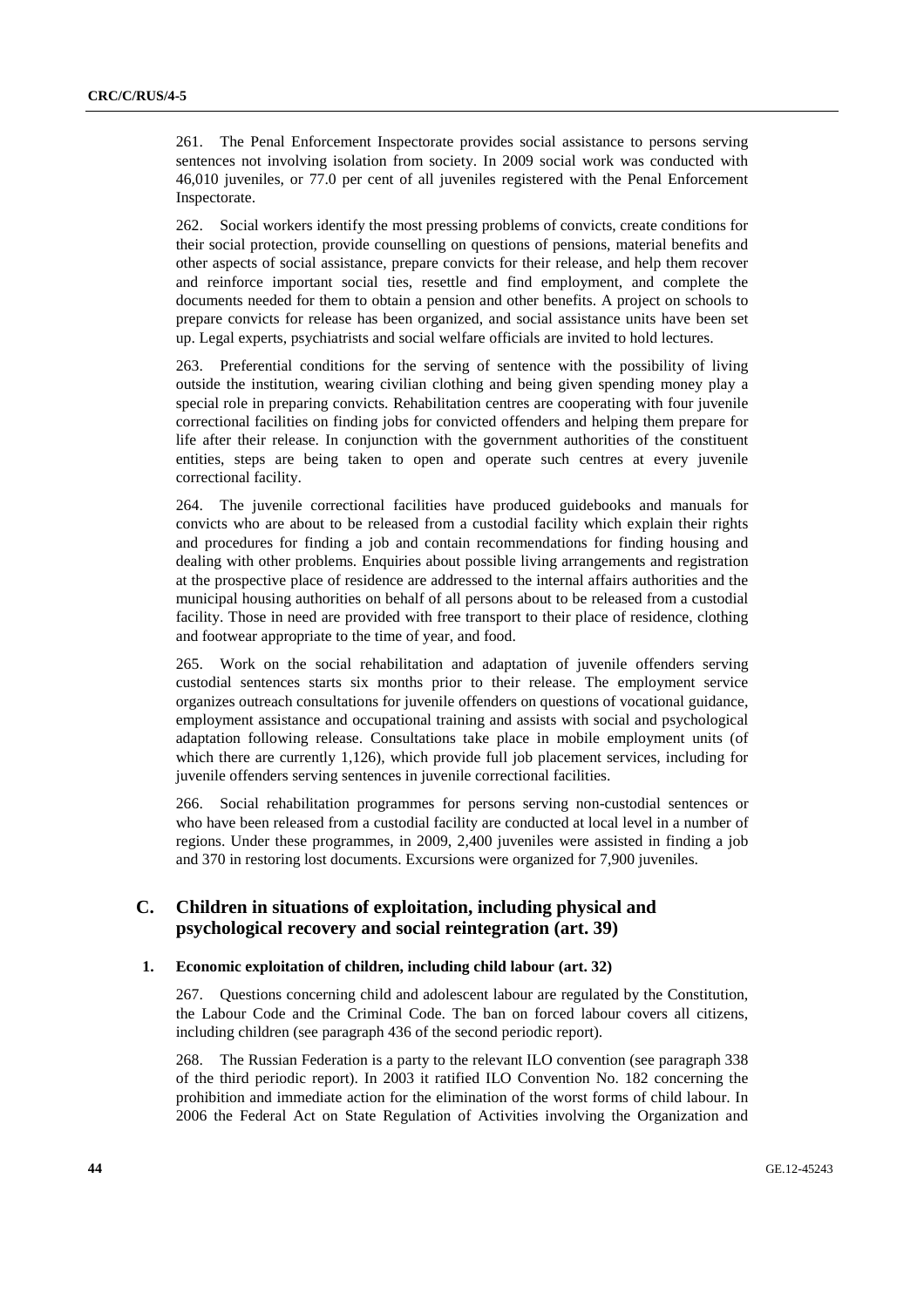261. The Penal Enforcement Inspectorate provides social assistance to persons serving sentences not involving isolation from society. In 2009 social work was conducted with 46,010 juveniles, or 77.0 per cent of all juveniles registered with the Penal Enforcement Inspectorate.

262. Social workers identify the most pressing problems of convicts, create conditions for their social protection, provide counselling on questions of pensions, material benefits and other aspects of social assistance, prepare convicts for their release, and help them recover and reinforce important social ties, resettle and find employment, and complete the documents needed for them to obtain a pension and other benefits. A project on schools to prepare convicts for release has been organized, and social assistance units have been set up. Legal experts, psychiatrists and social welfare officials are invited to hold lectures.

263. Preferential conditions for the serving of sentence with the possibility of living outside the institution, wearing civilian clothing and being given spending money play a special role in preparing convicts. Rehabilitation centres are cooperating with four juvenile correctional facilities on finding jobs for convicted offenders and helping them prepare for life after their release. In conjunction with the government authorities of the constituent entities, steps are being taken to open and operate such centres at every juvenile correctional facility.

264. The juvenile correctional facilities have produced guidebooks and manuals for convicts who are about to be released from a custodial facility which explain their rights and procedures for finding a job and contain recommendations for finding housing and dealing with other problems. Enquiries about possible living arrangements and registration at the prospective place of residence are addressed to the internal affairs authorities and the municipal housing authorities on behalf of all persons about to be released from a custodial facility. Those in need are provided with free transport to their place of residence, clothing and footwear appropriate to the time of year, and food.

265. Work on the social rehabilitation and adaptation of juvenile offenders serving custodial sentences starts six months prior to their release. The employment service organizes outreach consultations for juvenile offenders on questions of vocational guidance, employment assistance and occupational training and assists with social and psychological adaptation following release. Consultations take place in mobile employment units (of which there are currently 1,126), which provide full job placement services, including for juvenile offenders serving sentences in juvenile correctional facilities.

266. Social rehabilitation programmes for persons serving non-custodial sentences or who have been released from a custodial facility are conducted at local level in a number of regions. Under these programmes, in 2009, 2,400 juveniles were assisted in finding a job and 370 in restoring lost documents. Excursions were organized for 7,900 juveniles.

## C. Children in situations of exploitation, including physical and psychological recovery and social reintegration (art. 39)

### 1. Economic exploitation of children, including child labour (art. 32)

267. Questions concerning child and adolescent labour are regulated by the Constitution, the Labour Code and the Criminal Code. The ban on forced labour covers all citizens, including children (see paragraph 436 of the second periodic report).

268. The Russian Federation is a party to the relevant ILO convention (see paragraph 338 of the third periodic report). In 2003 it ratified ILO Convention No. 182 concerning the prohibition and immediate action for the elimination of the worst forms of child labour. In 2006 the Federal Act on State Regulation of Activities involving the Organization and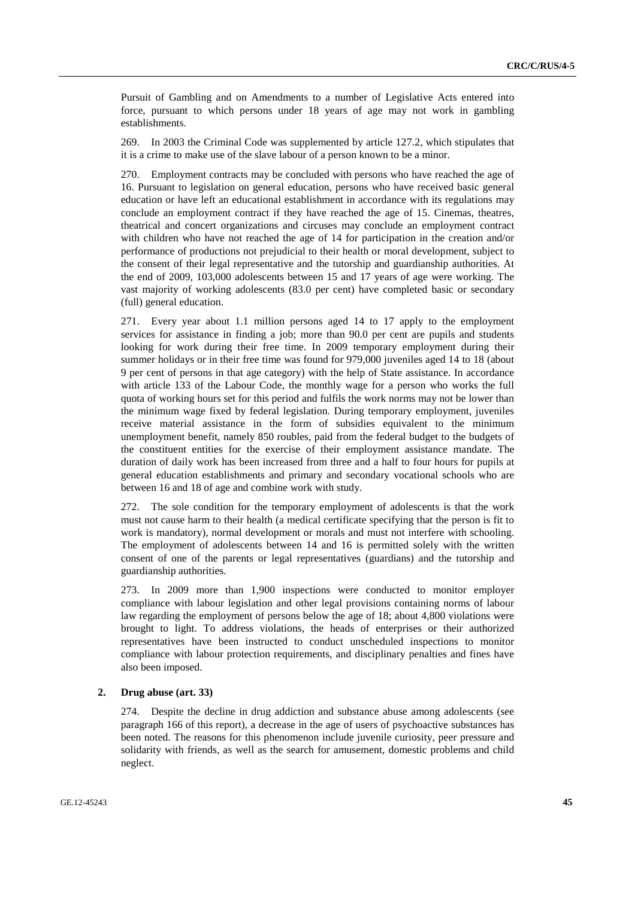Pursuit of Gambling and on Amendments to a number of Legislative Acts entered into force, pursuant to which persons under 18 years of age may not work in gambling establishments.

269. In 2003 the Criminal Code was supplemented by article 127.2, which stipulates that it is a crime to make use of the slave labour of a person known to be a minor.

270. Employment contracts may be concluded with persons who have reached the age of 16. Pursuant to legislation on general education, persons who have received basic general education or have left an educational establishment in accordance with its regulations may conclude an employment contract if they have reached the age of 15. Cinemas, theatres, theatrical and concert organizations and circuses may conclude an employment contract with children who have not reached the age of 14 for participation in the creation and/or performance of productions not prejudicial to their health or moral development, subject to the consent of their legal representative and the tutorship and guardianship authorities. At the end of 2009, 103,000 adolescents between 15 and 17 years of age were working. The vast majority of working adolescents (83.0 per cent) have completed basic or secondary (full) general education.

271. Every year about 1.1 million persons aged 14 to 17 apply to the employment services for assistance in finding a job; more than 90.0 per cent are pupils and students looking for work during their free time. In 2009 temporary employment during their summer holidays or in their free time was found for 979,000 juveniles aged 14 to 18 (about 9 per cent of persons in that age category) with the help of State assistance. In accordance with article 133 of the Labour Code, the monthly wage for a person who works the full quota of working hours set for this period and fulfils the work norms may not be lower than the minimum wage fixed by federal legislation. During temporary employment, juveniles receive material assistance in the form of subsidies equivalent to the minimum unemployment benefit, namely 850 roubles, paid from the federal budget to the budgets of the constituent entities for the exercise of their employment assistance mandate. The duration of daily work has been increased from three and a half to four hours for pupils at general education establishments and primary and secondary vocational schools who are between 16 and 18 of age and combine work with study.

272. The sole condition for the temporary employment of adolescents is that the work must not cause harm to their health (a medical certificate specifying that the person is fit to work is mandatory), normal development or morals and must not interfere with schooling. The employment of adolescents between 14 and 16 is permitted solely with the written consent of one of the parents or legal representatives (guardians) and the tutorship and guardianship authorities.

273. In 2009 more than 1,900 inspections were conducted to monitor employer compliance with labour legislation and other legal provisions containing norms of labour law regarding the employment of persons below the age of 18; about 4,800 violations were brought to light. To address violations, the heads of enterprises or their authorized representatives have been instructed to conduct unscheduled inspections to monitor compliance with labour protection requirements, and disciplinary penalties and fines have also been imposed.

### 2. Drug abuse (art. 33)

274. Despite the decline in drug addiction and substance abuse among adolescents (see paragraph 166 of this report), a decrease in the age of users of psychoactive substances has been noted. The reasons for this phenomenon include juvenile curiosity, peer pressure and solidarity with friends, as well as the search for amusement, domestic problems and child neglect.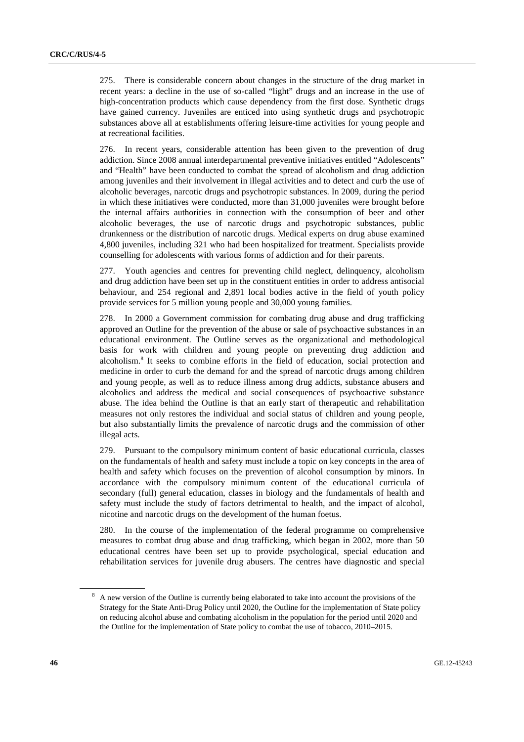275. There is considerable concern about changes in the structure of the drug market in recent years: a decline in the use of so-called "light" drugs and an increase in the use of high-concentration products which cause dependency from the first dose. Synthetic drugs have gained currency. Juveniles are enticed into using synthetic drugs and psychotropic substances above all at establishments offering leisure-time activities for young people and at recreational facilities.

276. In recent years, considerable attention has been given to the prevention of drug addiction. Since 2008 annual interdepartmental preventive initiatives entitled "Adolescents" and "Health" have been conducted to combat the spread of alcoholism and drug addiction among juveniles and their involvement in illegal activities and to detect and curb the use of alcoholic beverages, narcotic drugs and psychotropic substances. In 2009, during the period in which these initiatives were conducted, more than 31,000 juveniles were brought before the internal affairs authorities in connection with the consumption of beer and other alcoholic beverages, the use of narcotic drugs and psychotropic substances, public drunkenness or the distribution of narcotic drugs. Medical experts on drug abuse examined 4,800 juveniles, including 321 who had been hospitalized for treatment. Specialists provide counselling for adolescents with various forms of addiction and for their parents.

277. Youth agencies and centres for preventing child neglect, delinquency, alcoholism and drug addiction have been set up in the constituent entities in order to address antisocial behaviour, and 254 regional and 2,891 local bodies active in the field of youth policy provide services for 5 million young people and 30,000 young families.

278. In 2000 a Government commission for combating drug abuse and drug trafficking approved an Outline for the prevention of the abuse or sale of psychoactive substances in an educational environment. The Outline serves as the organizational and methodological basis for work with children and young people on preventing drug addiction and alcoholism.[8] It seeks to combine efforts in the field of education, social protection and medicine in order to curb the demand for and the spread of narcotic drugs among children and young people, as well as to reduce illness among drug addicts, substance abusers and alcoholics and address the medical and social consequences of psychoactive substance abuse. The idea behind the Outline is that an early start of therapeutic and rehabilitation measures not only restores the individual and social status of children and young people, but also substantially limits the prevalence of narcotic drugs and the commission of other illegal acts.

279. Pursuant to the compulsory minimum content of basic educational curricula, classes on the fundamentals of health and safety must include a topic on key concepts in the area of health and safety which focuses on the prevention of alcohol consumption by minors. In accordance with the compulsory minimum content of the educational curricula of secondary (full) general education, classes in biology and the fundamentals of health and safety must include the study of factors detrimental to health, and the impact of alcohol, nicotine and narcotic drugs on the development of the human foetus.

280. In the course of the implementation of the federal programme on comprehensive measures to combat drug abuse and drug trafficking, which began in 2002, more than 50 educational centres have been set up to provide psychological, special education and rehabilitation services for juvenile drug abusers. The centres have diagnostic and special

[8] A new version of the Outline is currently being elaborated to take into account the provisions of the Strategy for the State Anti-Drug Policy until 2020, the Outline for the implementation of State policy on reducing alcohol abuse and combating alcoholism in the population for the period until 2020 and the Outline for the implementation of State policy to combat the use of tobacco, 2010–2015.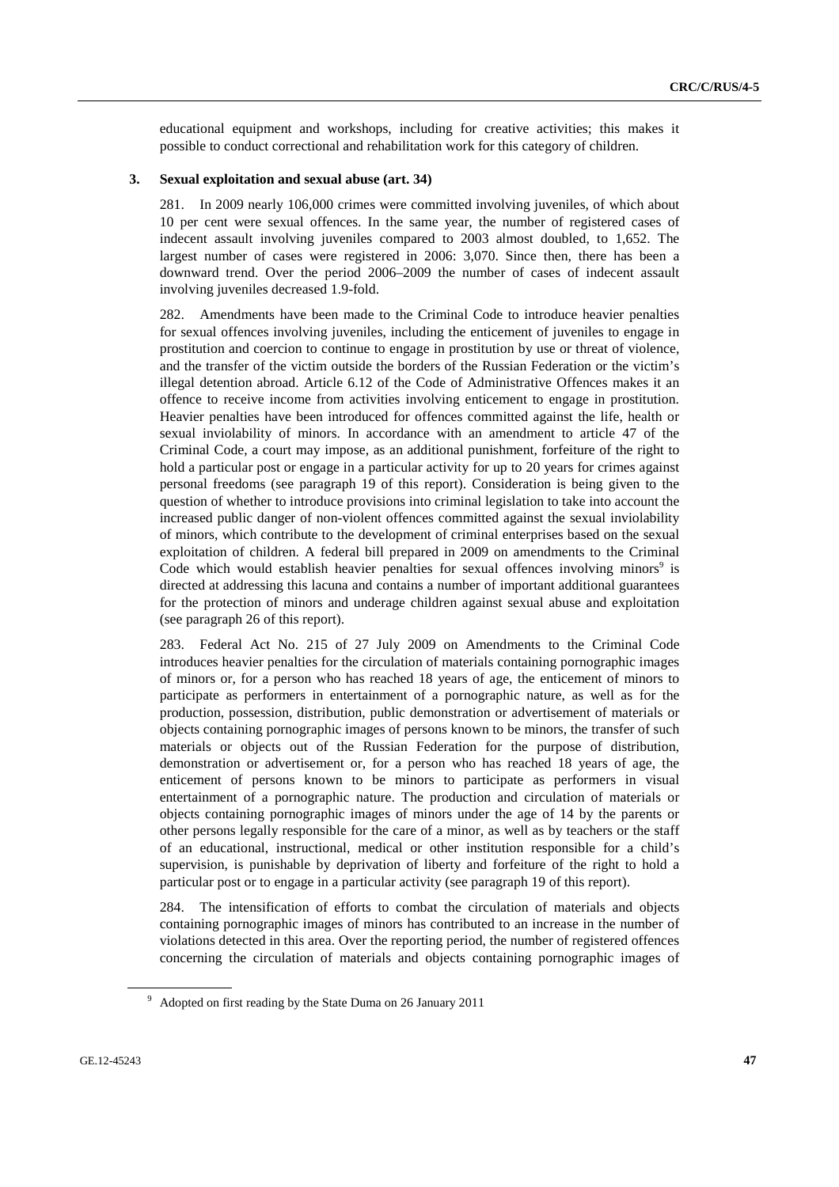educational equipment and workshops, including for creative activities; this makes it possible to conduct correctional and rehabilitation work for this category of children.

### 3. Sexual exploitation and sexual abuse (art. 34)

281. In 2009 nearly 106,000 crimes were committed involving juveniles, of which about 10 per cent were sexual offences. In the same year, the number of registered cases of indecent assault involving juveniles compared to 2003 almost doubled, to 1,652. The largest number of cases were registered in 2006: 3,070. Since then, there has been a downward trend. Over the period 2006–2009 the number of cases of indecent assault involving juveniles decreased 1.9-fold.

282. Amendments have been made to the Criminal Code to introduce heavier penalties for sexual offences involving juveniles, including the enticement of juveniles to engage in prostitution and coercion to continue to engage in prostitution by use or threat of violence, and the transfer of the victim outside the borders of the Russian Federation or the victim's illegal detention abroad. Article 6.12 of the Code of Administrative Offences makes it an offence to receive income from activities involving enticement to engage in prostitution. Heavier penalties have been introduced for offences committed against the life, health or sexual inviolability of minors. In accordance with an amendment to article 47 of the Criminal Code, a court may impose, as an additional punishment, forfeiture of the right to hold a particular post or engage in a particular activity for up to 20 years for crimes against personal freedoms (see paragraph 19 of this report). Consideration is being given to the question of whether to introduce provisions into criminal legislation to take into account the increased public danger of non-violent offences committed against the sexual inviolability of minors, which contribute to the development of criminal enterprises based on the sexual exploitation of children. A federal bill prepared in 2009 on amendments to the Criminal Code which would establish heavier penalties for sexual offences involving minors[9] is directed at addressing this lacuna and contains a number of important additional guarantees for the protection of minors and underage children against sexual abuse and exploitation (see paragraph 26 of this report).

283. Federal Act No. 215 of 27 July 2009 on Amendments to the Criminal Code introduces heavier penalties for the circulation of materials containing pornographic images of minors or, for a person who has reached 18 years of age, the enticement of minors to participate as performers in entertainment of a pornographic nature, as well as for the production, possession, distribution, public demonstration or advertisement of materials or objects containing pornographic images of persons known to be minors, the transfer of such materials or objects out of the Russian Federation for the purpose of distribution, demonstration or advertisement or, for a person who has reached 18 years of age, the enticement of persons known to be minors to participate as performers in visual entertainment of a pornographic nature. The production and circulation of materials or objects containing pornographic images of minors under the age of 14 by the parents or other persons legally responsible for the care of a minor, as well as by teachers or the staff of an educational, instructional, medical or other institution responsible for a child's supervision, is punishable by deprivation of liberty and forfeiture of the right to hold a particular post or to engage in a particular activity (see paragraph 19 of this report).

284. The intensification of efforts to combat the circulation of materials and objects containing pornographic images of minors has contributed to an increase in the number of violations detected in this area. Over the reporting period, the number of registered offences concerning the circulation of materials and objects containing pornographic images of

[9] Adopted on first reading by the State Duma on 26 January 2011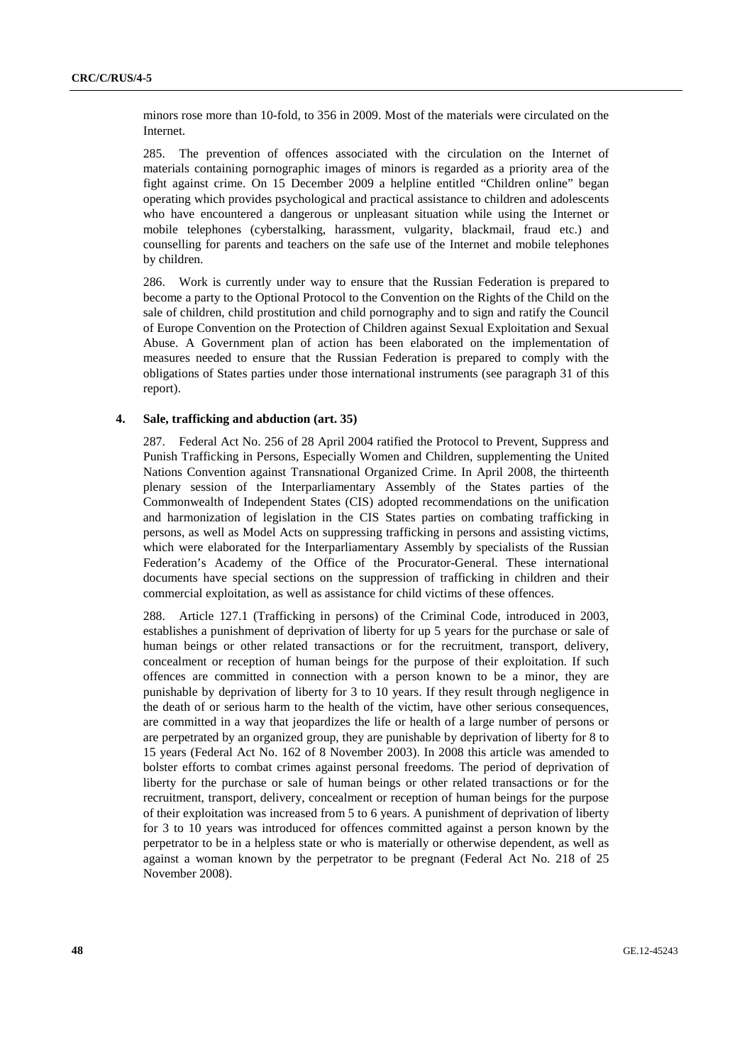minors rose more than 10-fold, to 356 in 2009. Most of the materials were circulated on the Internet.

285. The prevention of offences associated with the circulation on the Internet of materials containing pornographic images of minors is regarded as a priority area of the fight against crime. On 15 December 2009 a helpline entitled "Children online" began operating which provides psychological and practical assistance to children and adolescents who have encountered a dangerous or unpleasant situation while using the Internet or mobile telephones (cyberstalking, harassment, vulgarity, blackmail, fraud etc.) and counselling for parents and teachers on the safe use of the Internet and mobile telephones by children.

286. Work is currently under way to ensure that the Russian Federation is prepared to become a party to the Optional Protocol to the Convention on the Rights of the Child on the sale of children, child prostitution and child pornography and to sign and ratify the Council of Europe Convention on the Protection of Children against Sexual Exploitation and Sexual Abuse. A Government plan of action has been elaborated on the implementation of measures needed to ensure that the Russian Federation is prepared to comply with the obligations of States parties under those international instruments (see paragraph 31 of this report).

### 4. Sale, trafficking and abduction (art. 35)

287. Federal Act No. 256 of 28 April 2004 ratified the Protocol to Prevent, Suppress and Punish Trafficking in Persons, Especially Women and Children, supplementing the United Nations Convention against Transnational Organized Crime. In April 2008, the thirteenth plenary session of the Interparliamentary Assembly of the States parties of the Commonwealth of Independent States (CIS) adopted recommendations on the unification and harmonization of legislation in the CIS States parties on combating trafficking in persons, as well as Model Acts on suppressing trafficking in persons and assisting victims, which were elaborated for the Interparliamentary Assembly by specialists of the Russian Federation's Academy of the Office of the Procurator-General. These international documents have special sections on the suppression of trafficking in children and their commercial exploitation, as well as assistance for child victims of these offences.

288. Article 127.1 (Trafficking in persons) of the Criminal Code, introduced in 2003, establishes a punishment of deprivation of liberty for up 5 years for the purchase or sale of human beings or other related transactions or for the recruitment, transport, delivery, concealment or reception of human beings for the purpose of their exploitation. If such offences are committed in connection with a person known to be a minor, they are punishable by deprivation of liberty for 3 to 10 years. If they result through negligence in the death of or serious harm to the health of the victim, have other serious consequences, are committed in a way that jeopardizes the life or health of a large number of persons or are perpetrated by an organized group, they are punishable by deprivation of liberty for 8 to 15 years (Federal Act No. 162 of 8 November 2003). In 2008 this article was amended to bolster efforts to combat crimes against personal freedoms. The period of deprivation of liberty for the purchase or sale of human beings or other related transactions or for the recruitment, transport, delivery, concealment or reception of human beings for the purpose of their exploitation was increased from 5 to 6 years. A punishment of deprivation of liberty for 3 to 10 years was introduced for offences committed against a person known by the perpetrator to be in a helpless state or who is materially or otherwise dependent, as well as against a woman known by the perpetrator to be pregnant (Federal Act No. 218 of 25 November 2008).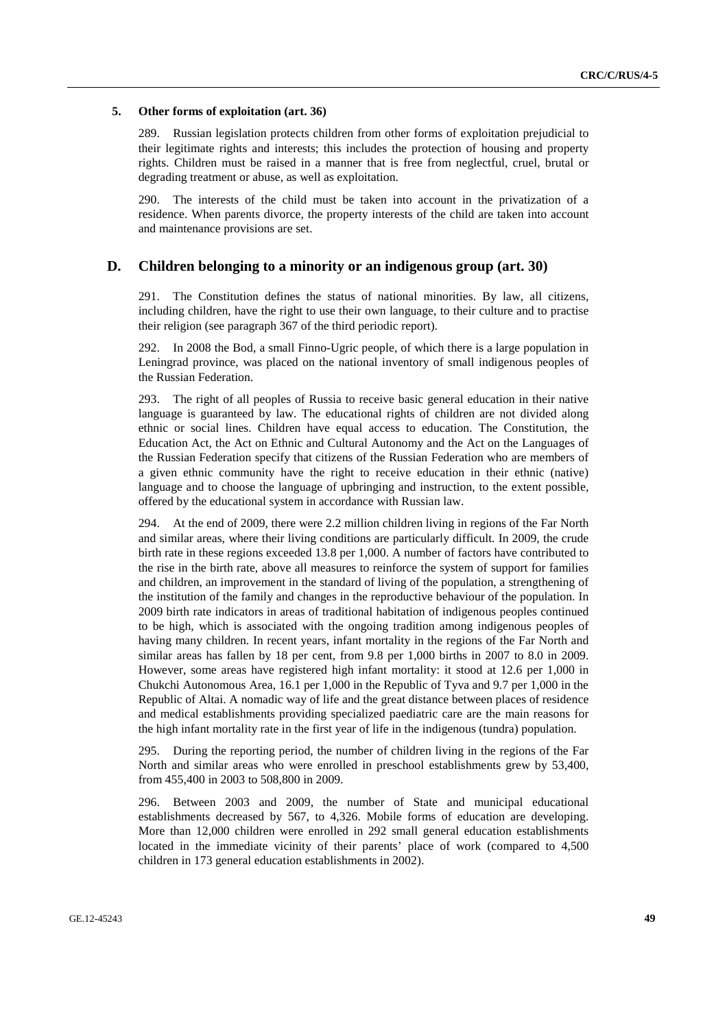### 5. Other forms of exploitation (art. 36)

289. Russian legislation protects children from other forms of exploitation prejudicial to their legitimate rights and interests; this includes the protection of housing and property rights. Children must be raised in a manner that is free from neglectful, cruel, brutal or degrading treatment or abuse, as well as exploitation.

290. The interests of the child must be taken into account in the privatization of a residence. When parents divorce, the property interests of the child are taken into account and maintenance provisions are set.

## D. Children belonging to a minority or an indigenous group (art. 30)

291. The Constitution defines the status of national minorities. By law, all citizens, including children, have the right to use their own language, to their culture and to practise their religion (see paragraph 367 of the third periodic report).

292. In 2008 the Bod, a small Finno-Ugric people, of which there is a large population in Leningrad province, was placed on the national inventory of small indigenous peoples of the Russian Federation.

293. The right of all peoples of Russia to receive basic general education in their native language is guaranteed by law. The educational rights of children are not divided along ethnic or social lines. Children have equal access to education. The Constitution, the Education Act, the Act on Ethnic and Cultural Autonomy and the Act on the Languages of the Russian Federation specify that citizens of the Russian Federation who are members of a given ethnic community have the right to receive education in their ethnic (native) language and to choose the language of upbringing and instruction, to the extent possible, offered by the educational system in accordance with Russian law.

294. At the end of 2009, there were 2.2 million children living in regions of the Far North and similar areas, where their living conditions are particularly difficult. In 2009, the crude birth rate in these regions exceeded 13.8 per 1,000. A number of factors have contributed to the rise in the birth rate, above all measures to reinforce the system of support for families and children, an improvement in the standard of living of the population, a strengthening of the institution of the family and changes in the reproductive behaviour of the population. In 2009 birth rate indicators in areas of traditional habitation of indigenous peoples continued to be high, which is associated with the ongoing tradition among indigenous peoples of having many children. In recent years, infant mortality in the regions of the Far North and similar areas has fallen by 18 per cent, from 9.8 per 1,000 births in 2007 to 8.0 in 2009. However, some areas have registered high infant mortality: it stood at 12.6 per 1,000 in Chukchi Autonomous Area, 16.1 per 1,000 in the Republic of Tyva and 9.7 per 1,000 in the Republic of Altai. A nomadic way of life and the great distance between places of residence and medical establishments providing specialized paediatric care are the main reasons for the high infant mortality rate in the first year of life in the indigenous (tundra) population.

295. During the reporting period, the number of children living in the regions of the Far North and similar areas who were enrolled in preschool establishments grew by 53,400, from 455,400 in 2003 to 508,800 in 2009.

296. Between 2003 and 2009, the number of State and municipal educational establishments decreased by 567, to 4,326. Mobile forms of education are developing. More than 12,000 children were enrolled in 292 small general education establishments located in the immediate vicinity of their parents' place of work (compared to 4,500 children in 173 general education establishments in 2002).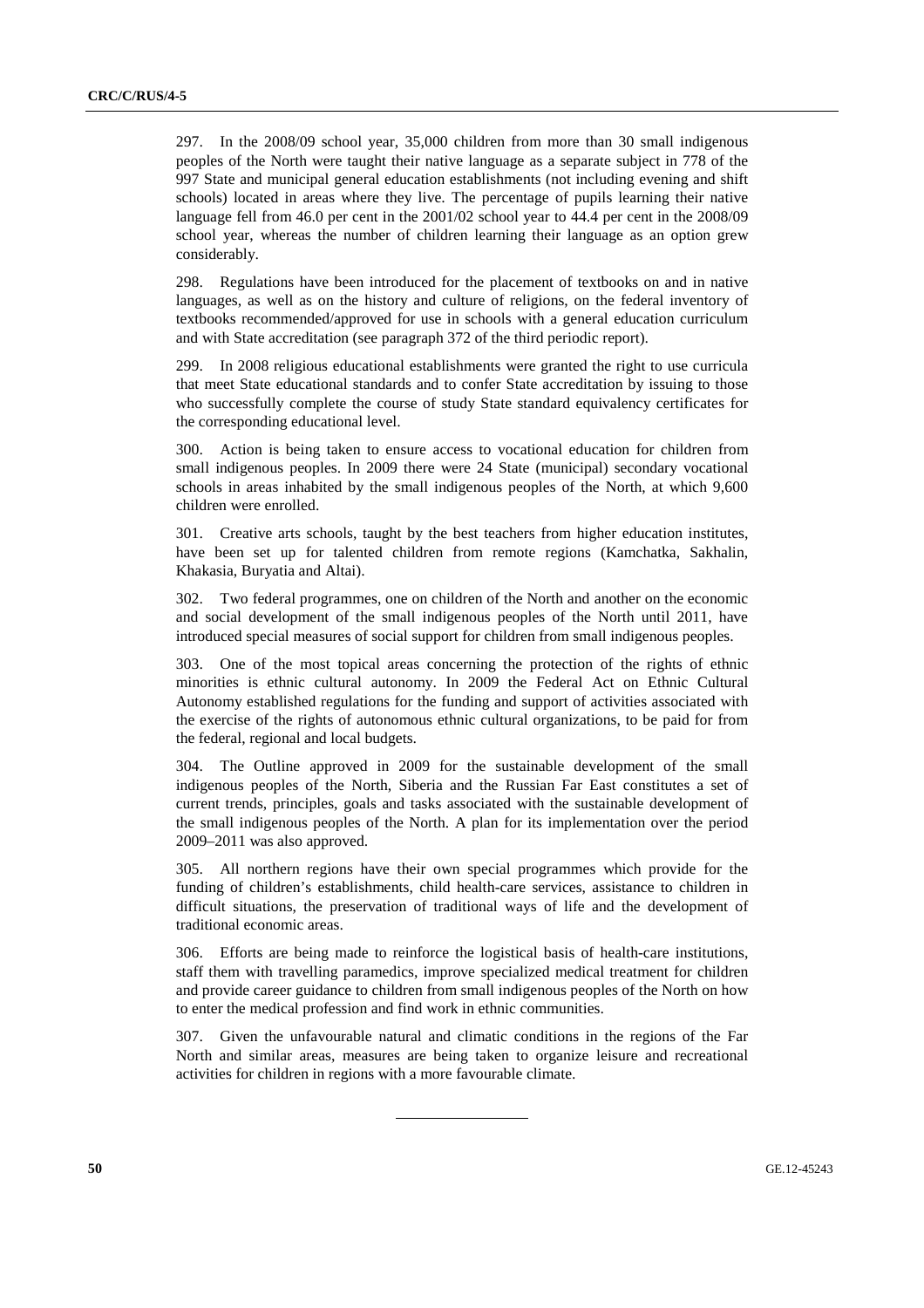297. In the 2008/09 school year, 35,000 children from more than 30 small indigenous peoples of the North were taught their native language as a separate subject in 778 of the 997 State and municipal general education establishments (not including evening and shift schools) located in areas where they live. The percentage of pupils learning their native language fell from 46.0 per cent in the 2001/02 school year to 44.4 per cent in the 2008/09 school year, whereas the number of children learning their language as an option grew considerably.

298. Regulations have been introduced for the placement of textbooks on and in native languages, as well as on the history and culture of religions, on the federal inventory of textbooks recommended/approved for use in schools with a general education curriculum and with State accreditation (see paragraph 372 of the third periodic report).

299. In 2008 religious educational establishments were granted the right to use curricula that meet State educational standards and to confer State accreditation by issuing to those who successfully complete the course of study State standard equivalency certificates for the corresponding educational level.

300. Action is being taken to ensure access to vocational education for children from small indigenous peoples. In 2009 there were 24 State (municipal) secondary vocational schools in areas inhabited by the small indigenous peoples of the North, at which 9,600 children were enrolled.

301. Creative arts schools, taught by the best teachers from higher education institutes, have been set up for talented children from remote regions (Kamchatka, Sakhalin, Khakasia, Buryatia and Altai).

302. Two federal programmes, one on children of the North and another on the economic and social development of the small indigenous peoples of the North until 2011, have introduced special measures of social support for children from small indigenous peoples.

303. One of the most topical areas concerning the protection of the rights of ethnic minorities is ethnic cultural autonomy. In 2009 the Federal Act on Ethnic Cultural Autonomy established regulations for the funding and support of activities associated with the exercise of the rights of autonomous ethnic cultural organizations, to be paid for from the federal, regional and local budgets.

304. The Outline approved in 2009 for the sustainable development of the small indigenous peoples of the North, Siberia and the Russian Far East constitutes a set of current trends, principles, goals and tasks associated with the sustainable development of the small indigenous peoples of the North. A plan for its implementation over the period 2009–2011 was also approved.

305. All northern regions have their own special programmes which provide for the funding of children's establishments, child health-care services, assistance to children in difficult situations, the preservation of traditional ways of life and the development of traditional economic areas.

306. Efforts are being made to reinforce the logistical basis of health-care institutions, staff them with travelling paramedics, improve specialized medical treatment for children and provide career guidance to children from small indigenous peoples of the North on how to enter the medical profession and find work in ethnic communities.

307. Given the unfavourable natural and climatic conditions in the regions of the Far North and similar areas, measures are being taken to organize leisure and recreational activities for children in regions with a more favourable climate.